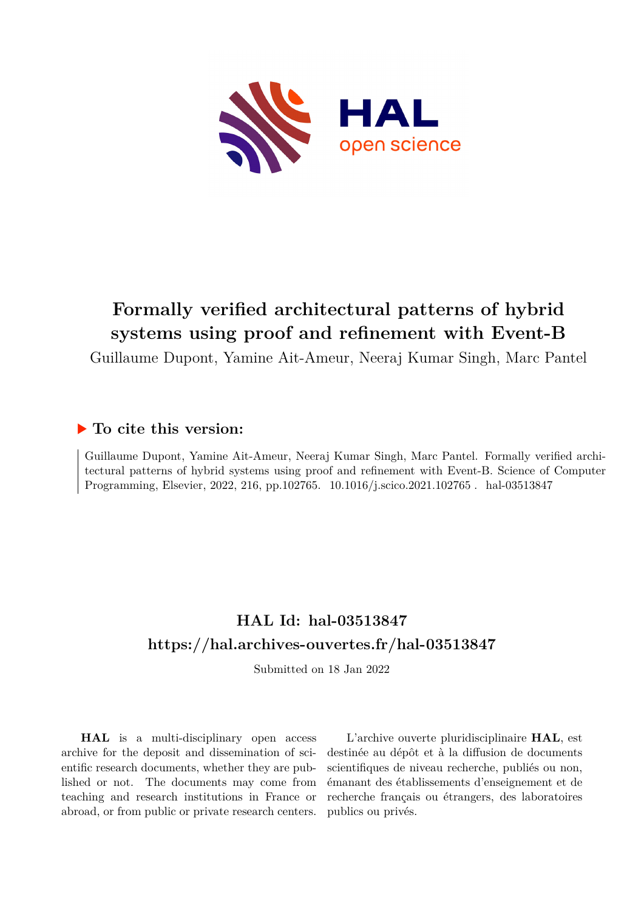# Formally verified architectural patterns of hybrid systems using proof and refinement with Event-B

Guillaume Dupont, Yamine Ait-Ameur, Neeraj Kumar Singh, Marc Pantel

## ▶ To cite this version:

Guillaume Dupont, Yamine Ait-Ameur, Neeraj Kumar Singh, Marc Pantel. Formally verified architectural patterns of hybrid systems using proof and refinement with Event-B. Science of Computer Programming, Elsevier, 2022, 216, pp.102765. 10.1016/j.scico.2021.102765 . hal-03513847

## HAL Id: hal-03513847

## https://hal.archives-ouvertes.fr/hal-03513847

Submitted on 18 Jan 2022

**HAL** is a multi-disciplinary open access archive for the deposit and dissemination of scientific research documents, whether they are published or not. The documents may come from teaching and research institutions in France or abroad, or from public or private research centers.

L'archive ouverte pluridisciplinaire **HAL**, est destinée au dépôt et à la diffusion de documents scientifiques de niveau recherche, publiés ou non, émanant des établissements d'enseignement et de recherche français ou étrangers, des laboratoires publics ou privés.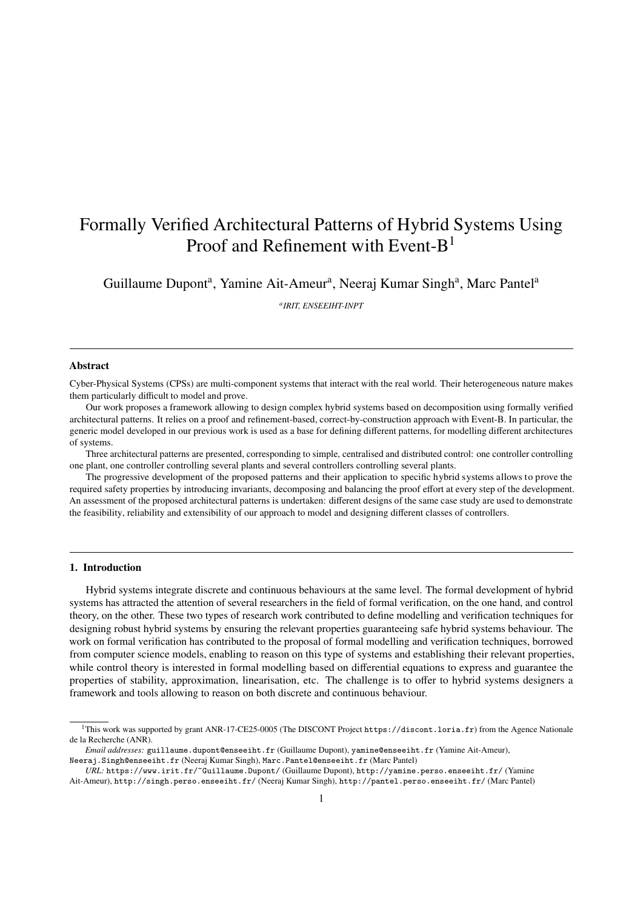# Formally Verified Architectural Patterns of Hybrid Systems Using Proof and Refinement with Event-B[1]

Guillaume Dupont[a], Yamine Ait-Ameur[a], Neeraj Kumar Singh[a], Marc Pantel[a]

[a] *IRIT, ENSEEIHT-INPT*

---

## Abstract

Cyber-Physical Systems (CPSs) are multi-component systems that interact with the real world. Their heterogeneous nature makes them particularly difficult to model and prove.

Our work proposes a framework allowing to design complex hybrid systems based on decomposition using formally verified architectural patterns. It relies on a proof and refinement-based, correct-by-construction approach with Event-B. In particular, the generic model developed in our previous work is used as a base for defining different patterns, for modelling different architectures of systems.

Three architectural patterns are presented, corresponding to simple, centralised and distributed control: one controller controlling one plant, one controller controlling several plants and several controllers controlling several plants.

The progressive development of the proposed patterns and their application to specific hybrid systems allows to prove the required safety properties by introducing invariants, decomposing and balancing the proof effort at every step of the development. An assessment of the proposed architectural patterns is undertaken: different designs of the same case study are used to demonstrate the feasibility, reliability and extensibility of our approach to model and designing different classes of controllers.

---

## 1. Introduction

Hybrid systems integrate discrete and continuous behaviours at the same level. The formal development of hybrid systems has attracted the attention of several researchers in the field of formal verification, on the one hand, and control theory, on the other. These two types of research work contributed to define modelling and verification techniques for designing robust hybrid systems by ensuring the relevant properties guaranteeing safe hybrid systems behaviour. The work on formal verification has contributed to the proposal of formal modelling and verification techniques, borrowed from computer science models, enabling to reason on this type of systems and establishing their relevant properties, while control theory is interested in formal modelling based on differential equations to express and guarantee the properties of stability, approximation, linearisation, etc. The challenge is to offer to hybrid systems designers a framework and tools allowing to reason on both discrete and continuous behaviour.

---

[1] This work was supported by grant ANR-17-CE25-0005 (The DISCONT Project https://discont.loria.fr) from the Agence Nationale de la Recherche (ANR).

*Email addresses:* guillaume.dupont@enseeiht.fr (Guillaume Dupont), yamine@enseeiht.fr (Yamine Ait-Ameur), Neeraj.Singh@enseeiht.fr (Neeraj Kumar Singh), Marc.Pantel@enseeiht.fr (Marc Pantel)

*URL:* https://www.irit.fr/~Guillaume.Dupont/ (Guillaume Dupont), http://yamine.perso.enseeiht.fr/ (Yamine Ait-Ameur), http://singh.perso.enseeiht.fr/ (Neeraj Kumar Singh), http://pantel.perso.enseeiht.fr/ (Marc Pantel)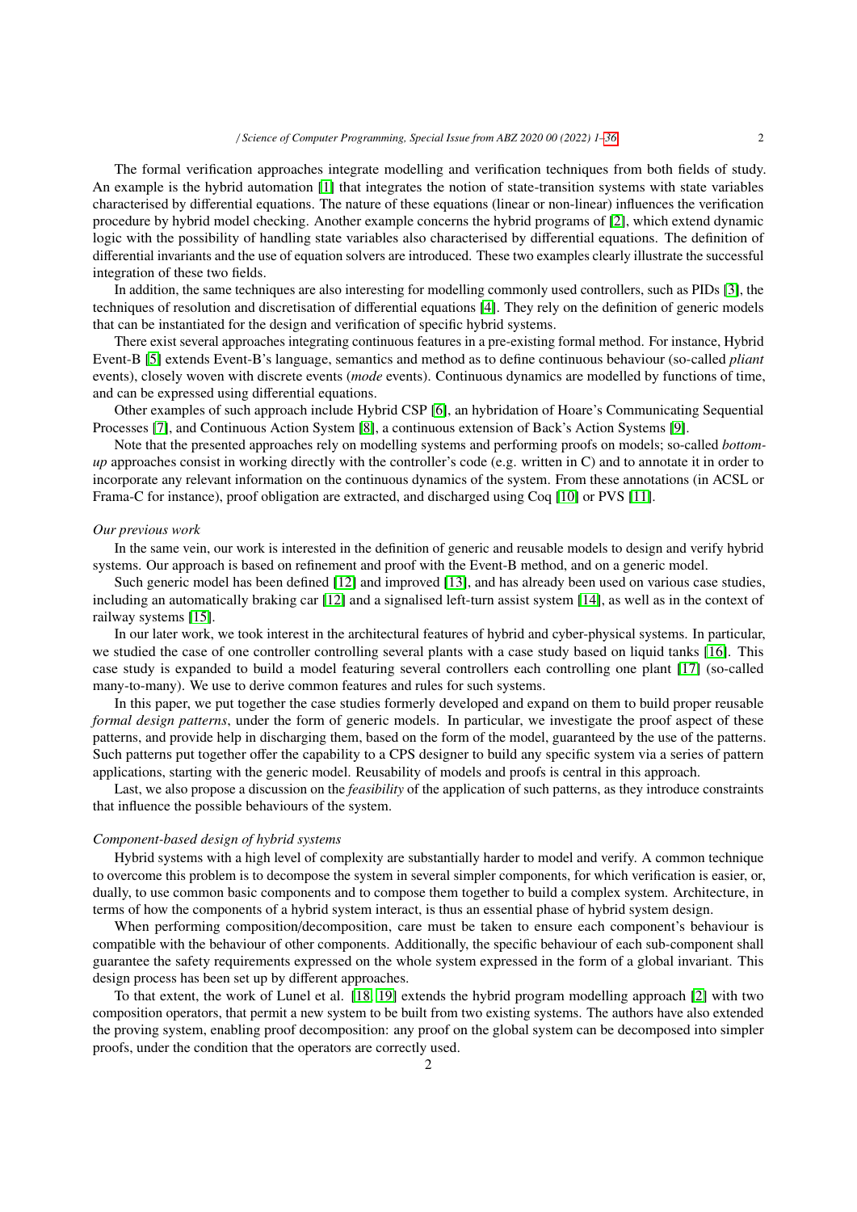The formal verification approaches integrate modelling and verification techniques from both fields of study. An example is the hybrid automation [1] that integrates the notion of state-transition systems with state variables characterised by differential equations. The nature of these equations (linear or non-linear) influences the verification procedure by hybrid model checking. Another example concerns the hybrid programs of [2], which extend dynamic logic with the possibility of handling state variables also characterised by differential equations. The definition of differential invariants and the use of equation solvers are introduced. These two examples clearly illustrate the successful integration of these two fields.

In addition, the same techniques are also interesting for modelling commonly used controllers, such as PIDs [3], the techniques of resolution and discretisation of differential equations [4]. They rely on the definition of generic models that can be instantiated for the design and verification of specific hybrid systems.

There exist several approaches integrating continuous features in a pre-existing formal method. For instance, Hybrid Event-B [5] extends Event-B's language, semantics and method as to define continuous behaviour (so-called *pliant* events), closely woven with discrete events (*mode* events). Continuous dynamics are modelled by functions of time, and can be expressed using differential equations.

Other examples of such approach include Hybrid CSP [6], an hybridation of Hoare's Communicating Sequential Processes [7], and Continuous Action System [8], a continuous extension of Back's Action Systems [9].

Note that the presented approaches rely on modelling systems and performing proofs on models; so-called *bottom-up* approaches consist in working directly with the controller's code (e.g. written in C) and to annotate it in order to incorporate any relevant information on the continuous dynamics of the system. From these annotations (in ACSL or Frama-C for instance), proof obligation are extracted, and discharged using Coq [10] or PVS [11].

*Our previous work*

In the same vein, our work is interested in the definition of generic and reusable models to design and verify hybrid systems. Our approach is based on refinement and proof with the Event-B method, and on a generic model.

Such generic model has been defined [12] and improved [13], and has already been used on various case studies, including an automatically braking car [12] and a signalised left-turn assist system [14], as well as in the context of railway systems [15].

In our later work, we took interest in the architectural features of hybrid and cyber-physical systems. In particular, we studied the case of one controller controlling several plants with a case study based on liquid tanks [16]. This case study is expanded to build a model featuring several controllers each controlling one plant [17] (so-called many-to-many). We use to derive common features and rules for such systems.

In this paper, we put together the case studies formerly developed and expand on them to build proper reusable *formal design patterns*, under the form of generic models. In particular, we investigate the proof aspect of these patterns, and provide help in discharging them, based on the form of the model, guaranteed by the use of the patterns. Such patterns put together offer the capability to a CPS designer to build any specific system via a series of pattern applications, starting with the generic model. Reusability of models and proofs is central in this approach.

Last, we also propose a discussion on the *feasibility* of the application of such patterns, as they introduce constraints that influence the possible behaviours of the system.

*Component-based design of hybrid systems*

Hybrid systems with a high level of complexity are substantially harder to model and verify. A common technique to overcome this problem is to decompose the system in several simpler components, for which verification is easier, or, dually, to use common basic components and to compose them together to build a complex system. Architecture, in terms of how the components of a hybrid system interact, is thus an essential phase of hybrid system design.

When performing composition/decomposition, care must be taken to ensure each component's behaviour is compatible with the behaviour of other components. Additionally, the specific behaviour of each sub-component shall guarantee the safety requirements expressed on the whole system expressed in the form of a global invariant. This design process has been set up by different approaches.

To that extent, the work of Lunel et al. [18, 19] extends the hybrid program modelling approach [2] with two composition operators, that permit a new system to be built from two existing systems. The authors have also extended the proving system, enabling proof decomposition: any proof on the global system can be decomposed into simpler proofs, under the condition that the operators are correctly used.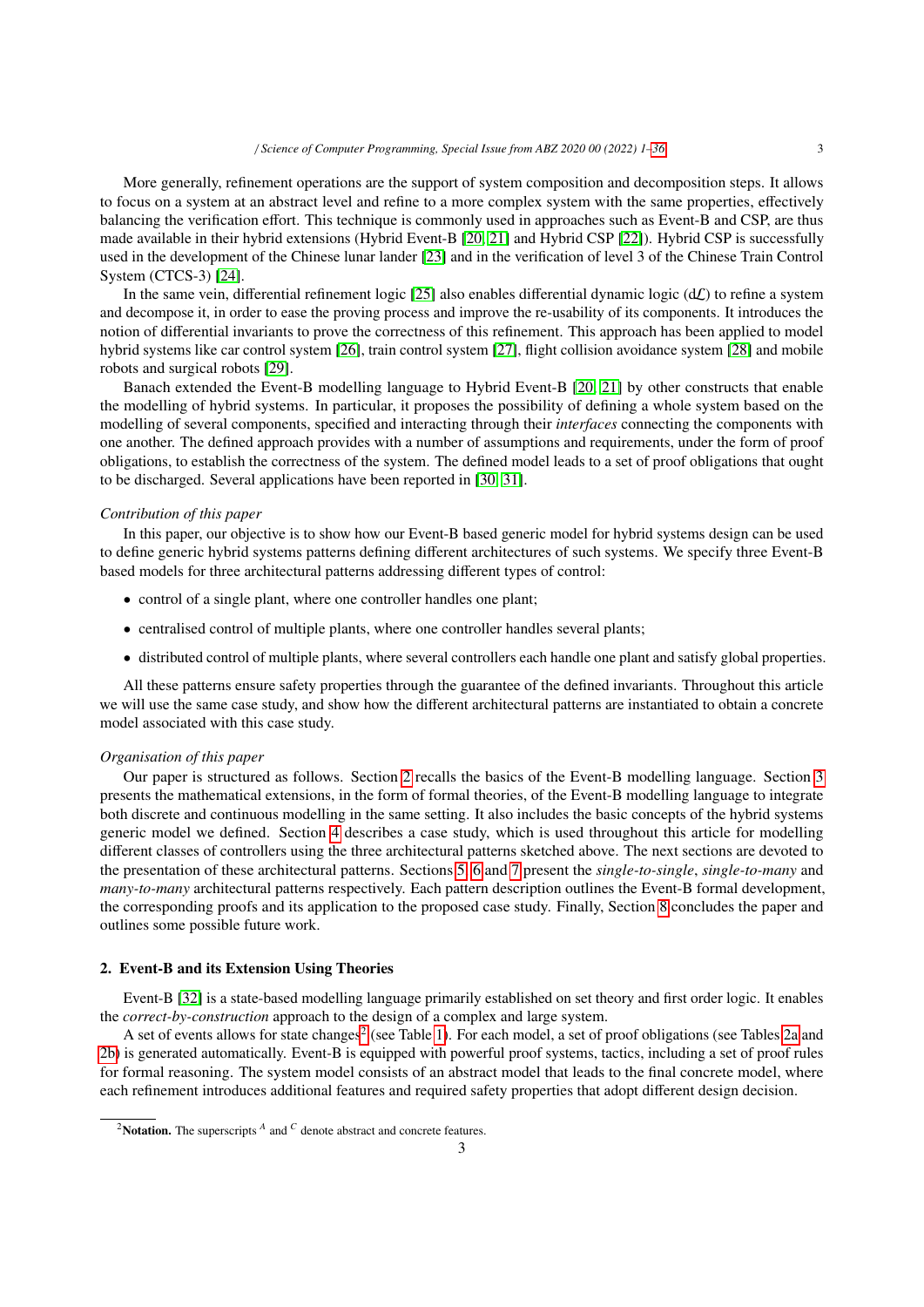More generally, refinement operations are the support of system composition and decomposition steps. It allows to focus on a system at an abstract level and refine to a more complex system with the same properties, effectively balancing the verification effort. This technique is commonly used in approaches such as Event-B and CSP, are thus made available in their hybrid extensions (Hybrid Event-B [20, 21] and Hybrid CSP [22]). Hybrid CSP is successfully used in the development of the Chinese lunar lander [23] and in the verification of level 3 of the Chinese Train Control System (CTCS-3) [24].

In the same vein, differential refinement logic [25] also enables differential dynamic logic ($d\mathcal{L}$) to refine a system and decompose it, in order to ease the proving process and improve the re-usability of its components. It introduces the notion of differential invariants to prove the correctness of this refinement. This approach has been applied to model hybrid systems like car control system [26], train control system [27], flight collision avoidance system [28] and mobile robots and surgical robots [29].

Banach extended the Event-B modelling language to Hybrid Event-B [20, 21] by other constructs that enable the modelling of hybrid systems. In particular, it proposes the possibility of defining a whole system based on the modelling of several components, specified and interacting through their *interfaces* connecting the components with one another. The defined approach provides with a number of assumptions and requirements, under the form of proof obligations, to establish the correctness of the system. The defined model leads to a set of proof obligations that ought to be discharged. Several applications have been reported in [30, 31].

*Contribution of this paper*

In this paper, our objective is to show how our Event-B based generic model for hybrid systems design can be used to define generic hybrid systems patterns defining different architectures of such systems. We specify three Event-B based models for three architectural patterns addressing different types of control:

- control of a single plant, where one controller handles one plant;
- centralised control of multiple plants, where one controller handles several plants;
- distributed control of multiple plants, where several controllers each handle one plant and satisfy global properties.

All these patterns ensure safety properties through the guarantee of the defined invariants. Throughout this article we will use the same case study, and show how the different architectural patterns are instantiated to obtain a concrete model associated with this case study.

*Organisation of this paper*

Our paper is structured as follows. Section 2 recalls the basics of the Event-B modelling language. Section 3 presents the mathematical extensions, in the form of formal theories, of the Event-B modelling language to integrate both discrete and continuous modelling in the same setting. It also includes the basic concepts of the hybrid systems generic model we defined. Section 4 describes a case study, which is used throughout this article for modelling different classes of controllers using the three architectural patterns sketched above. The next sections are devoted to the presentation of these architectural patterns. Sections 5, 6 and 7 present the *single-to-single*, *single-to-many* and *many-to-many* architectural patterns respectively. Each pattern description outlines the Event-B formal development, the corresponding proofs and its application to the proposed case study. Finally, Section 8 concludes the paper and outlines some possible future work.

## 2. Event-B and its Extension Using Theories

Event-B [32] is a state-based modelling language primarily established on set theory and first order logic. It enables the *correct-by-construction* approach to the design of a complex and large system.

A set of events allows for state changes[2] (see Table 1). For each model, a set of proof obligations (see Tables 2a and 2b) is generated automatically. Event-B is equipped with powerful proof systems, tactics, including a set of proof rules for formal reasoning. The system model consists of an abstract model that leads to the final concrete model, where each refinement introduces additional features and required safety properties that adopt different design decision.

[2] **Notation.** The superscripts $^A$ and $^C$ denote abstract and concrete features.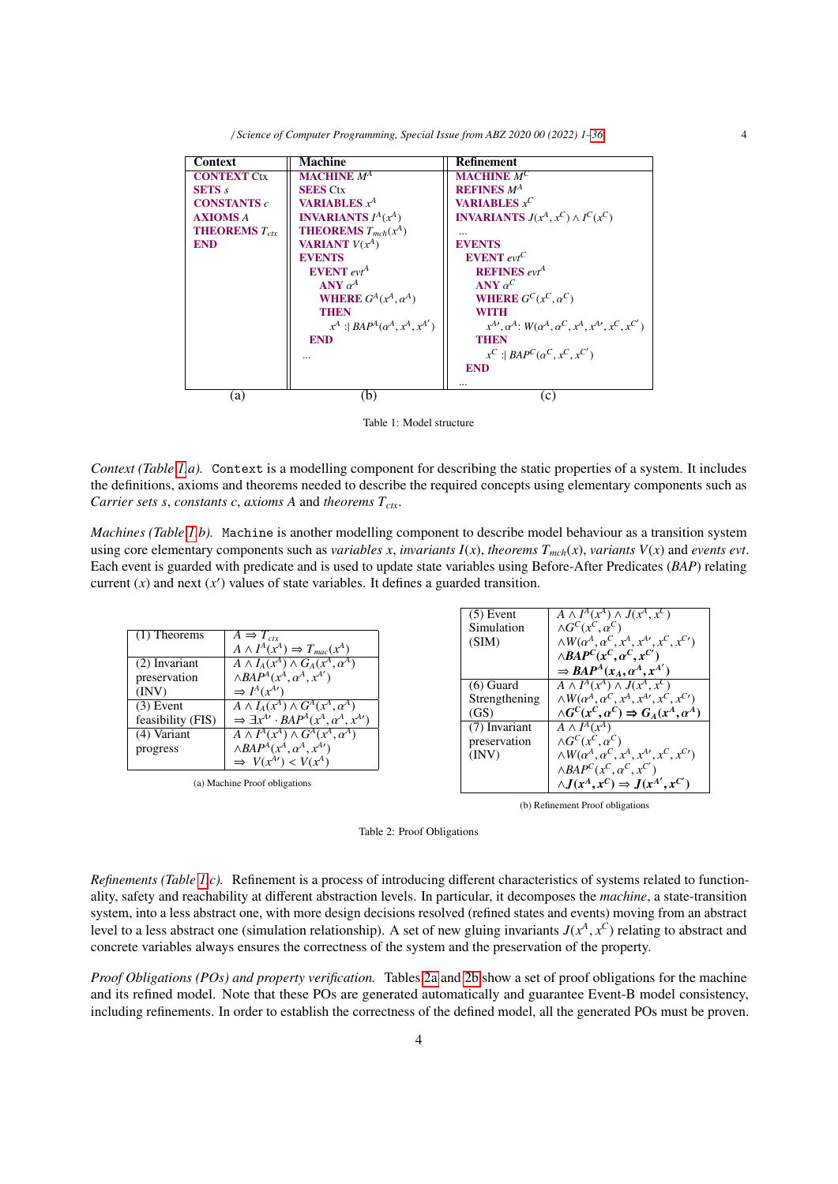| Context | Machine | Refinement |
|---|---|---|
| **CONTEXT** Ctx | **MACHINE** $M^A$ | **MACHINE** $M^C$ |
| **SETS** $s$ | **SEES** Ctx | **REFINES** $M^A$ |
| **CONSTANTS** $c$ | **VARIABLES** $x^A$ | **VARIABLES** $x^C$ |
| **AXIOMS** $A$ | **INVARIANTS** $I^A(x^A)$ | **INVARIANTS** $J(x^A, x^C) \wedge I^C(x^C)$ |
| **THEOREMS** $T_{ctx}$ | **THEOREMS** $T_{mch}(x^A)$ | ... |
| **END** | **VARIANT** $V(x^A)$ | **EVENTS** |
| | **EVENTS** | **EVENT** $evt^C$ |
| | **EVENT** $evt^A$ | **REFINES** $evt^A$ |
| | **ANY** $\alpha^A$ | **ANY** $\alpha^C$ |
| | **WHERE** $G^A(x^A, \alpha^A)$ | **WHERE** $G^C(x^C, \alpha^C)$ |
| | **THEN** | **WITH** |
| | $x^A :\mid BAP^A(\alpha^A, x^A, x^{A'})$ | $x^{A\prime}, \alpha^A$: $W(\alpha^A, \alpha^C, x^A, x^{A\prime}, x^C, x^{C'})$ |
| | **END** | **THEN** |
| | ... | $x^C :\mid BAP^C(\alpha^C, x^C, x^{C'})$ |
| | | **END** |
| | | ... |
| (a) | (b) | (c) |

Table 1: Model structure

*Context (Table 1.a).* Context is a modelling component for describing the static properties of a system. It includes the definitions, axioms and theorems needed to describe the required concepts using elementary components such as *Carrier sets s*, *constants c*, *axioms A* and *theorems* $T_{ctx}$.

*Machines (Table 1.b).* Machine is another modelling component to describe model behaviour as a transition system using core elementary components such as *variables x*, *invariants* $I(x)$, *theorems* $T_{mch}(x)$, *variants* $V(x)$ and *events evt*. Each event is guarded with predicate and is used to update state variables using Before-After Predicates (*BAP*) relating current ($x$) and next ($x'$) values of state variables. It defines a guarded transition.

| | |
|---|---|
| (1) Theorems | $A \Rightarrow T_{ctx}$ <br> $A \wedge I^A(x^A) \Rightarrow T_{mac}(x^A)$ |
| (2) Invariant preservation (INV) | $A \wedge I_A(x^A) \wedge G_A(x^A, \alpha^A)$ <br> $\wedge BAP^A(x^A, \alpha^A, x^{A'})$ <br> $\Rightarrow I^A(x^{A\prime})$ |
| (3) Event feasibility (FIS) | $A \wedge I_A(x^A) \wedge G^A(x^A, \alpha^A)$ <br> $\Rightarrow \exists x^{A\prime} \cdot BAP^A(x^A, \alpha^A, x^{A\prime})$ |
| (4) Variant progress | $A \wedge I^A(x^A) \wedge G^A(x^A, \alpha^A)$ <br> $\wedge BAP^A(x^A, \alpha^A, x^{A\prime})$ <br> $\Rightarrow V(x^{A\prime}) < V(x^A)$ |

(a) Machine Proof obligations

| | |
|---|---|
| (5) Event Simulation (SIM) | $A \wedge I^A(x^A) \wedge J(x^A, x^C)$ <br> $\wedge G^C(x^C, \alpha^C)$ <br> $\wedge W(\alpha^A, \alpha^C, x^A, x^{A\prime}, x^C, x^{C\prime})$ <br> $\wedge \boldsymbol{BAP^C(x^C, \alpha^C, x^{C'})}$ <br> $\Rightarrow \boldsymbol{BAP^A(x_A, \alpha^A, x^{A'})}$ |
| (6) Guard Strengthening (GS) | $A \wedge I^A(x^A) \wedge J(x^A, x^C)$ <br> $\wedge W(\alpha^A, \alpha^C, x^A, x^{A\prime}, x^C, x^{C\prime})$ <br> $\wedge \boldsymbol{G^C(x^C, \alpha^C) \Rightarrow G_A(x^A, \alpha^A)}$ |
| (7) Invariant preservation (INV) | $A \wedge I^A(x^A)$ <br> $\wedge G^C(x^C, \alpha^C)$ <br> $\wedge W(\alpha^A, \alpha^C, x^A, x^{A\prime}, x^C, x^{C\prime})$ <br> $\wedge BAP^C(x^C, \alpha^C, x^{C'})$ <br> $\wedge \boldsymbol{J(x^A, x^C) \Rightarrow J(x^{A'}, x^{C'})}$ |

(b) Refinement Proof obligations

Table 2: Proof Obligations

*Refinements (Table 1.c).* Refinement is a process of introducing different characteristics of systems related to functionality, safety and reachability at different abstraction levels. In particular, it decomposes the *machine*, a state-transition system, into a less abstract one, with more design decisions resolved (refined states and events) moving from an abstract level to a less abstract one (simulation relationship). A set of new gluing invariants $J(x^A, x^C)$ relating to abstract and concrete variables always ensures the correctness of the system and the preservation of the property.

*Proof Obligations (POs) and property verification.* Tables 2a and 2b show a set of proof obligations for the machine and its refined model. Note that these POs are generated automatically and guarantee Event-B model consistency, including refinements. In order to establish the correctness of the defined model, all the generated POs must be proven.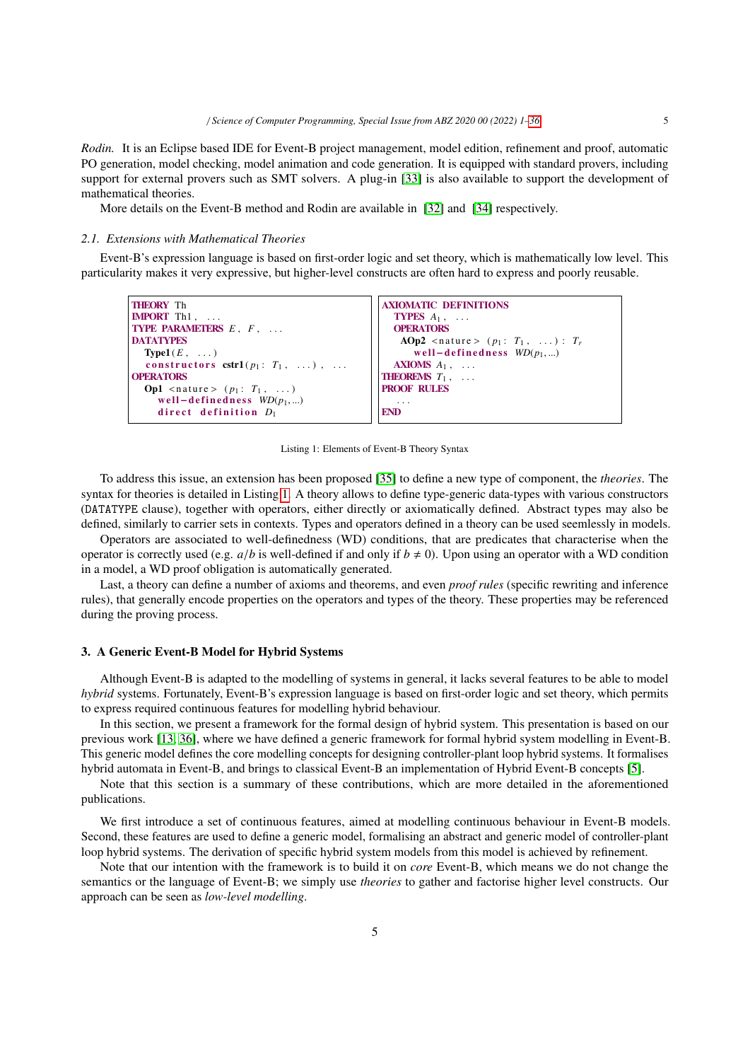*Rodin.* It is an Eclipse based IDE for Event-B project management, model edition, refinement and proof, automatic PO generation, model checking, model animation and code generation. It is equipped with standard provers, including support for external provers such as SMT solvers. A plug-in [33] is also available to support the development of mathematical theories.

More details on the Event-B method and Rodin are available in [32] and [34] respectively.

### 2.1. Extensions with Mathematical Theories

Event-B's expression language is based on first-order logic and set theory, which is mathematically low level. This particularity makes it very expressive, but higher-level constructs are often hard to express and poorly reusable.

```
THEORY Th
IMPORT Th1, ...
TYPE PARAMETERS E, F, ...
DATATYPES
  Type1(E, ...)
  constructors cstr1(p1: T1, ...), ...
OPERATORS
  Op1 <nature> (p1: T1, ...)
    well-definedness WD(p1,...)
    direct definition D1
```

```
AXIOMATIC DEFINITIONS
  TYPES A1, ...
  OPERATORS
    AOp2 <nature> (p1: T1, ...): Tr
      well-definedness WD(p1,...)
  AXIOMS A1, ...
THEOREMS T1, ...
PROOF RULES
  ...
END
```

Listing 1: Elements of Event-B Theory Syntax

To address this issue, an extension has been proposed [35] to define a new type of component, the *theories*. The syntax for theories is detailed in Listing 1. A theory allows to define type-generic data-types with various constructors (DATATYPE clause), together with operators, either directly or axiomatically defined. Abstract types may also be defined, similarly to carrier sets in contexts. Types and operators defined in a theory can be used seemlessly in models.

Operators are associated to well-definedness (WD) conditions, that are predicates that characterise when the operator is correctly used (e.g. $a/b$ is well-defined if and only if $b \neq 0$). Upon using an operator with a WD condition in a model, a WD proof obligation is automatically generated.

Last, a theory can define a number of axioms and theorems, and even *proof rules* (specific rewriting and inference rules), that generally encode properties on the operators and types of the theory. These properties may be referenced during the proving process.

## 3. A Generic Event-B Model for Hybrid Systems

Although Event-B is adapted to the modelling of systems in general, it lacks several features to be able to model *hybrid* systems. Fortunately, Event-B's expression language is based on first-order logic and set theory, which permits to express required continuous features for modelling hybrid behaviour.

In this section, we present a framework for the formal design of hybrid system. This presentation is based on our previous work [13, 36], where we have defined a generic framework for formal hybrid system modelling in Event-B. This generic model defines the core modelling concepts for designing controller-plant loop hybrid systems. It formalises hybrid automata in Event-B, and brings to classical Event-B an implementation of Hybrid Event-B concepts [5].

Note that this section is a summary of these contributions, which are more detailed in the aforementioned publications.

We first introduce a set of continuous features, aimed at modelling continuous behaviour in Event-B models. Second, these features are used to define a generic model, formalising an abstract and generic model of controller-plant loop hybrid systems. The derivation of specific hybrid system models from this model is achieved by refinement.

Note that our intention with the framework is to build it on *core* Event-B, which means we do not change the semantics or the language of Event-B; we simply use *theories* to gather and factorise higher level constructs. Our approach can be seen as *low-level modelling*.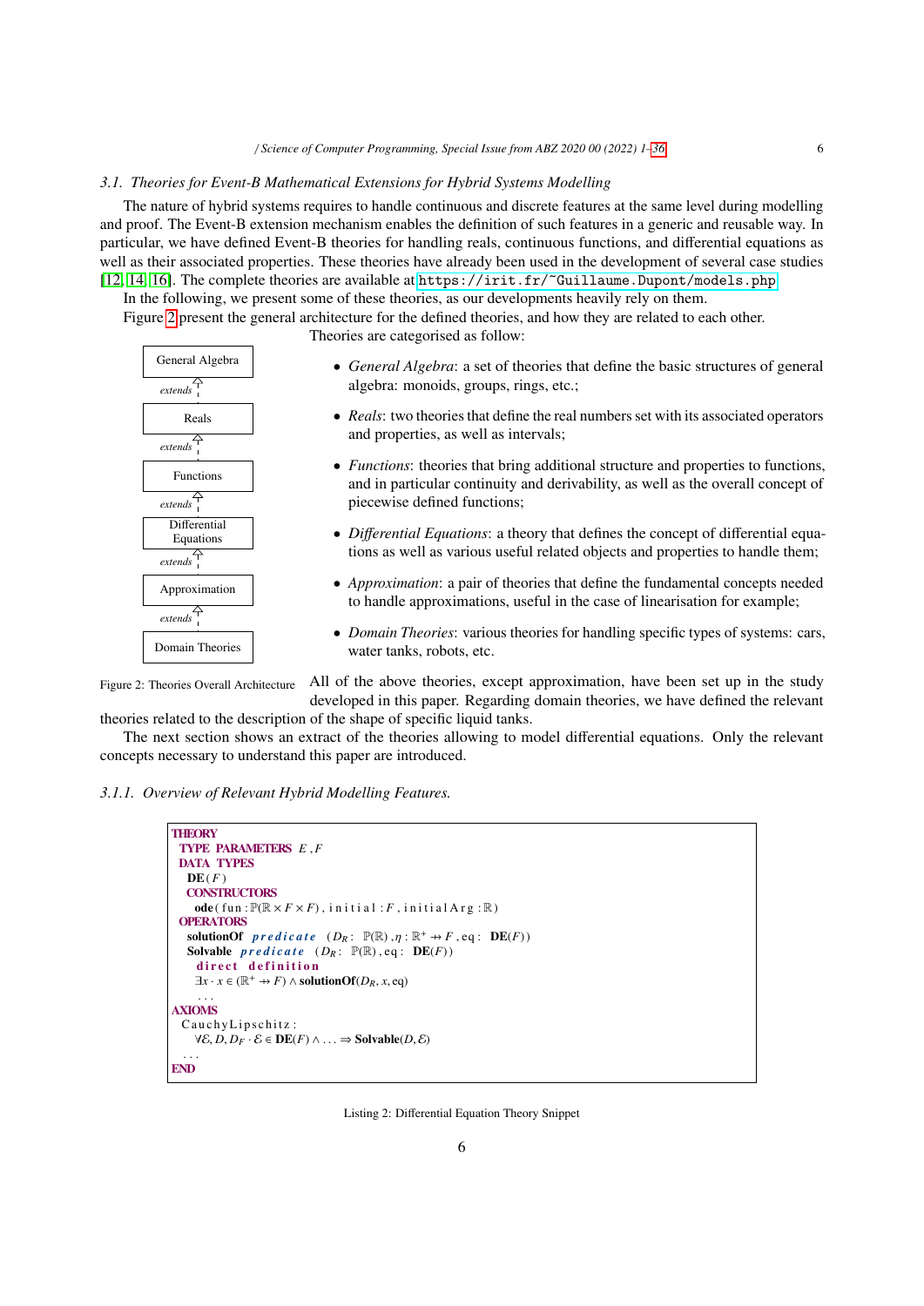### 3.1. Theories for Event-B Mathematical Extensions for Hybrid Systems Modelling

The nature of hybrid systems requires to handle continuous and discrete features at the same level during modelling and proof. The Event-B extension mechanism enables the definition of such features in a generic and reusable way. In particular, we have defined Event-B theories for handling reals, continuous functions, and differential equations as well as their associated properties. These theories have already been used in the development of several case studies [12, 14, 16]. The complete theories are available at https://irit.fr/~Guillaume.Dupont/models.php.

In the following, we present some of these theories, as our developments heavily rely on them.

Figure 2 present the general architecture for the defined theories, and how they are related to each other.

General Algebra ← *extends* — Reals ← *extends* — Functions ← *extends* — Differential Equations ← *extends* — Approximation ← *extends* — Domain Theories

Figure 2: Theories Overall Architecture

Theories are categorised as follow:

- *General Algebra*: a set of theories that define the basic structures of general algebra: monoids, groups, rings, etc.;
- *Reals*: two theories that define the real numbers set with its associated operators and properties, as well as intervals;
- *Functions*: theories that bring additional structure and properties to functions, and in particular continuity and derivability, as well as the overall concept of piecewise defined functions;
- *Differential Equations*: a theory that defines the concept of differential equations as well as various useful related objects and properties to handle them;
- *Approximation*: a pair of theories that define the fundamental concepts needed to handle approximations, useful in the case of linearisation for example;
- *Domain Theories*: various theories for handling specific types of systems: cars, water tanks, robots, etc.

All of the above theories, except approximation, have been set up in the study developed in this paper. Regarding domain theories, we have defined the relevant theories related to the description of the shape of specific liquid tanks.

The next section shows an extract of the theories allowing to model differential equations. Only the relevant concepts necessary to understand this paper are introduced.

#### 3.1.1. Overview of Relevant Hybrid Modelling Features.

```
THEORY
 TYPE PARAMETERS E , F
 DATA TYPES
   DE ( F )
   CONSTRUCTORS
     ode ( fun : ℙ(ℝ × F × F) , initial : F , initialArg : ℝ )
 OPERATORS
   solutionOf  predicate  (D_R : ℙ(ℝ) , η : ℝ⁺ ⇸ F , eq : DE(F))
   Solvable  predicate  (D_R : ℙ(ℝ) , eq : DE(F))
     direct definition
     ∃x · x ∈ (ℝ⁺ ⇸ F) ∧ solutionOf(D_R, x, eq)
   . . .
AXIOMS
  CauchyLipschitz :
    ∀ℰ, D, D_F · ℰ ∈ DE(F) ∧ . . . ⇒ Solvable(D, ℰ)
  . . .
END
```

Listing 2: Differential Equation Theory Snippet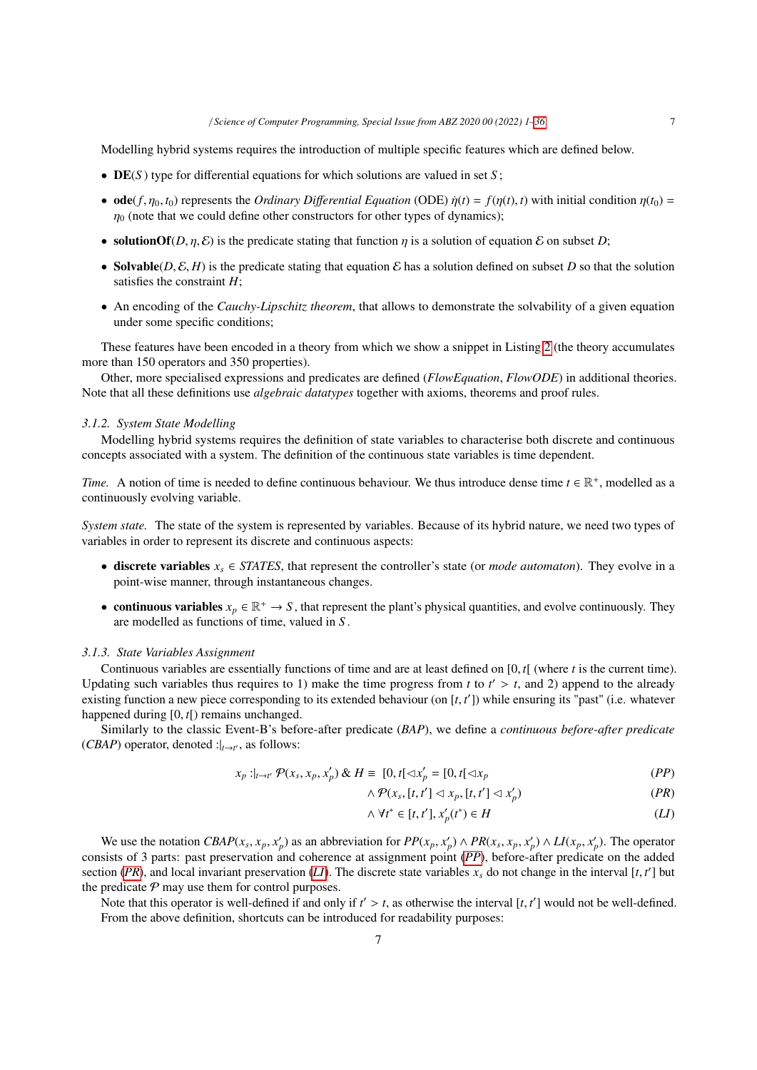Modelling hybrid systems requires the introduction of multiple specific features which are defined below.

- **DE**($S$) type for differential equations for which solutions are valued in set $S$;
- **ode**($f, \eta_0, t_0$) represents the *Ordinary Differential Equation* (ODE) $\dot{\eta}(t) = f(\eta(t), t)$ with initial condition $\eta(t_0) = \eta_0$ (note that we could define other constructors for other types of dynamics);
- **solutionOf**($D, \eta, \mathcal{E}$) is the predicate stating that function $\eta$ is a solution of equation $\mathcal{E}$ on subset $D$;
- **Solvable**($D, \mathcal{E}, H$) is the predicate stating that equation $\mathcal{E}$ has a solution defined on subset $D$ so that the solution satisfies the constraint $H$;
- An encoding of the *Cauchy-Lipschitz theorem*, that allows to demonstrate the solvability of a given equation under some specific conditions;

These features have been encoded in a theory from which we show a snippet in Listing 2 (the theory accumulates more than 150 operators and 350 properties).

Other, more specialised expressions and predicates are defined (*FlowEquation*, *FlowODE*) in additional theories. Note that all these definitions use *algebraic datatypes* together with axioms, theorems and proof rules.

### 3.1.2. System State Modelling

Modelling hybrid systems requires the definition of state variables to characterise both discrete and continuous concepts associated with a system. The definition of the continuous state variables is time dependent.

*Time.* A notion of time is needed to define continuous behaviour. We thus introduce dense time $t \in \mathbb{R}^+$, modelled as a continuously evolving variable.

*System state.* The state of the system is represented by variables. Because of its hybrid nature, we need two types of variables in order to represent its discrete and continuous aspects:

- **discrete variables** $x_s \in STATES$, that represent the controller's state (or *mode automaton*). They evolve in a point-wise manner, through instantaneous changes.
- **continuous variables** $x_p \in \mathbb{R}^+ \to S$, that represent the plant's physical quantities, and evolve continuously. They are modelled as functions of time, valued in $S$.

### 3.1.3. State Variables Assignment

Continuous variables are essentially functions of time and are at least defined on $[0, t[$ (where $t$ is the current time). Updating such variables thus requires to 1) make the time progress from $t$ to $t' > t$, and 2) append to the already existing function a new piece corresponding to its extended behaviour (on $[t, t']$) while ensuring its "past" (i.e. whatever happened during $[0, t[$) remains unchanged.

Similarly to the classic Event-B's before-after predicate (*BAP*), we define a *continuous before-after predicate* (*CBAP*) operator, denoted $:|_{t \to t'}$, as follows:

$$x_p :|_{t \to t'} \mathcal{P}(x_s, x_p, x_p') \,\&\, H \equiv \; [0, t[ \lhd x_p' = [0, t[ \lhd x_p \qquad (PP)$$

$$\wedge\, \mathcal{P}(x_s, [t, t'] \lhd x_p, [t, t'] \lhd x_p') \qquad (PR)$$

$$\wedge\, \forall t^* \in [t, t'], x_p'(t^*) \in H \qquad (LI)$$

We use the notation $CBAP(x_s, x_p, x_p')$ as an abbreviation for $PP(x_p, x_p') \wedge PR(x_s, x_p, x_p') \wedge LI(x_p, x_p')$. The operator consists of 3 parts: past preservation and coherence at assignment point (*PP*), before-after predicate on the added section (*PR*), and local invariant preservation (*LI*). The discrete state variables $x_s$ do not change in the interval $[t, t']$ but the predicate $\mathcal{P}$ may use them for control purposes.

Note that this operator is well-defined if and only if $t' > t$, as otherwise the interval $[t, t']$ would not be well-defined.

From the above definition, shortcuts can be introduced for readability purposes: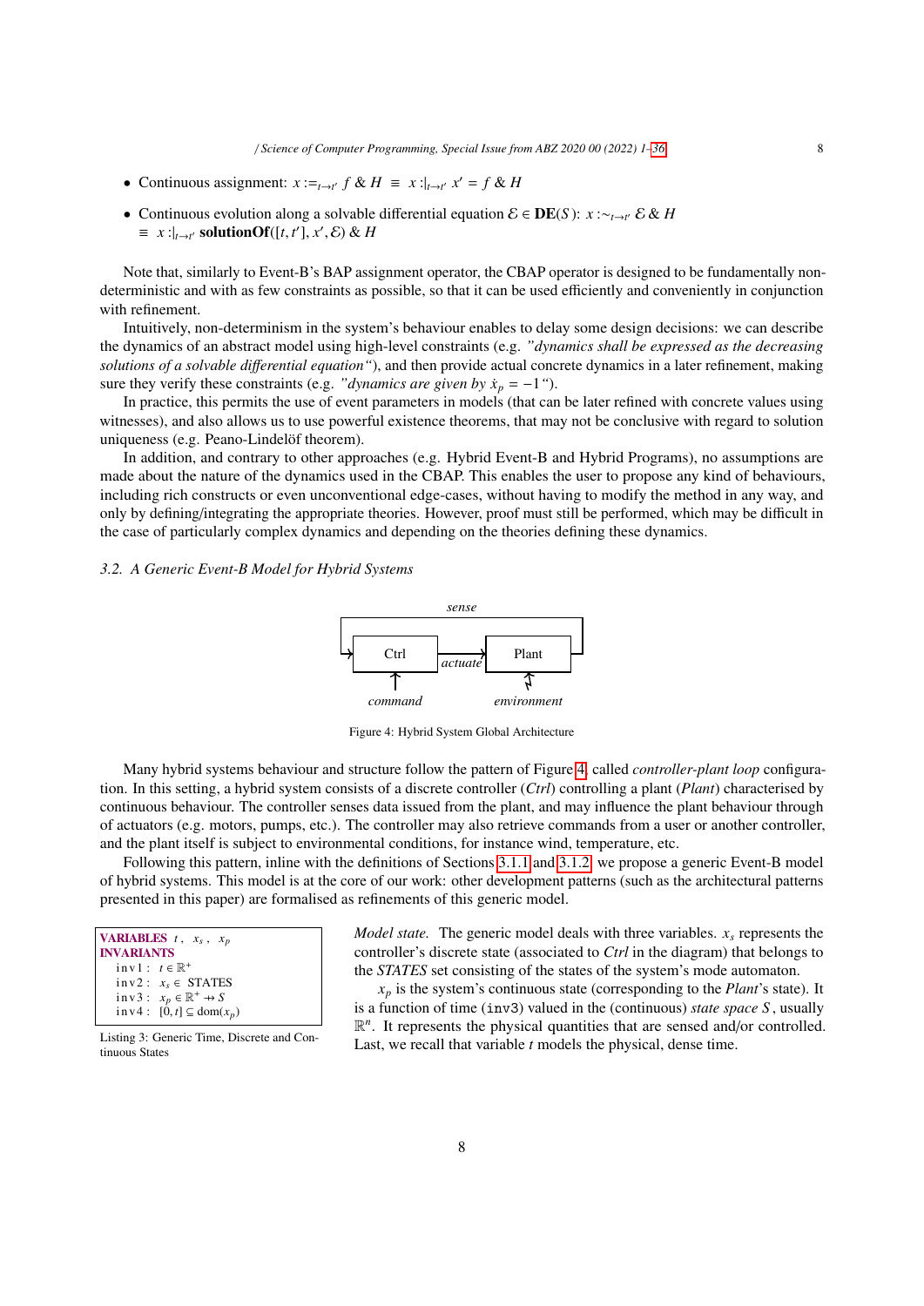- Continuous assignment: $x :=_{t \to t'} f \,\&\, H \;\equiv\; x :|_{t \to t'} x' = f \,\&\, H$
- Continuous evolution along a solvable differential equation $\mathcal{E} \in \mathbf{DE}(S)$: $x :\sim_{t \to t'} \mathcal{E} \,\&\, H$ $\equiv\; x :|_{t \to t'} \mathbf{solutionOf}([t, t'], x', \mathcal{E}) \,\&\, H$

Note that, similarly to Event-B's BAP assignment operator, the CBAP operator is designed to be fundamentally non-deterministic and with as few constraints as possible, so that it can be used efficiently and conveniently in conjunction with refinement.

Intuitively, non-determinism in the system's behaviour enables to delay some design decisions: we can describe the dynamics of an abstract model using high-level constraints (e.g. *"dynamics shall be expressed as the decreasing solutions of a solvable differential equation"*), and then provide actual concrete dynamics in a later refinement, making sure they verify these constraints (e.g. *"dynamics are given by $\dot{x}_p = -1$"*).

In practice, this permits the use of event parameters in models (that can be later refined with concrete values using witnesses), and also allows us to use powerful existence theorems, that may not be conclusive with regard to solution uniqueness (e.g. Peano-Lindelöf theorem).

In addition, and contrary to other approaches (e.g. Hybrid Event-B and Hybrid Programs), no assumptions are made about the nature of the dynamics used in the CBAP. This enables the user to propose any kind of behaviours, including rich constructs or even unconventional edge-cases, without having to modify the method in any way, and only by defining/integrating the appropriate theories. However, proof must still be performed, which may be difficult in the case of particularly complex dynamics and depending on the theories defining these dynamics.

### 3.2. A Generic Event-B Model for Hybrid Systems

Figure 4: Hybrid System Global Architecture

Many hybrid systems behaviour and structure follow the pattern of Figure 4, called *controller-plant loop* configuration. In this setting, a hybrid system consists of a discrete controller (*Ctrl*) controlling a plant (*Plant*) characterised by continuous behaviour. The controller senses data issued from the plant, and may influence the plant behaviour through of actuators (e.g. motors, pumps, etc.). The controller may also retrieve commands from a user or another controller, and the plant itself is subject to environmental conditions, for instance wind, temperature, etc.

Following this pattern, inline with the definitions of Sections 3.1.1 and 3.1.2, we propose a generic Event-B model of hybrid systems. This model is at the core of our work: other development patterns (such as the architectural patterns presented in this paper) are formalised as refinements of this generic model.

```
VARIABLES t, x_s, x_p
INVARIANTS
  inv1 : t ∈ ℝ+
  inv2 : x_s ∈ STATES
  inv3 : x_p ∈ ℝ+ ⇸ S
  inv4 : [0, t] ⊆ dom(x_p)
```

Listing 3: Generic Time, Discrete and Continuous States

*Model state.* The generic model deals with three variables. $x_s$ represents the controller's discrete state (associated to *Ctrl* in the diagram) that belongs to the *STATES* set consisting of the states of the system's mode automaton.

$x_p$ is the system's continuous state (corresponding to the *Plant*'s state). It is a function of time (inv3) valued in the (continuous) *state space* $S$, usually $\mathbb{R}^n$. It represents the physical quantities that are sensed and/or controlled. Last, we recall that variable $t$ models the physical, dense time.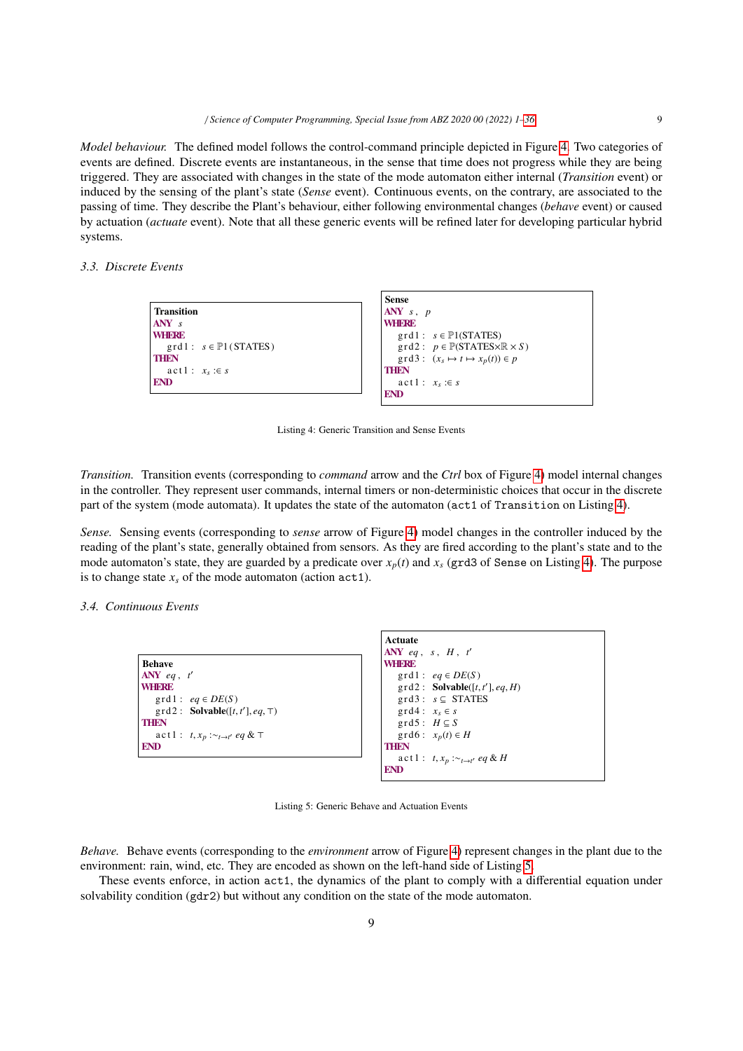*Model behaviour.* The defined model follows the control-command principle depicted in Figure 4. Two categories of events are defined. Discrete events are instantaneous, in the sense that time does not progress while they are being triggered. They are associated with changes in the state of the mode automaton either internal (*Transition* event) or induced by the sensing of the plant's state (*Sense* event). Continuous events, on the contrary, are associated to the passing of time. They describe the Plant's behaviour, either following environmental changes (*behave* event) or caused by actuation (*actuate* event). Note that all these generic events will be refined later for developing particular hybrid systems.

### 3.3. Discrete Events

```
Transition
ANY s
WHERE
   grd1 : s ∈ ℙ1(STATES)
THEN
   act1 : x_s :∈ s
END
```

```
Sense
ANY s, p
WHERE
   grd1 : s ∈ ℙ1(STATES)
   grd2 : p ∈ ℙ(STATES×ℝ×S)
   grd3 : (x_s ↦ t ↦ x_p(t)) ∈ p
THEN
   act1 : x_s :∈ s
END
```

Listing 4: Generic Transition and Sense Events

*Transition.* Transition events (corresponding to *command* arrow and the *Ctrl* box of Figure 4) model internal changes in the controller. They represent user commands, internal timers or non-deterministic choices that occur in the discrete part of the system (mode automata). It updates the state of the automaton (act1 of Transition on Listing 4).

*Sense.* Sensing events (corresponding to *sense* arrow of Figure 4) model changes in the controller induced by the reading of the plant's state, generally obtained from sensors. As they are fired according to the plant's state and to the mode automaton's state, they are guarded by a predicate over $x_p(t)$ and $x_s$ (grd3 of Sense on Listing 4). The purpose is to change state $x_s$ of the mode automaton (action act1).

### 3.4. Continuous Events

```
Behave
ANY eq, t'
WHERE
   grd1 : eq ∈ DE(S)
   grd2 : Solvable([t, t'], eq, ⊤)
THEN
   act1 : t, x_p :~_{t→t'} eq & ⊤
END
```

```
Actuate
ANY eq, s, H, t'
WHERE
   grd1 : eq ∈ DE(S)
   grd2 : Solvable([t, t'], eq, H)
   grd3 : s ⊆ STATES
   grd4 : x_s ∈ s
   grd5 : H ⊆ S
   grd6 : x_p(t) ∈ H
THEN
   act1 : t, x_p :~_{t→t'} eq & H
END
```

Listing 5: Generic Behave and Actuation Events

*Behave.* Behave events (corresponding to the *environment* arrow of Figure 4) represent changes in the plant due to the environment: rain, wind, etc. They are encoded as shown on the left-hand side of Listing 5.

These events enforce, in action act1, the dynamics of the plant to comply with a differential equation under solvability condition (gdr2) but without any condition on the state of the mode automaton.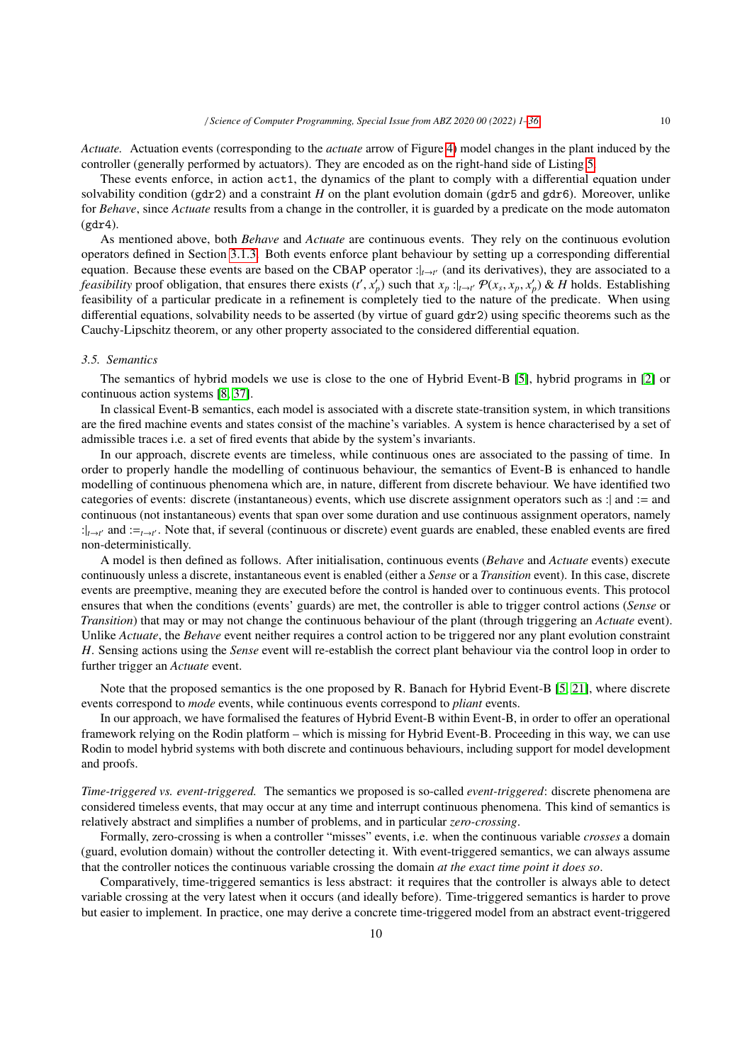*Actuate.* Actuation events (corresponding to the *actuate* arrow of Figure 4) model changes in the plant induced by the controller (generally performed by actuators). They are encoded as on the right-hand side of Listing 5.

These events enforce, in action `act1`, the dynamics of the plant to comply with a differential equation under solvability condition (`gdr2`) and a constraint $H$ on the plant evolution domain (`gdr5` and `gdr6`). Moreover, unlike for *Behave*, since *Actuate* results from a change in the controller, it is guarded by a predicate on the mode automaton (`gdr4`).

As mentioned above, both *Behave* and *Actuate* are continuous events. They rely on the continuous evolution operators defined in Section 3.1.3. Both events enforce plant behaviour by setting up a corresponding differential equation. Because these events are based on the CBAP operator $:|_{t \to t'}$ (and its derivatives), they are associated to a *feasibility* proof obligation, that ensures there exists $(t', x'_p)$ such that $x_p :|_{t \to t'} \mathcal{P}(x_s, x_p, x'_p)$ & $H$ holds. Establishing feasibility of a particular predicate in a refinement is completely tied to the nature of the predicate. When using differential equations, solvability needs to be asserted (by virtue of guard `gdr2`) using specific theorems such as the Cauchy-Lipschitz theorem, or any other property associated to the considered differential equation.

### 3.5. Semantics

The semantics of hybrid models we use is close to the one of Hybrid Event-B [5], hybrid programs in [2] or continuous action systems [8, 37].

In classical Event-B semantics, each model is associated with a discrete state-transition system, in which transitions are the fired machine events and states consist of the machine's variables. A system is hence characterised by a set of admissible traces i.e. a set of fired events that abide by the system's invariants.

In our approach, discrete events are timeless, while continuous ones are associated to the passing of time. In order to properly handle the modelling of continuous behaviour, the semantics of Event-B is enhanced to handle modelling of continuous phenomena which are, in nature, different from discrete behaviour. We have identified two categories of events: discrete (instantaneous) events, which use discrete assignment operators such as :| and := and continuous (not instantaneous) events that span over some duration and use continuous assignment operators, namely $:|_{t \to t'}$ and $:=_{t \to t'}$. Note that, if several (continuous or discrete) event guards are enabled, these enabled events are fired non-deterministically.

A model is then defined as follows. After initialisation, continuous events (*Behave* and *Actuate* events) execute continuously unless a discrete, instantaneous event is enabled (either a *Sense* or a *Transition* event). In this case, discrete events are preemptive, meaning they are executed before the control is handed over to continuous events. This protocol ensures that when the conditions (events' guards) are met, the controller is able to trigger control actions (*Sense* or *Transition*) that may or may not change the continuous behaviour of the plant (through triggering an *Actuate* event). Unlike *Actuate*, the *Behave* event neither requires a control action to be triggered nor any plant evolution constraint $H$. Sensing actions using the *Sense* event will re-establish the correct plant behaviour via the control loop in order to further trigger an *Actuate* event.

Note that the proposed semantics is the one proposed by R. Banach for Hybrid Event-B [5, 21], where discrete events correspond to *mode* events, while continuous events correspond to *pliant* events.

In our approach, we have formalised the features of Hybrid Event-B within Event-B, in order to offer an operational framework relying on the Rodin platform – which is missing for Hybrid Event-B. Proceeding in this way, we can use Rodin to model hybrid systems with both discrete and continuous behaviours, including support for model development and proofs.

*Time-triggered vs. event-triggered.* The semantics we proposed is so-called *event-triggered*: discrete phenomena are considered timeless events, that may occur at any time and interrupt continuous phenomena. This kind of semantics is relatively abstract and simplifies a number of problems, and in particular *zero-crossing*.

Formally, zero-crossing is when a controller "misses" events, i.e. when the continuous variable *crosses* a domain (guard, evolution domain) without the controller detecting it. With event-triggered semantics, we can always assume that the controller notices the continuous variable crossing the domain *at the exact time point it does so*.

Comparatively, time-triggered semantics is less abstract: it requires that the controller is always able to detect variable crossing at the very latest when it occurs (and ideally before). Time-triggered semantics is harder to prove but easier to implement. In practice, one may derive a concrete time-triggered model from an abstract event-triggered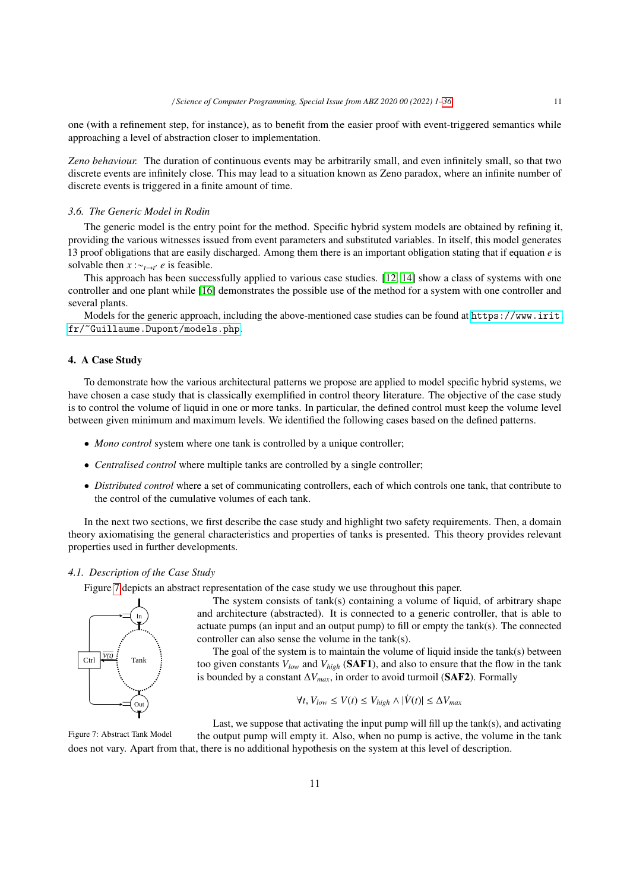one (with a refinement step, for instance), as to benefit from the easier proof with event-triggered semantics while approaching a level of abstraction closer to implementation.

*Zeno behaviour.* The duration of continuous events may be arbitrarily small, and even infinitely small, so that two discrete events are infinitely close. This may lead to a situation known as Zeno paradox, where an infinite number of discrete events is triggered in a finite amount of time.

### 3.6. The Generic Model in Rodin

The generic model is the entry point for the method. Specific hybrid system models are obtained by refining it, providing the various witnesses issued from event parameters and substituted variables. In itself, this model generates 13 proof obligations that are easily discharged. Among them there is an important obligation stating that if equation $e$ is solvable then $x :\sim_{t \to t'} e$ is feasible.

This approach has been successfully applied to various case studies. [12, 14] show a class of systems with one controller and one plant while [16] demonstrates the possible use of the method for a system with one controller and several plants.

Models for the generic approach, including the above-mentioned case studies can be found at https://www.irit.fr/~Guillaume.Dupont/models.php.

## 4. A Case Study

To demonstrate how the various architectural patterns we propose are applied to model specific hybrid systems, we have chosen a case study that is classically exemplified in control theory literature. The objective of the case study is to control the volume of liquid in one or more tanks. In particular, the defined control must keep the volume level between given minimum and maximum levels. We identified the following cases based on the defined patterns.

- *Mono control* system where one tank is controlled by a unique controller;
- *Centralised control* where multiple tanks are controlled by a single controller;
- *Distributed control* where a set of communicating controllers, each of which controls one tank, that contribute to the control of the cumulative volumes of each tank.

In the next two sections, we first describe the case study and highlight two safety requirements. Then, a domain theory axiomatising the general characteristics and properties of tanks is presented. This theory provides relevant properties used in further developments.

### 4.1. Description of the Case Study

Figure 7 depicts an abstract representation of the case study we use throughout this paper.

The system consists of tank(s) containing a volume of liquid, of arbitrary shape and architecture (abstracted). It is connected to a generic controller, that is able to actuate pumps (an input and an output pump) to fill or empty the tank(s). The connected controller can also sense the volume in the tank(s).

The goal of the system is to maintain the volume of liquid inside the tank(s) between too given constants $V_{low}$ and $V_{high}$ (**SAF1**), and also to ensure that the flow in the tank is bounded by a constant $\Delta V_{max}$, in order to avoid turmoil (**SAF2**). Formally

$$\forall t, V_{low} \leq V(t) \leq V_{high} \land |\dot{V}(t)| \leq \Delta V_{max}$$

Figure 7: Abstract Tank Model

Last, we suppose that activating the input pump will fill up the tank(s), and activating the output pump will empty it. Also, when no pump is active, the volume in the tank does not vary. Apart from that, there is no additional hypothesis on the system at this level of description.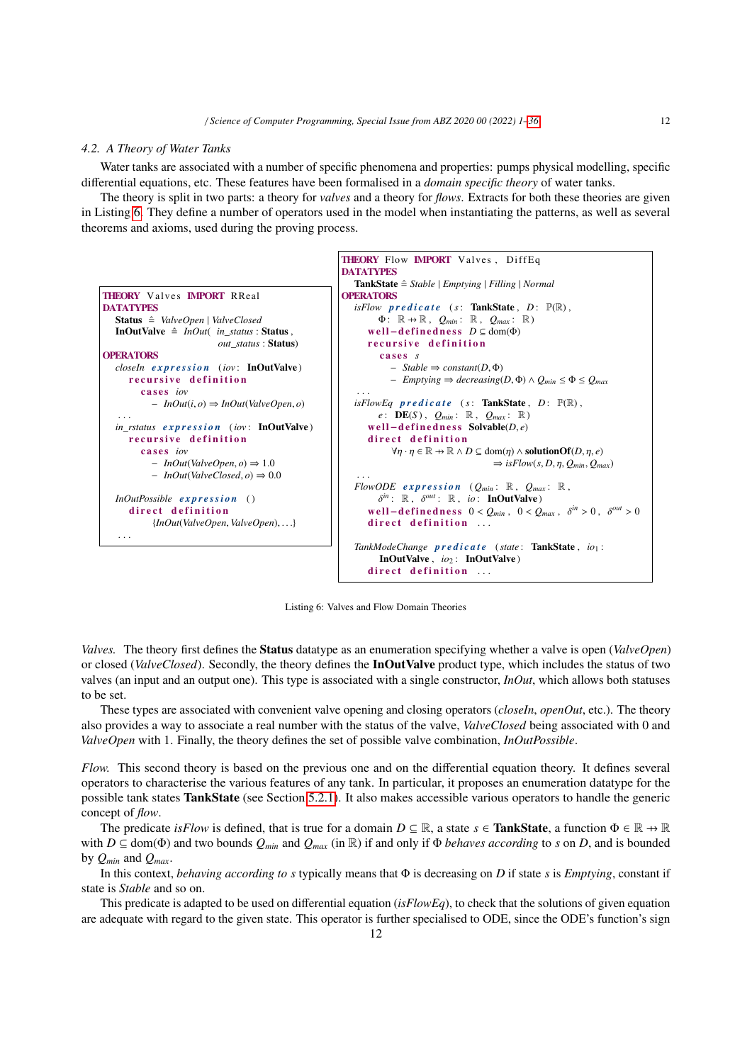### 4.2. A Theory of Water Tanks

Water tanks are associated with a number of specific phenomena and properties: pumps physical modelling, specific differential equations, etc. These features have been formalised in a *domain specific theory* of water tanks.

The theory is split in two parts: a theory for *valves* and a theory for *flows*. Extracts for both these theories are given in Listing 6. They define a number of operators used in the model when instantiating the patterns, as well as several theorems and axioms, used during the proving process.

```
THEORY Valves IMPORT RReal
DATATYPES
  Status ≙ ValveOpen | ValveClosed
  InOutValve ≙ InOut( in_status : Status ,
                      out_status : Status)
OPERATORS
  closeIn expression (iov: InOutValve)
    recursive definition
      cases iov
        − InOut(i, o) ⇒ InOut(ValveOpen, o)
  . . .
  in_rstatus expression (iov: InOutValve)
    recursive definition
      cases iov
        − InOut(ValveOpen, o) ⇒ 1.0
        − InOut(ValveClosed, o) ⇒ 0.0

  InOutPossible expression ()
    direct definition
      {InOut(ValveOpen, ValveOpen), . . .}
  . . .
```

```
THEORY Flow IMPORT Valves , DiffEq
DATATYPES
  TankState ≙ Stable | Emptying | Filling | Normal
OPERATORS
  isFlow predicate (s: TankState , D: ℙ(ℝ) ,
      Φ: ℝ ⇸ ℝ , Q_min : ℝ , Q_max : ℝ)
    well−definedness D ⊆ dom(Φ)
    recursive definition
      cases s
        − Stable ⇒ constant(D, Φ)
        − Emptying ⇒ decreasing(D, Φ) ∧ Q_min ≤ Φ ≤ Q_max
  . . .
  isFlowEq predicate (s: TankState , D: ℙ(ℝ) ,
      e: DE(S) , Q_min : ℝ , Q_max : ℝ)
    well−definedness Solvable(D, e)
    direct definition
      ∀η · η ∈ ℝ ⇸ ℝ ∧ D ⊆ dom(η) ∧ solutionOf(D, η, e)
                    ⇒ isFlow(s, D, η, Q_min, Q_max)
  . . .
  FlowODE expression (Q_min : ℝ , Q_max : ℝ ,
      δ^in : ℝ , δ^out : ℝ , io: InOutValve)
    well−definedness 0 < Q_min , 0 < Q_max , δ^in > 0 , δ^out > 0
    direct definition . . .

  TankModeChange predicate (state: TankState , io_1 :
      InOutValve , io_2 : InOutValve)
    direct definition . . .
```

Listing 6: Valves and Flow Domain Theories

*Valves.* The theory first defines the **Status** datatype as an enumeration specifying whether a valve is open (*ValveOpen*) or closed (*ValveClosed*). Secondly, the theory defines the **InOutValve** product type, which includes the status of two valves (an input and an output one). This type is associated with a single constructor, *InOut*, which allows both statuses to be set.

These types are associated with convenient valve opening and closing operators (*closeIn*, *openOut*, etc.). The theory also provides a way to associate a real number with the status of the valve, *ValveClosed* being associated with 0 and *ValveOpen* with 1. Finally, the theory defines the set of possible valve combination, *InOutPossible*.

*Flow.* This second theory is based on the previous one and on the differential equation theory. It defines several operators to characterise the various features of any tank. In particular, it proposes an enumeration datatype for the possible tank states **TankState** (see Section 5.2.1). It also makes accessible various operators to handle the generic concept of *flow*.

The predicate *isFlow* is defined, that is true for a domain $D \subseteq \mathbb{R}$, a state $s \in$ **TankState**, a function $\Phi \in \mathbb{R} \rightarrow\!\!\!\!\!\!+ \ \mathbb{R}$ with $D \subseteq \text{dom}(\Phi)$ and two bounds $Q_{min}$ and $Q_{max}$ (in $\mathbb{R}$) if and only if $\Phi$ *behaves according* to $s$ on $D$, and is bounded by $Q_{min}$ and $Q_{max}$.

In this context, *behaving according to s* typically means that $\Phi$ is decreasing on $D$ if state $s$ is *Emptying*, constant if state is *Stable* and so on.

This predicate is adapted to be used on differential equation (*isFlowEq*), to check that the solutions of given equation are adequate with regard to the given state. This operator is further specialised to ODE, since the ODE's function's sign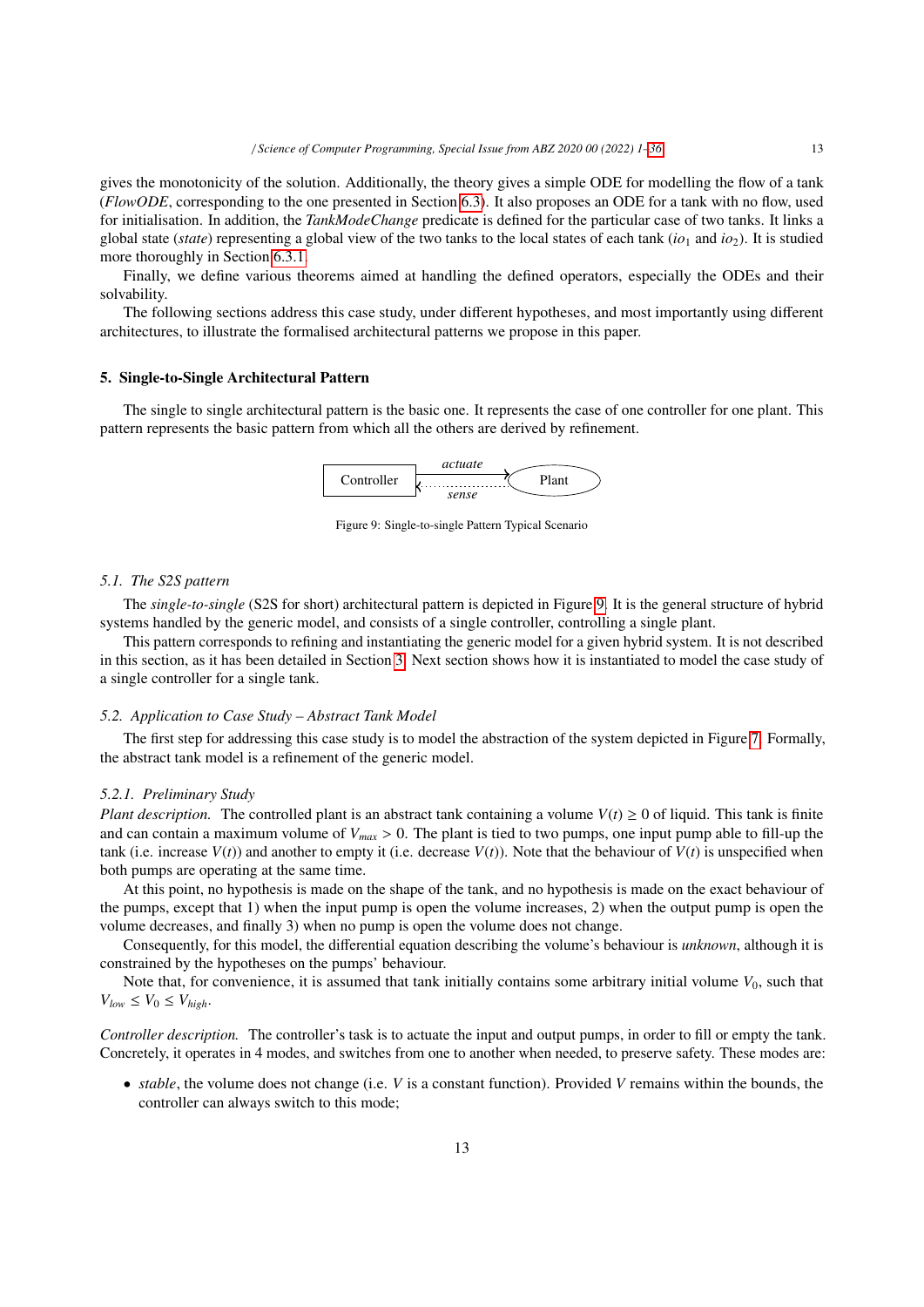gives the monotonicity of the solution. Additionally, the theory gives a simple ODE for modelling the flow of a tank (*FlowODE*, corresponding to the one presented in Section 6.3). It also proposes an ODE for a tank with no flow, used for initialisation. In addition, the *TankModeChange* predicate is defined for the particular case of two tanks. It links a global state (*state*) representing a global view of the two tanks to the local states of each tank ($io_1$ and $io_2$). It is studied more thoroughly in Section 6.3.1.

Finally, we define various theorems aimed at handling the defined operators, especially the ODEs and their solvability.

The following sections address this case study, under different hypotheses, and most importantly using different architectures, to illustrate the formalised architectural patterns we propose in this paper.

## 5. Single-to-Single Architectural Pattern

The single to single architectural pattern is the basic one. It represents the case of one controller for one plant. This pattern represents the basic pattern from which all the others are derived by refinement.

Figure 9: Single-to-single Pattern Typical Scenario

### 5.1. The S2S pattern

The *single-to-single* (S2S for short) architectural pattern is depicted in Figure 9. It is the general structure of hybrid systems handled by the generic model, and consists of a single controller, controlling a single plant.

This pattern corresponds to refining and instantiating the generic model for a given hybrid system. It is not described in this section, as it has been detailed in Section 3. Next section shows how it is instantiated to model the case study of a single controller for a single tank.

### 5.2. Application to Case Study – Abstract Tank Model

The first step for addressing this case study is to model the abstraction of the system depicted in Figure 7. Formally, the abstract tank model is a refinement of the generic model.

#### 5.2.1. Preliminary Study

*Plant description.* The controlled plant is an abstract tank containing a volume $V(t) \geq 0$ of liquid. This tank is finite and can contain a maximum volume of $V_{max} > 0$. The plant is tied to two pumps, one input pump able to fill-up the tank (i.e. increase $V(t)$) and another to empty it (i.e. decrease $V(t)$). Note that the behaviour of $V(t)$ is unspecified when both pumps are operating at the same time.

At this point, no hypothesis is made on the shape of the tank, and no hypothesis is made on the exact behaviour of the pumps, except that 1) when the input pump is open the volume increases, 2) when the output pump is open the volume decreases, and finally 3) when no pump is open the volume does not change.

Consequently, for this model, the differential equation describing the volume's behaviour is *unknown*, although it is constrained by the hypotheses on the pumps' behaviour.

Note that, for convenience, it is assumed that tank initially contains some arbitrary initial volume $V_0$, such that $V_{low} \leq V_0 \leq V_{high}$.

*Controller description.* The controller's task is to actuate the input and output pumps, in order to fill or empty the tank. Concretely, it operates in 4 modes, and switches from one to another when needed, to preserve safety. These modes are:

- *stable*, the volume does not change (i.e. $V$ is a constant function). Provided $V$ remains within the bounds, the controller can always switch to this mode;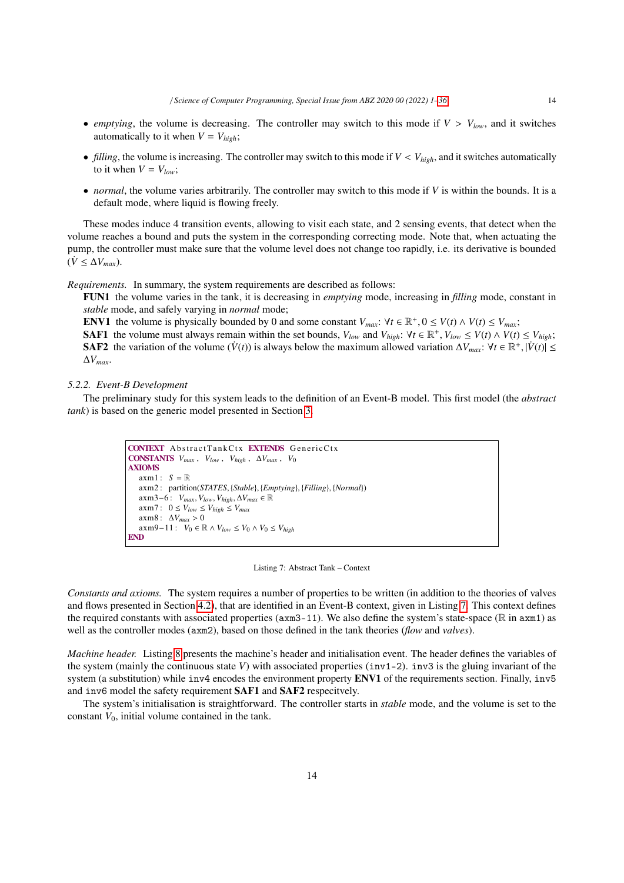- *emptying*, the volume is decreasing. The controller may switch to this mode if $V > V_{low}$, and it switches automatically to it when $V = V_{high}$;
- *filling*, the volume is increasing. The controller may switch to this mode if $V < V_{high}$, and it switches automatically to it when $V = V_{low}$;
- *normal*, the volume varies arbitrarily. The controller may switch to this mode if $V$ is within the bounds. It is a default mode, where liquid is flowing freely.

These modes induce 4 transition events, allowing to visit each state, and 2 sensing events, that detect when the volume reaches a bound and puts the system in the corresponding correcting mode. Note that, when actuating the pump, the controller must make sure that the volume level does not change too rapidly, i.e. its derivative is bounded ($\dot{V} \leq \Delta V_{max}$).

*Requirements.* In summary, the system requirements are described as follows:

**FUN1** the volume varies in the tank, it is decreasing in *emptying* mode, increasing in *filling* mode, constant in *stable* mode, and safely varying in *normal* mode;

**ENV1** the volume is physically bounded by 0 and some constant $V_{max}$: $\forall t \in \mathbb{R}^+, 0 \leq V(t) \wedge V(t) \leq V_{max}$;

**SAF1** the volume must always remain within the set bounds, $V_{low}$ and $V_{high}$: $\forall t \in \mathbb{R}^+, V_{low} \leq V(t) \wedge V(t) \leq V_{high}$;

**SAF2** the variation of the volume ($\dot{V}(t)$) is always below the maximum allowed variation $\Delta V_{max}$: $\forall t \in \mathbb{R}^+, |\dot{V}(t)| \leq \Delta V_{max}$.

### 5.2.2. Event-B Development

The preliminary study for this system leads to the definition of an Event-B model. This first model (the *abstract tank*) is based on the generic model presented in Section 3.

```
CONTEXT AbstractTankCtx EXTENDS GenericCtx
CONSTANTS V_max, V_low, V_high, ΔV_max, V_0
AXIOMS
   axm1:  S = ℝ
   axm2:  partition(STATES, {Stable}, {Emptying}, {Filling}, {Normal})
   axm3−6:  V_max, V_low, V_high, ΔV_max ∈ ℝ
   axm7:  0 ≤ V_low ≤ V_high ≤ V_max
   axm8:  ΔV_max > 0
   axm9−11:  V_0 ∈ ℝ ∧ V_low ≤ V_0 ∧ V_0 ≤ V_high
END
```

Listing 7: Abstract Tank – Context

*Constants and axioms.* The system requires a number of properties to be written (in addition to the theories of valves and flows presented in Section 4.2), that are identified in an Event-B context, given in Listing 7. This context defines the required constants with associated properties (axm3-11). We also define the system's state-space ($\mathbb{R}$ in axm1) as well as the controller modes (axm2), based on those defined in the tank theories (*flow* and *valves*).

*Machine header.* Listing 8 presents the machine's header and initialisation event. The header defines the variables of the system (mainly the continuous state $V$) with associated properties (inv1-2). inv3 is the gluing invariant of the system (a substitution) while inv4 encodes the environment property **ENV1** of the requirements section. Finally, inv5 and inv6 model the safety requirement **SAF1** and **SAF2** respecitvely.

The system's initialisation is straightforward. The controller starts in *stable* mode, and the volume is set to the constant $V_0$, initial volume contained in the tank.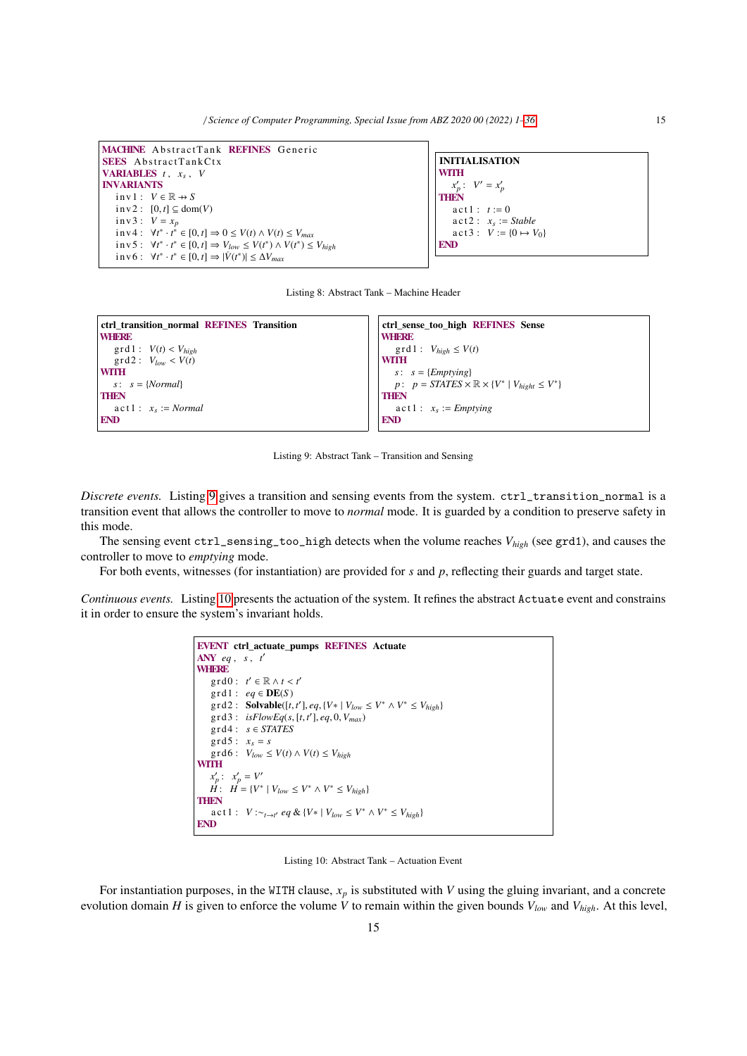```
MACHINE AbstractTank REFINES Generic
SEES AbstractTankCtx
VARIABLES t, x_s, V
INVARIANTS
  inv1 : V ∈ ℝ ⇸ S
  inv2 : [0,t] ⊆ dom(V)
  inv3 : V = x_p
  inv4 : ∀t* · t* ∈ [0,t] ⇒ 0 ≤ V(t) ∧ V(t) ≤ V_max
  inv5 : ∀t* · t* ∈ [0,t] ⇒ V_low ≤ V(t*) ∧ V(t*) ≤ V_high
  inv6 : ∀t* · t* ∈ [0,t] ⇒ |V̇(t*)| ≤ ΔV_max
```

```
INITIALISATION
WITH
  x'_p : V' = x'_p
THEN
  act1 : t := 0
  act2 : x_s := Stable
  act3 : V := {0 ↦ V_0}
END
```

Listing 8: Abstract Tank – Machine Header

```
ctrl_transition_normal REFINES Transition
WHERE
  grd1 : V(t) < V_high
  grd2 : V_low < V(t)
WITH
  s : s = {Normal}
THEN
  act1 : x_s := Normal
END
```

```
ctrl_sense_too_high REFINES Sense
WHERE
  grd1 : V_high ≤ V(t)
WITH
  s : s = {Emptying}
  p : p = STATES × ℝ × {V* | V_hight ≤ V*}
THEN
  act1 : x_s := Emptying
END
```

Listing 9: Abstract Tank – Transition and Sensing

*Discrete events.* Listing 9 gives a transition and sensing events from the system. `ctrl_transition_normal` is a transition event that allows the controller to move to *normal* mode. It is guarded by a condition to preserve safety in this mode.

The sensing event `ctrl_sensing_too_high` detects when the volume reaches $V_{high}$ (see `grd1`), and causes the controller to move to *emptying* mode.

For both events, witnesses (for instantiation) are provided for $s$ and $p$, reflecting their guards and target state.

*Continuous events.* Listing 10 presents the actuation of the system. It refines the abstract `Actuate` event and constrains it in order to ensure the system's invariant holds.

```
EVENT ctrl_actuate_pumps REFINES Actuate
ANY eq, s, t'
WHERE
  grd0 : t' ∈ ℝ ∧ t < t'
  grd1 : eq ∈ DE(S)
  grd2 : Solvable([t,t'], eq, {V* | V_low ≤ V* ∧ V* ≤ V_high})
  grd3 : isFlowEq(s, [t,t'], eq, 0, V_max)
  grd4 : s ∈ STATES
  grd5 : x_s = s
  grd6 : V_low ≤ V(t) ∧ V(t) ≤ V_high
WITH
  x'_p : x'_p = V'
  H : H = {V* | V_low ≤ V* ∧ V* ≤ V_high}
THEN
  act1 : V :~_{t→t'} eq & {V* | V_low ≤ V* ∧ V* ≤ V_high}
END
```

Listing 10: Abstract Tank – Actuation Event

For instantiation purposes, in the `WITH` clause, $x_p$ is substituted with $V$ using the gluing invariant, and a concrete evolution domain $H$ is given to enforce the volume $V$ to remain within the given bounds $V_{low}$ and $V_{high}$. At this level,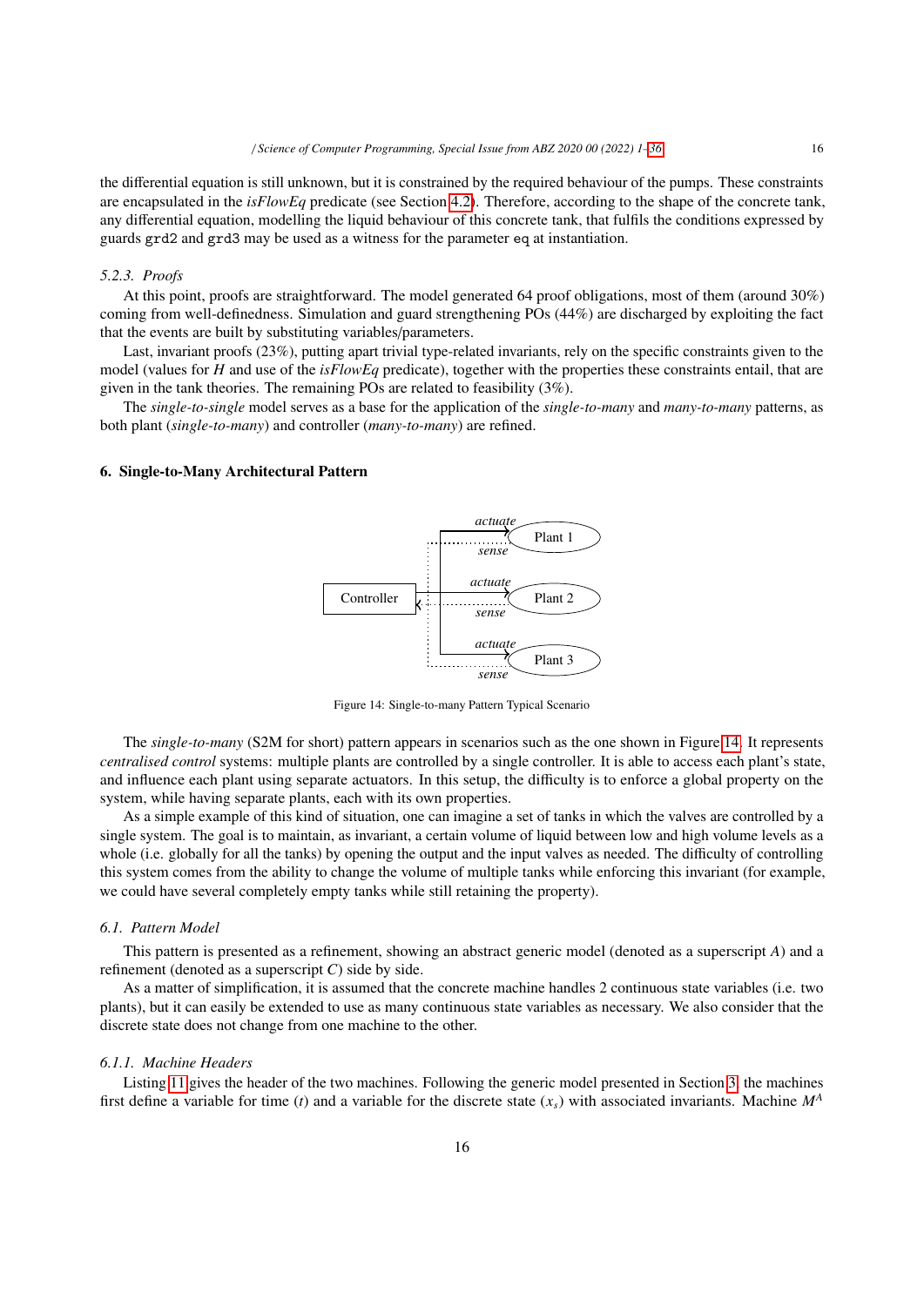the differential equation is still unknown, but it is constrained by the required behaviour of the pumps. These constraints are encapsulated in the *isFlowEq* predicate (see Section 4.2). Therefore, according to the shape of the concrete tank, any differential equation, modelling the liquid behaviour of this concrete tank, that fulfils the conditions expressed by guards grd2 and grd3 may be used as a witness for the parameter eq at instantiation.

#### 5.2.3. Proofs

At this point, proofs are straightforward. The model generated 64 proof obligations, most of them (around 30%) coming from well-definedness. Simulation and guard strengthening POs (44%) are discharged by exploiting the fact that the events are built by substituting variables/parameters.

Last, invariant proofs (23%), putting apart trivial type-related invariants, rely on the specific constraints given to the model (values for $H$ and use of the *isFlowEq* predicate), together with the properties these constraints entail, that are given in the tank theories. The remaining POs are related to feasibility (3%).

The *single-to-single* model serves as a base for the application of the *single-to-many* and *many-to-many* patterns, as both plant (*single-to-many*) and controller (*many-to-many*) are refined.

## 6. Single-to-Many Architectural Pattern

Figure 14: Single-to-many Pattern Typical Scenario

The *single-to-many* (S2M for short) pattern appears in scenarios such as the one shown in Figure 14. It represents *centralised control* systems: multiple plants are controlled by a single controller. It is able to access each plant's state, and influence each plant using separate actuators. In this setup, the difficulty is to enforce a global property on the system, while having separate plants, each with its own properties.

As a simple example of this kind of situation, one can imagine a set of tanks in which the valves are controlled by a single system. The goal is to maintain, as invariant, a certain volume of liquid between low and high volume levels as a whole (i.e. globally for all the tanks) by opening the output and the input valves as needed. The difficulty of controlling this system comes from the ability to change the volume of multiple tanks while enforcing this invariant (for example, we could have several completely empty tanks while still retaining the property).

### 6.1. Pattern Model

This pattern is presented as a refinement, showing an abstract generic model (denoted as a superscript $A$) and a refinement (denoted as a superscript $C$) side by side.

As a matter of simplification, it is assumed that the concrete machine handles 2 continuous state variables (i.e. two plants), but it can easily be extended to use as many continuous state variables as necessary. We also consider that the discrete state does not change from one machine to the other.

#### 6.1.1. Machine Headers

Listing 11 gives the header of the two machines. Following the generic model presented in Section 3, the machines first define a variable for time ($t$) and a variable for the discrete state ($x_s$) with associated invariants. Machine $M^A$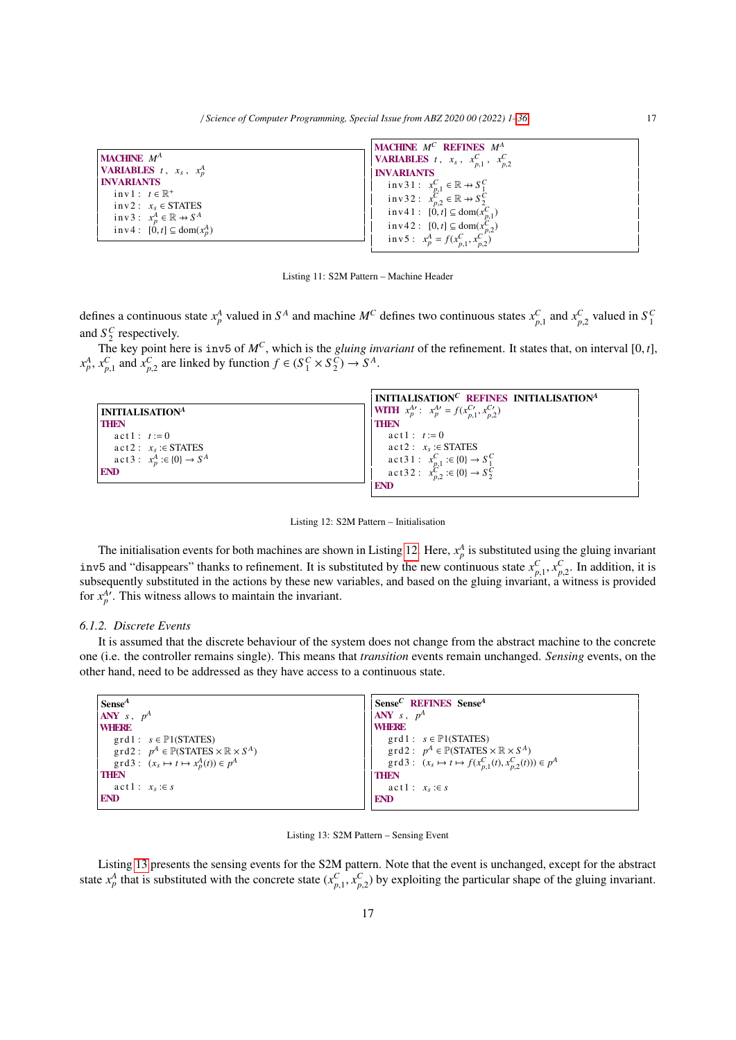```
MACHINE M^A
VARIABLES t, x_s, x_p^A
INVARIANTS
  inv1: t ∈ ℝ+
  inv2: x_s ∈ STATES
  inv3: x_p^A ∈ ℝ ⇸ S^A
  inv4: [0,t] ⊆ dom(x_p^A)
```

```
MACHINE M^C REFINES M^A
VARIABLES t, x_s, x_{p,1}^C, x_{p,2}^C
INVARIANTS
  inv31: x_{p,1}^C ∈ ℝ ⇸ S_1^C
  inv32: x_{p,2}^C ∈ ℝ ⇸ S_2^C
  inv41: [0,t] ⊆ dom(x_{p,1}^C)
  inv42: [0,t] ⊆ dom(x_{p,2}^C)
  inv5: x_p^A = f(x_{p,1}^C, x_{p,2}^C)
```

Listing 11: S2M Pattern – Machine Header

defines a continuous state $x_p^A$ valued in $S^A$ and machine $M^C$ defines two continuous states $x_{p,1}^C$ and $x_{p,2}^C$ valued in $S_1^C$ and $S_2^C$ respectively.

The key point here is inv5 of $M^C$, which is the *gluing invariant* of the refinement. It states that, on interval $[0, t]$, $x_p^A$, $x_{p,1}^C$ and $x_{p,2}^C$ are linked by function $f \in (S_1^C \times S_2^C) \to S^A$.

```
INITIALISATION^A
THEN
  act1: t := 0
  act2: x_s :∈ STATES
  act3: x_p^A :∈ {0} → S^A
END
```

```
INITIALISATION^C REFINES INITIALISATION^A
WITH x_p^A': x_p^A' = f(x_{p,1}^C', x_{p,2}^C')
THEN
  act1: t := 0
  act2: x_s :∈ STATES
  act31: x_{p,1}^C :∈ {0} → S_1^C
  act32: x_{p,2}^C :∈ {0} → S_2^C
END
```

Listing 12: S2M Pattern – Initialisation

The initialisation events for both machines are shown in Listing 12. Here, $x_p^A$ is substituted using the gluing invariant inv5 and "disappears" thanks to refinement. It is substituted by the new continuous state $x_{p,1}^C, x_{p,2}^C$. In addition, it is subsequently substituted in the actions by these new variables, and based on the gluing invariant, a witness is provided for $x_p^{A\prime}$. This witness allows to maintain the invariant.

### 6.1.2. Discrete Events

It is assumed that the discrete behaviour of the system does not change from the abstract machine to the concrete one (i.e. the controller remains single). This means that *transition* events remain unchanged. *Sensing* events, on the other hand, need to be addressed as they have access to a continuous state.

```
Sense^A
ANY s, p^A
WHERE
  grd1: s ∈ ℙ1(STATES)
  grd2: p^A ∈ ℙ(STATES × ℝ × S^A)
  grd3: (x_s ↦ t ↦ x_p^A(t)) ∈ p^A
THEN
  act1: x_s :∈ s
END
```

```
Sense^C REFINES Sense^A
ANY s, p^A
WHERE
  grd1: s ∈ ℙ1(STATES)
  grd2: p^A ∈ ℙ(STATES × ℝ × S^A)
  grd3: (x_s ↦ t ↦ f(x_{p,1}^C(t), x_{p,2}^C(t))) ∈ p^A
THEN
  act1: x_s :∈ s
END
```

Listing 13: S2M Pattern – Sensing Event

Listing 13 presents the sensing events for the S2M pattern. Note that the event is unchanged, except for the abstract state $x_p^A$ that is substituted with the concrete state $(x_{p,1}^C, x_{p,2}^C)$ by exploiting the particular shape of the gluing invariant.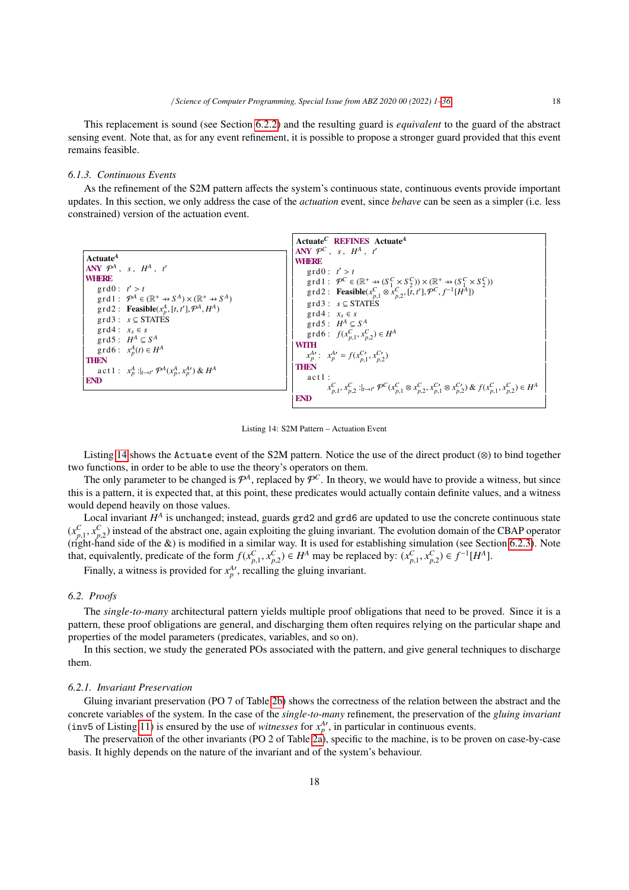This replacement is sound (see Section 6.2.2) and the resulting guard is *equivalent* to the guard of the abstract sensing event. Note that, as for any event refinement, it is possible to propose a stronger guard provided that this event remains feasible.

#### 6.1.3. Continuous Events

As the refinement of the S2M pattern affects the system's continuous state, continuous events provide important updates. In this section, we only address the case of the *actuation* event, since *behave* can be seen as a simpler (i.e. less constrained) version of the actuation event.

```
Actuate^A
ANY 𝒫^A , s , H^A , t'
WHERE
  grd0 : t' > t
  grd1 : 𝒫^A ∈ (ℝ+ ⇸ S^A) × (ℝ+ ⇸ S^A)
  grd2 : Feasible(x_p^A, [t, t'], 𝒫^A, H^A)
  grd3 : s ⊆ STATES
  grd4 : x_s ∈ s
  grd5 : H^A ⊆ S^A
  grd6 : x_p^A(t) ∈ H^A
THEN
  act1 : x_p^A :|_{t→t'} 𝒫^A(x_p^A, x_p^A') & H^A
END
```

```
Actuate^C REFINES Actuate^A
ANY 𝒫^C , s , H^A , t'
WHERE
  grd0 : t' > t
  grd1 : 𝒫^C ∈ (ℝ+ ⇸ (S_1^C × S_2^C)) × (ℝ+ ⇸ (S_1^C × S_2^C))
  grd2 : Feasible(x_{p,1}^C ⊗ x_{p,2}^C, [t, t'], 𝒫^C, f^{-1}[H^A])
  grd3 : s ⊆ STATES
  grd4 : x_s ∈ s
  grd5 : H^A ⊆ S^A
  grd6 : f(x_{p,1}^C, x_{p,2}^C) ∈ H^A
WITH
  x_p^A' : x_p^A' = f(x_{p,1}^C', x_{p,2}^C')
THEN
  act1 :
    x_{p,1}^C, x_{p,2}^C :|_{t→t'} 𝒫^C(x_{p,1}^C ⊗ x_{p,2}^C, x_{p,1}^C' ⊗ x_{p,2}^C') & f(x_{p,1}^C, x_{p,2}^C) ∈ H^A
END
```

Listing 14: S2M Pattern – Actuation Event

Listing 14 shows the `Actuate` event of the S2M pattern. Notice the use of the direct product ($\otimes$) to bind together two functions, in order to be able to use the theory's operators on them.

The only parameter to be changed is $\mathcal{P}^A$, replaced by $\mathcal{P}^C$. In theory, we would have to provide a witness, but since this is a pattern, it is expected that, at this point, these predicates would actually contain definite values, and a witness would depend heavily on those values.

Local invariant $H^A$ is unchanged; instead, guards `grd2` and `grd6` are updated to use the concrete continuous state $(x_{p,1}^C, x_{p,2}^C)$ instead of the abstract one, again exploiting the gluing invariant. The evolution domain of the CBAP operator (right-hand side of the &) is modified in a similar way. It is used for establishing simulation (see Section 6.2.3). Note that, equivalently, predicate of the form $f(x_{p,1}^C, x_{p,2}^C) \in H^A$ may be replaced by: $(x_{p,1}^C, x_{p,2}^C) \in f^{-1}[H^A]$.

Finally, a witness is provided for $x_p^{A\prime}$, recalling the gluing invariant.

### 6.2. Proofs

The *single-to-many* architectural pattern yields multiple proof obligations that need to be proved. Since it is a pattern, these proof obligations are general, and discharging them often requires relying on the particular shape and properties of the model parameters (predicates, variables, and so on).

In this section, we study the generated POs associated with the pattern, and give general techniques to discharge them.

#### 6.2.1. Invariant Preservation

Gluing invariant preservation (PO 7 of Table 2b) shows the correctness of the relation between the abstract and the concrete variables of the system. In the case of the *single-to-many* refinement, the preservation of the *gluing invariant* (`inv5` of Listing 11) is ensured by the use of *witnesses* for $x_p^{A\prime}$, in particular in continuous events.

The preservation of the other invariants (PO 2 of Table 2a), specific to the machine, is to be proven on case-by-case basis. It highly depends on the nature of the invariant and of the system's behaviour.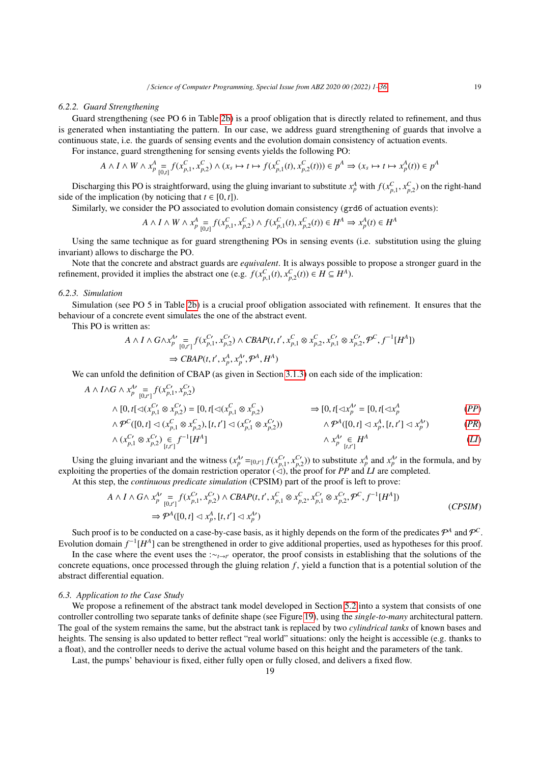#### 6.2.2. Guard Strengthening

Guard strengthening (see PO 6 in Table 2b) is a proof obligation that is directly related to refinement, and thus is generated when instantiating the pattern. In our case, we address guard strengthening of guards that involve a continuous state, i.e. the guards of sensing events and the evolution domain consistency of actuation events.

For instance, guard strengthening for sensing events yields the following PO:

$$A \wedge I \wedge W \wedge x_p^A \underset{[0,t]}{=} f(x_{p,1}^C, x_{p,2}^C) \wedge (x_s \mapsto t \mapsto f(x_{p,1}^C(t), x_{p,2}^C(t))) \in p^A \Rightarrow (x_s \mapsto t \mapsto x_p^A(t)) \in p^A$$

Discharging this PO is straightforward, using the gluing invariant to substitute $x_p^A$ with $f(x_{p,1}^C, x_{p,2}^C)$ on the right-hand side of the implication (by noticing that $t \in [0, t]$).

Similarly, we consider the PO associated to evolution domain consistency (grd6 of actuation events):

$$A \wedge I \wedge W \wedge x_p^A \underset{[0,t]}{=} f(x_{p,1}^C, x_{p,2}^C) \wedge f(x_{p,1}^C(t), x_{p,2}^C(t)) \in H^A \Rightarrow x_p^A(t) \in H^A$$

Using the same technique as for guard strengthening POs in sensing events (i.e. substitution using the gluing invariant) allows to discharge the PO.

Note that the concrete and abstract guards are *equivalent*. It is always possible to propose a stronger guard in the refinement, provided it implies the abstract one (e.g. $f(x_{p,1}^C(t), x_{p,2}^C(t)) \in H \subseteq H^A$).

#### 6.2.3. Simulation

Simulation (see PO 5 in Table 2b) is a crucial proof obligation associated with refinement. It ensures that the behaviour of a concrete event simulates the one of the abstract event.

This PO is written as:

$$A \wedge I \wedge G \wedge x_p^{A\prime} \underset{[0,t']}{=} f(x_{p,1}^{C\prime}, x_{p,2}^{C\prime}) \wedge CBAP(t, t', x_{p,1}^C \otimes x_{p,2}^C, x_{p,1}^{C\prime} \otimes x_{p,2}^{C\prime}, \mathcal{P}^C, f^{-1}[H^A])$$
$$\Rightarrow CBAP(t, t', x_p^A, x_p^{A\prime}, \mathcal{P}^A, H^A)$$

We can unfold the definition of CBAP (as given in Section 3.1.3) on each side of the implication:

$$
\begin{aligned}
& A \wedge I \wedge G \wedge x_p^{A\prime} \underset{[0,t']}{=} f(x_{p,1}^{C\prime}, x_{p,2}^{C\prime}) \\
& \wedge [0, t[ \lhd (x_{p,1}^{C\prime} \otimes x_{p,2}^{C\prime}) = [0, t[ \lhd (x_{p,1}^C \otimes x_{p,2}^C) && \Rightarrow [0, t[ \lhd x_p^{A\prime} = [0, t[ \lhd x_p^A && (PP) \\
& \wedge \mathcal{P}^C([0, t] \lhd (x_{p,1}^C \otimes x_{p,2}^C), [t, t'] \lhd (x_{p,1}^{C\prime} \otimes x_{p,2}^{C\prime})) && \wedge \mathcal{P}^A([0, t] \lhd x_p^A, [t, t'] \lhd x_p^{A\prime}) && (PR) \\
& \wedge (x_{p,1}^{C\prime} \otimes x_{p,2}^{C\prime}) \underset{[t,t']}{\in} f^{-1}[H^A] && \wedge x_p^{A\prime} \underset{[t,t']}{\in} H^A && (LI)
\end{aligned}
$$

Using the gluing invariant and the witness ($x_p^{A\prime} =_{[0,t']} f(x_{p,1}^{C\prime}, x_{p,2}^{C\prime})$) to substitute $x_p^A$ and $x_p^{A\prime}$ in the formula, and by exploiting the properties of the domain restriction operator ($\lhd$), the proof for *PP* and *LI* are completed.

At this step, the *continuous predicate simulation* (CPSIM) part of the proof is left to prove:

$$A \wedge I \wedge G \wedge x_p^{A\prime} \underset{[0,t']}{=} f(x_{p,1}^{C\prime}, x_{p,2}^{C\prime}) \wedge CBAP(t, t', x_{p,1}^C \otimes x_{p,2}^C, x_{p,1}^{C\prime} \otimes x_{p,2}^{C\prime}, \mathcal{P}^C, f^{-1}[H^A])$$
$$\Rightarrow \mathcal{P}^A([0, t] \lhd x_p^A, [t, t'] \lhd x_p^{A\prime}) \qquad (CPSIM)$$

Such proof is to be conducted on a case-by-case basis, as it highly depends on the form of the predicates $\mathcal{P}^A$ and $\mathcal{P}^C$. Evolution domain $f^{-1}[H^A]$ can be strengthened in order to give additional properties, used as hypotheses for this proof.

In the case where the event uses the $:\sim_{t \to t'}$ operator, the proof consists in establishing that the solutions of the concrete equations, once processed through the gluing relation $f$, yield a function that is a potential solution of the abstract differential equation.

### 6.3. Application to the Case Study

We propose a refinement of the abstract tank model developed in Section 5.2 into a system that consists of one controller controlling two separate tanks of definite shape (see Figure 19), using the *single-to-many* architectural pattern. The goal of the system remains the same, but the abstract tank is replaced by two *cylindrical tanks* of known bases and heights. The sensing is also updated to better reflect "real world" situations: only the height is accessible (e.g. thanks to a float), and the controller needs to derive the actual volume based on this height and the parameters of the tank.

Last, the pumps' behaviour is fixed, either fully open or fully closed, and delivers a fixed flow.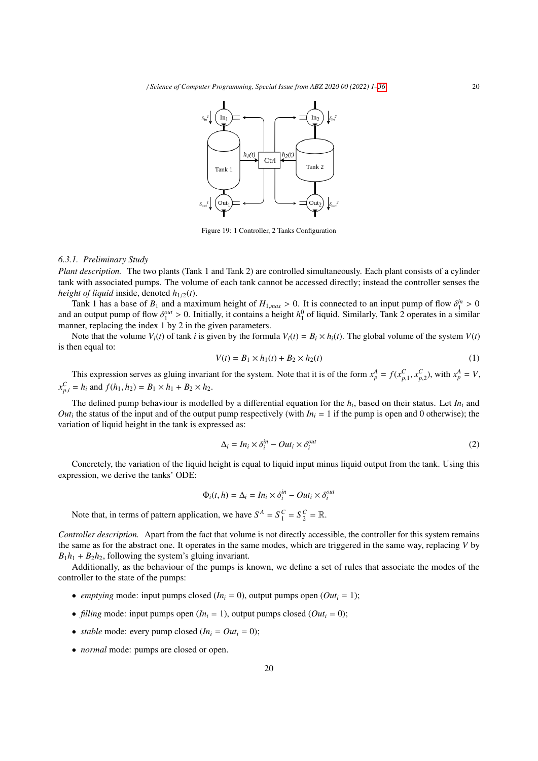Figure 19: 1 Controller, 2 Tanks Configuration

#### 6.3.1. Preliminary Study

*Plant description.* The two plants (Tank 1 and Tank 2) are controlled simultaneously. Each plant consists of a cylinder tank with associated pumps. The volume of each tank cannot be accessed directly; instead the controller senses the *height of liquid* inside, denoted $h_{1/2}(t)$.

Tank 1 has a base of $B_1$ and a maximum height of $H_{1,max} > 0$. It is connected to an input pump of flow $\delta_1^{in} > 0$ and an output pump of flow $\delta_1^{out} > 0$. Initially, it contains a height $h_1^0$ of liquid. Similarly, Tank 2 operates in a similar manner, replacing the index 1 by 2 in the given parameters.

Note that the volume $V_i(t)$ of tank $i$ is given by the formula $V_i(t) = B_i \times h_i(t)$. The global volume of the system $V(t)$ is then equal to:

$$V(t) = B_1 \times h_1(t) + B_2 \times h_2(t) \tag{1}$$

This expression serves as gluing invariant for the system. Note that it is of the form $x_p^A = f(x_{p,1}^C, x_{p,2}^C)$, with $x_p^A = V$, $x_{p,i}^C = h_i$ and $f(h_1, h_2) = B_1 \times h_1 + B_2 \times h_2$.

The defined pump behaviour is modelled by a differential equation for the $h_i$, based on their status. Let $In_i$ and $Out_i$ the status of the input and of the output pump respectively (with $In_i = 1$ if the pump is open and 0 otherwise); the variation of liquid height in the tank is expressed as:

$$\Delta_i = In_i \times \delta_i^{in} - Out_i \times \delta_i^{out} \tag{2}$$

Concretely, the variation of the liquid height is equal to liquid input minus liquid output from the tank. Using this expression, we derive the tanks' ODE:

$$\Phi_i(t, h) = \Delta_i = In_i \times \delta_i^{in} - Out_i \times \delta_i^{out}$$

Note that, in terms of pattern application, we have $S^A = S_1^C = S_2^C = \mathbb{R}$.

*Controller description.* Apart from the fact that volume is not directly accessible, the controller for this system remains the same as for the abstract one. It operates in the same modes, which are triggered in the same way, replacing $V$ by $B_1h_1 + B_2h_2$, following the system's gluing invariant.

Additionally, as the behaviour of the pumps is known, we define a set of rules that associate the modes of the controller to the state of the pumps:

- *emptying* mode: input pumps closed ($In_i = 0$), output pumps open ($Out_i = 1$);
- *filling* mode: input pumps open ($In_i = 1$), output pumps closed ($Out_i = 0$);
- *stable* mode: every pump closed ($In_i = Out_i = 0$);
- *normal* mode: pumps are closed or open.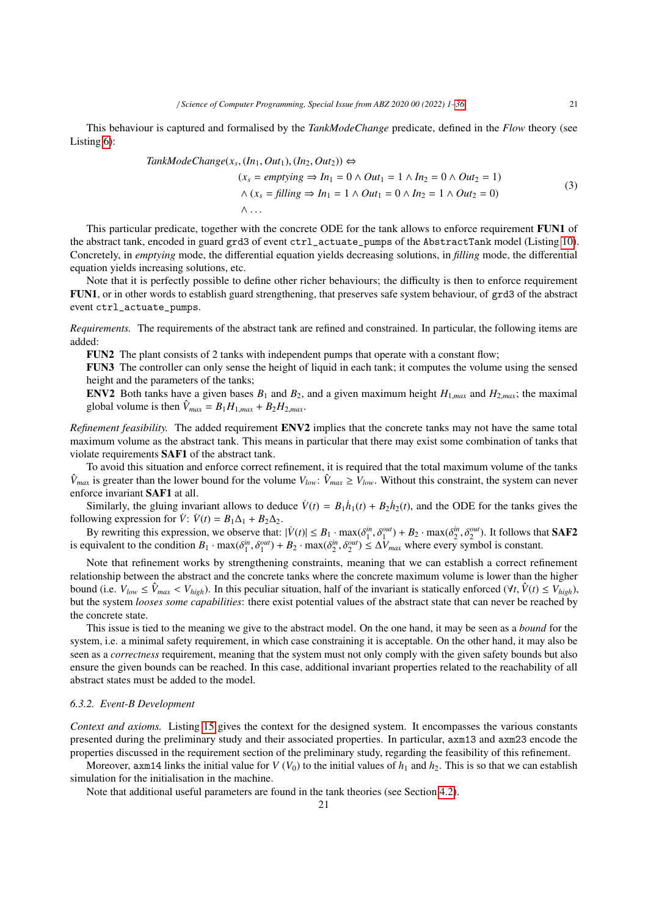This behaviour is captured and formalised by the *TankModeChange* predicate, defined in the *Flow* theory (see Listing 6):

$$
\begin{aligned}
TankModeChange(x_s, (In_1, Out_1), (In_2, Out_2)) \Leftrightarrow & \\
& (x_s = \mathit{emptying} \Rightarrow In_1 = 0 \wedge Out_1 = 1 \wedge In_2 = 0 \wedge Out_2 = 1) \\
& \wedge (x_s = \mathit{filling} \Rightarrow In_1 = 1 \wedge Out_1 = 0 \wedge In_2 = 1 \wedge Out_2 = 0) \\
& \wedge \ldots
\end{aligned}
\tag{3}
$$

This particular predicate, together with the concrete ODE for the tank allows to enforce requirement **FUN1** of the abstract tank, encoded in guard `grd3` of event `ctrl_actuate_pumps` of the `AbstractTank` model (Listing 10). Concretely, in *emptying* mode, the differential equation yields decreasing solutions, in *filling* mode, the differential equation yields increasing solutions, etc.

Note that it is perfectly possible to define other richer behaviours; the difficulty is then to enforce requirement **FUN1**, or in other words to establish guard strengthening, that preserves safe system behaviour, of `grd3` of the abstract event `ctrl_actuate_pumps`.

*Requirements.* The requirements of the abstract tank are refined and constrained. In particular, the following items are added:

**FUN2** The plant consists of 2 tanks with independent pumps that operate with a constant flow;

**FUN3** The controller can only sense the height of liquid in each tank; it computes the volume using the sensed height and the parameters of the tanks;

**ENV2** Both tanks have a given bases $B_1$ and $B_2$, and a given maximum height $H_{1,max}$ and $H_{2,max}$; the maximal global volume is then $\hat{V}_{max} = B_1 H_{1,max} + B_2 H_{2,max}$.

*Refinement feasibility.* The added requirement **ENV2** implies that the concrete tanks may not have the same total maximum volume as the abstract tank. This means in particular that there may exist some combination of tanks that violate requirements **SAF1** of the abstract tank.

To avoid this situation and enforce correct refinement, it is required that the total maximum volume of the tanks $\hat{V}_{max}$ is greater than the lower bound for the volume $V_{low}$: $\hat{V}_{max} \geq V_{low}$. Without this constraint, the system can never enforce invariant **SAF1** at all.

Similarly, the gluing invariant allows to deduce $\dot{V}(t) = B_1\dot{h}_1(t) + B_2\dot{h}_2(t)$, and the ODE for the tanks gives the following expression for $\dot{V}$: $\dot{V}(t) = B_1\Delta_1 + B_2\Delta_2$.

By rewriting this expression, we observe that: $|\dot{V}(t)| \leq B_1 \cdot \max(\delta_1^{in}, \delta_1^{out}) + B_2 \cdot \max(\delta_2^{in}, \delta_2^{out})$. It follows that **SAF2** is equivalent to the condition $B_1 \cdot \max(\delta_1^{in}, \delta_1^{out}) + B_2 \cdot \max(\delta_2^{in}, \delta_2^{out}) \leq \Delta V_{max}$ where every symbol is constant.

Note that refinement works by strengthening constraints, meaning that we can establish a correct refinement relationship between the abstract and the concrete tanks where the concrete maximum volume is lower than the higher bound (i.e. $V_{low} \leq \hat{V}_{max} < V_{high}$). In this peculiar situation, half of the invariant is statically enforced ($\forall t, \hat{V}(t) \leq V_{high}$), but the system *looses some capabilities*: there exist potential values of the abstract state that can never be reached by the concrete state.

This issue is tied to the meaning we give to the abstract model. On the one hand, it may be seen as a *bound* for the system, i.e. a minimal safety requirement, in which case constraining it is acceptable. On the other hand, it may also be seen as a *correctness* requirement, meaning that the system must not only comply with the given safety bounds but also ensure the given bounds can be reached. In this case, additional invariant properties related to the reachability of all abstract states must be added to the model.

#### 6.3.2. Event-B Development

*Context and axioms.* Listing 15 gives the context for the designed system. It encompasses the various constants presented during the preliminary study and their associated properties. In particular, `axm13` and `axm23` encode the properties discussed in the requirement section of the preliminary study, regarding the feasibility of this refinement.

Moreover, `axm14` links the initial value for $V$ ($V_0$) to the initial values of $h_1$ and $h_2$. This is so that we can establish simulation for the initialisation in the machine.

Note that additional useful parameters are found in the tank theories (see Section 4.2).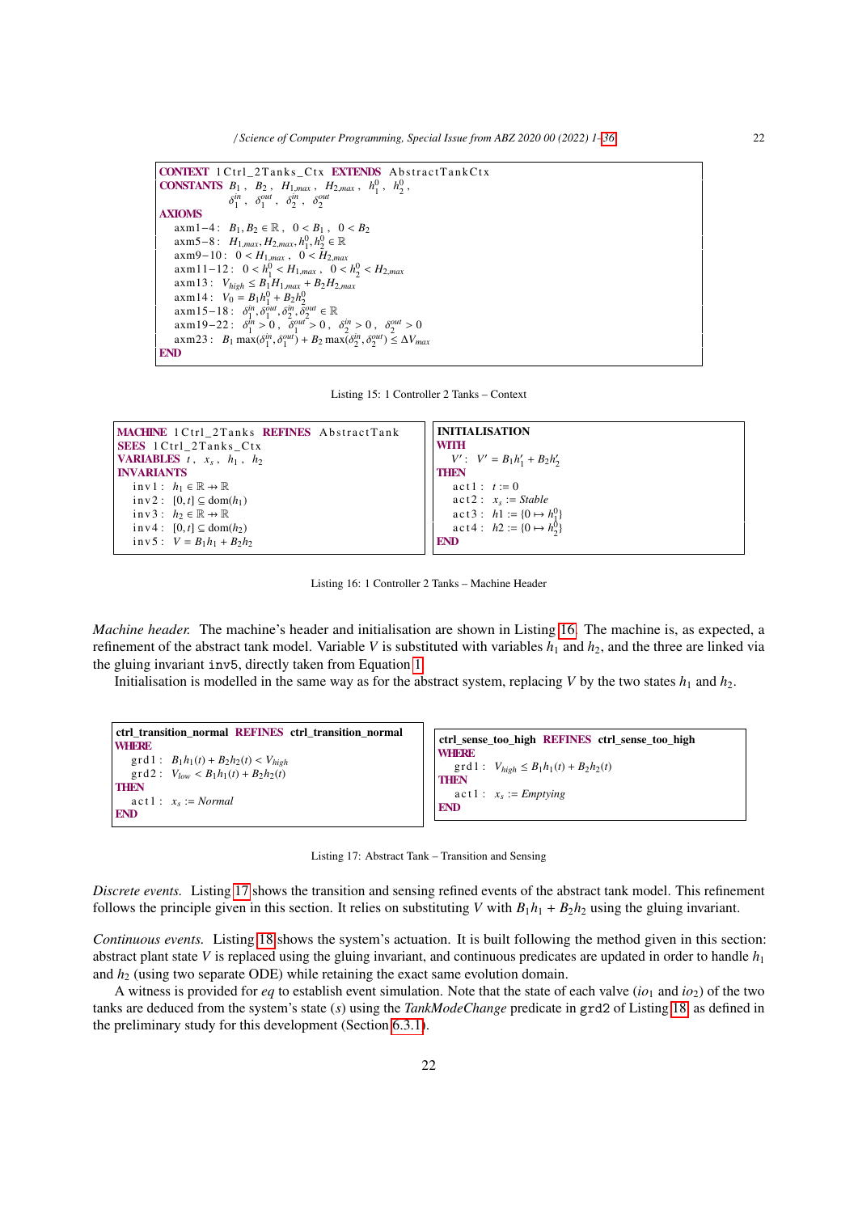```
CONTEXT 1Ctrl_2Tanks_Ctx EXTENDS AbstractTankCtx
CONSTANTS B_1 , B_2 , H_{1,max} , H_{2,max} , h_1^0 , h_2^0 ,
          δ_1^{in} , δ_1^{out} , δ_2^{in} , δ_2^{out}
AXIOMS
  axm1−4 :  B_1, B_2 ∈ ℝ ,  0 < B_1 ,  0 < B_2
  axm5−8 :  H_{1,max}, H_{2,max}, h_1^0, h_2^0 ∈ ℝ
  axm9−10 :  0 < H_{1,max} ,  0 < H_{2,max}
  axm11−12 :  0 < h_1^0 < H_{1,max} ,  0 < h_2^0 < H_{2,max}
  axm13 :  V_{high} ≤ B_1 H_{1,max} + B_2 H_{2,max}
  axm14 :  V_0 = B_1 h_1^0 + B_2 h_2^0
  axm15−18 :  δ_1^{in}, δ_1^{out}, δ_2^{in}, δ_2^{out} ∈ ℝ
  axm19−22 :  δ_1^{in} > 0 ,  δ_1^{out} > 0 ,  δ_2^{in} > 0 ,  δ_2^{out} > 0
  axm23 :  B_1 max(δ_1^{in}, δ_1^{out}) + B_2 max(δ_2^{in}, δ_2^{out}) ≤ ΔV_{max}
END
```

Listing 15: 1 Controller 2 Tanks – Context

```
MACHINE 1Ctrl_2Tanks REFINES AbstractTank
SEES 1Ctrl_2Tanks_Ctx
VARIABLES t , x_s , h_1 , h_2
INVARIANTS
  inv1 :  h_1 ∈ ℝ ⇸ ℝ
  inv2 :  [0, t] ⊆ dom(h_1)
  inv3 :  h_2 ∈ ℝ ⇸ ℝ
  inv4 :  [0, t] ⊆ dom(h_2)
  inv5 :  V = B_1 h_1 + B_2 h_2
```

```
INITIALISATION
WITH
  V' :  V' = B_1 h_1' + B_2 h_2'
THEN
  act1 :  t := 0
  act2 :  x_s := Stable
  act3 :  h1 := {0 ↦ h_1^0}
  act4 :  h2 := {0 ↦ h_2^0}
END
```

Listing 16: 1 Controller 2 Tanks – Machine Header

*Machine header.* The machine's header and initialisation are shown in Listing 16. The machine is, as expected, a refinement of the abstract tank model. Variable $V$ is substituted with variables $h_1$ and $h_2$, and the three are linked via the gluing invariant `inv5`, directly taken from Equation 1.

Initialisation is modelled in the same way as for the abstract system, replacing $V$ by the two states $h_1$ and $h_2$.

```
ctrl_transition_normal REFINES ctrl_transition_normal
WHERE
  grd1 :  B_1 h_1(t) + B_2 h_2(t) < V_{high}
  grd2 :  V_{low} < B_1 h_1(t) + B_2 h_2(t)
THEN
  act1 :  x_s := Normal
END
```

```
ctrl_sense_too_high REFINES ctrl_sense_too_high
WHERE
  grd1 :  V_{high} ≤ B_1 h_1(t) + B_2 h_2(t)
THEN
  act1 :  x_s := Emptying
END
```

Listing 17: Abstract Tank – Transition and Sensing

*Discrete events.* Listing 17 shows the transition and sensing refined events of the abstract tank model. This refinement follows the principle given in this section. It relies on substituting $V$ with $B_1 h_1 + B_2 h_2$ using the gluing invariant.

*Continuous events.* Listing 18 shows the system's actuation. It is built following the method given in this section: abstract plant state $V$ is replaced using the gluing invariant, and continuous predicates are updated in order to handle $h_1$ and $h_2$ (using two separate ODE) while retaining the exact same evolution domain.

A witness is provided for *eq* to establish event simulation. Note that the state of each valve ($io_1$ and $io_2$) of the two tanks are deduced from the system's state ($s$) using the *TankModeChange* predicate in `grd2` of Listing 18, as defined in the preliminary study for this development (Section 6.3.1).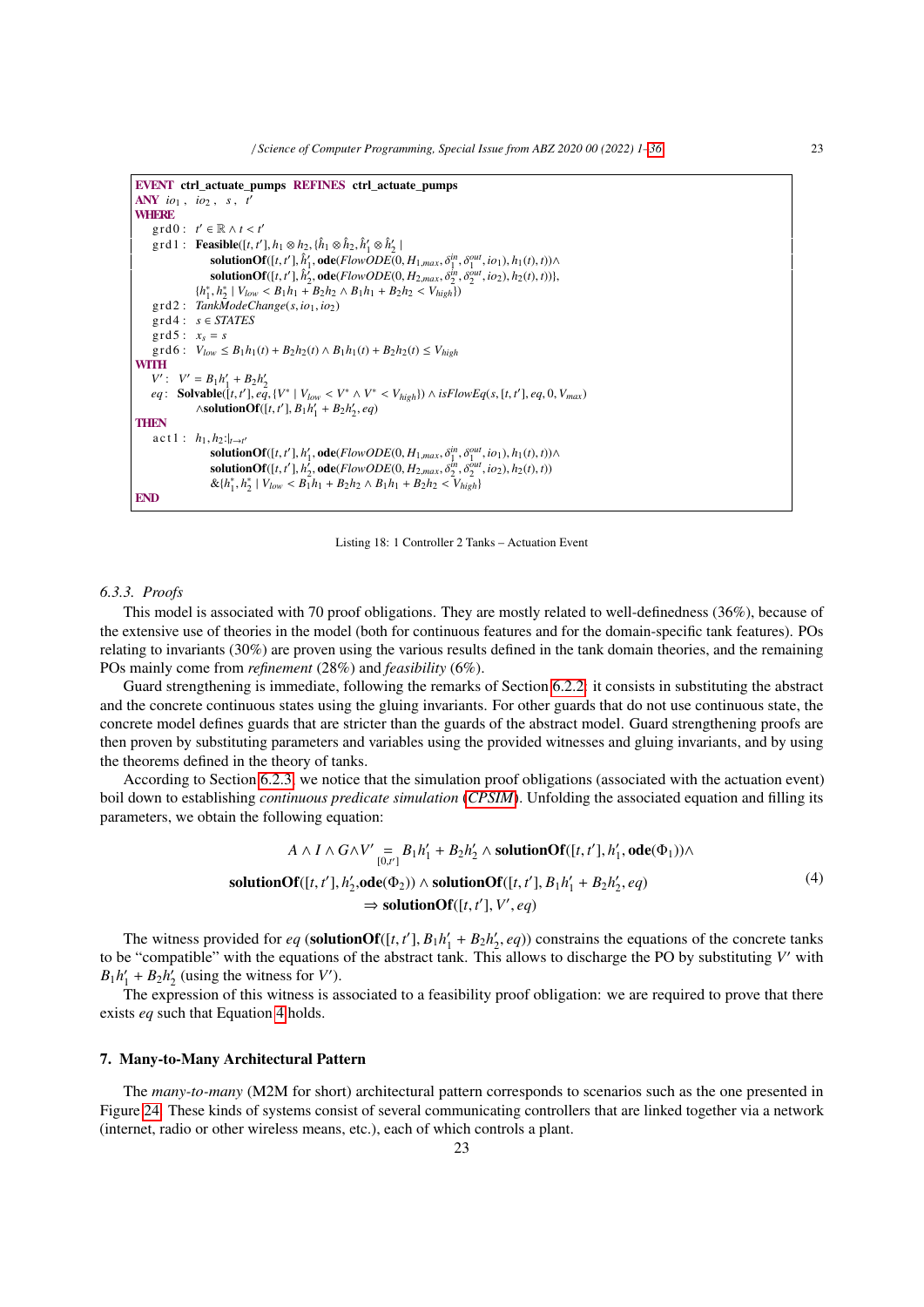```
EVENT ctrl_actuate_pumps REFINES ctrl_actuate_pumps
ANY io1, io2, s, t'
WHERE
    grd0 : t' ∈ ℝ ∧ t < t'
    grd1 : Feasible([t, t'], h1 ⊗ h2, {ĥ1 ⊗ ĥ2, ĥ'1 ⊗ ĥ'2 |
                 solutionOf([t, t'], ĥ'1, ode(FlowODE(0, H1,max, δ1^in, δ1^out, io1), h1(t), t))∧
                 solutionOf([t, t'], ĥ'2, ode(FlowODE(0, H2,max, δ2^in, δ2^out, io2), h2(t), t))},
               {h1*, h2* | Vlow < B1h1 + B2h2 ∧ B1h1 + B2h2 < Vhigh})
    grd2 : TankModeChange(s, io1, io2)
    grd4 : s ∈ STATES
    grd5 : xs = s
    grd6 : Vlow ≤ B1h1(t) + B2h2(t) ∧ B1h1(t) + B2h2(t) ≤ Vhigh
WITH
    V' : V' = B1h'1 + B2h'2
    eq : Solvable([t, t'], eq, {V* | Vlow < V* ∧ V* < Vhigh}) ∧ isFlowEq(s, [t, t'], eq, 0, Vmax)
           ∧solutionOf([t, t'], B1h'1 + B2h'2, eq)
THEN
    act1 : h1, h2 :|t→t'
                 solutionOf([t, t'], h'1, ode(FlowODE(0, H1,max, δ1^in, δ1^out, io1), h1(t), t))∧
                 solutionOf([t, t'], h'2, ode(FlowODE(0, H2,max, δ2^in, δ2^out, io2), h2(t), t))
                 &{h1*, h2* | Vlow < B1h1 + B2h2 ∧ B1h1 + B2h2 < Vhigh}
END
```

Listing 18: 1 Controller 2 Tanks – Actuation Event

#### 6.3.3. Proofs

This model is associated with 70 proof obligations. They are mostly related to well-definedness (36%), because of the extensive use of theories in the model (both for continuous features and for the domain-specific tank features). POs relating to invariants (30%) are proven using the various results defined in the tank domain theories, and the remaining POs mainly come from *refinement* (28%) and *feasibility* (6%).

Guard strengthening is immediate, following the remarks of Section 6.2.2: it consists in substituting the abstract and the concrete continuous states using the gluing invariants. For other guards that do not use continuous state, the concrete model defines guards that are stricter than the guards of the abstract model. Guard strengthening proofs are then proven by substituting parameters and variables using the provided witnesses and gluing invariants, and by using the theorems defined in the theory of tanks.

According to Section 6.2.3, we notice that the simulation proof obligations (associated with the actuation event) boil down to establishing *continuous predicate simulation* (*CPSIM*). Unfolding the associated equation and filling its parameters, we obtain the following equation:

$$
\begin{aligned}
A \wedge I \wedge G \wedge V' \underset{[0,t']}{=} B_1 h'_1 + B_2 h'_2 \wedge \textbf{solutionOf}([t,t'], h'_1, \textbf{ode}(\Phi_1)) \wedge \\
\textbf{solutionOf}([t,t'], h'_2, \textbf{ode}(\Phi_2)) \wedge \textbf{solutionOf}([t,t'], B_1 h'_1 + B_2 h'_2, eq) \\
\Rightarrow \textbf{solutionOf}([t,t'], V', eq)
\end{aligned}
\tag{4}
$$

The witness provided for $eq$ ($\textbf{solutionOf}([t,t'], B_1 h'_1 + B_2 h'_2, eq)$) constrains the equations of the concrete tanks to be "compatible" with the equations of the abstract tank. This allows to discharge the PO by substituting $V'$ with $B_1 h'_1 + B_2 h'_2$ (using the witness for $V'$).

The expression of this witness is associated to a feasibility proof obligation: we are required to prove that there exists $eq$ such that Equation 4 holds.

## 7. Many-to-Many Architectural Pattern

The *many-to-many* (M2M for short) architectural pattern corresponds to scenarios such as the one presented in Figure 24. These kinds of systems consist of several communicating controllers that are linked together via a network (internet, radio or other wireless means, etc.), each of which controls a plant.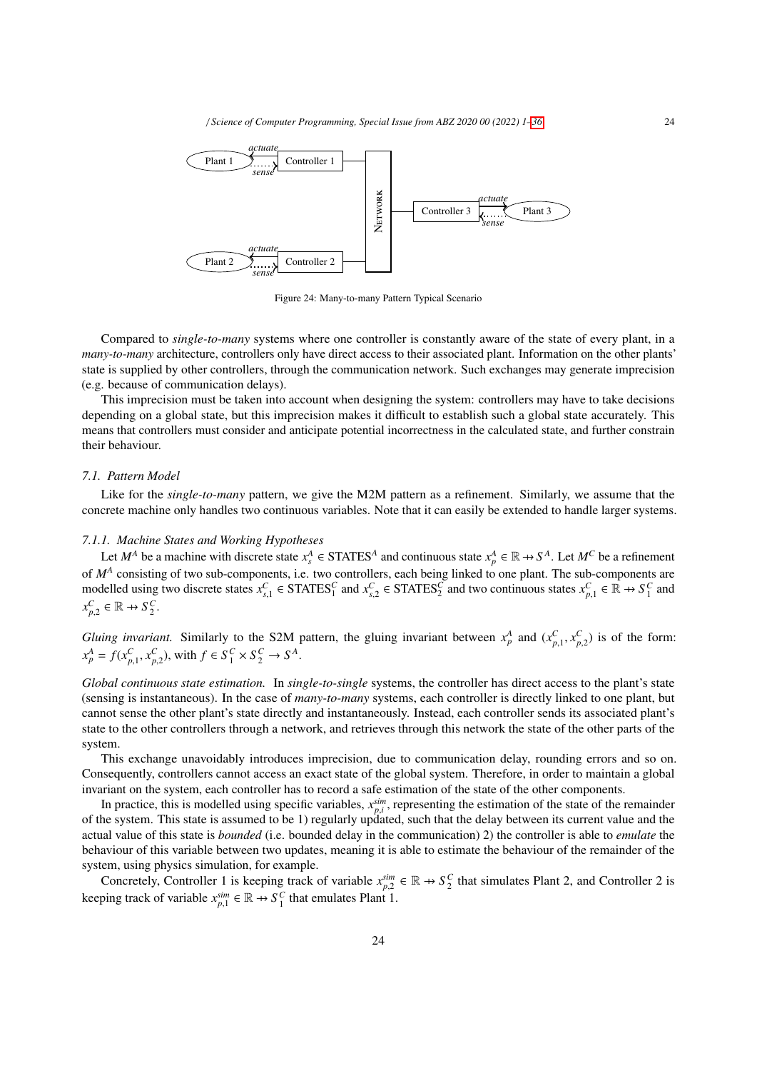Figure 24: Many-to-many Pattern Typical Scenario

Compared to *single-to-many* systems where one controller is constantly aware of the state of every plant, in a *many-to-many* architecture, controllers only have direct access to their associated plant. Information on the other plants' state is supplied by other controllers, through the communication network. Such exchanges may generate imprecision (e.g. because of communication delays).

This imprecision must be taken into account when designing the system: controllers may have to take decisions depending on a global state, but this imprecision makes it difficult to establish such a global state accurately. This means that controllers must consider and anticipate potential incorrectness in the calculated state, and further constrain their behaviour.

### 7.1. Pattern Model

Like for the *single-to-many* pattern, we give the M2M pattern as a refinement. Similarly, we assume that the concrete machine only handles two continuous variables. Note that it can easily be extended to handle larger systems.

#### 7.1.1. Machine States and Working Hypotheses

Let $M^A$ be a machine with discrete state $x_s^A \in \text{STATES}^A$ and continuous state $x_p^A \in \mathbb{R} \nrightarrow S^A$. Let $M^C$ be a refinement of $M^A$ consisting of two sub-components, i.e. two controllers, each being linked to one plant. The sub-components are modelled using two discrete states $x_{s,1}^C \in \text{STATES}_1^C$ and $x_{s,2}^C \in \text{STATES}_2^C$ and two continuous states $x_{p,1}^C \in \mathbb{R} \nrightarrow S_1^C$ and $x_{p,2}^C \in \mathbb{R} \nrightarrow S_2^C$.

*Gluing invariant.* Similarly to the S2M pattern, the gluing invariant between $x_p^A$ and $(x_{p,1}^C, x_{p,2}^C)$ is of the form: $x_p^A = f(x_{p,1}^C, x_{p,2}^C)$, with $f \in S_1^C \times S_2^C \to S^A$.

*Global continuous state estimation.* In *single-to-single* systems, the controller has direct access to the plant's state (sensing is instantaneous). In the case of *many-to-many* systems, each controller is directly linked to one plant, but cannot sense the other plant's state directly and instantaneously. Instead, each controller sends its associated plant's state to the other controllers through a network, and retrieves through this network the state of the other parts of the system.

This exchange unavoidably introduces imprecision, due to communication delay, rounding errors and so on. Consequently, controllers cannot access an exact state of the global system. Therefore, in order to maintain a global invariant on the system, each controller has to record a safe estimation of the state of the other components.

In practice, this is modelled using specific variables, $x_{p,i}^{sim}$, representing the estimation of the state of the remainder of the system. This state is assumed to be 1) regularly updated, such that the delay between its current value and the actual value of this state is *bounded* (i.e. bounded delay in the communication) 2) the controller is able to *emulate* the behaviour of this variable between two updates, meaning it is able to estimate the behaviour of the remainder of the system, using physics simulation, for example.

Concretely, Controller 1 is keeping track of variable $x_{p,2}^{sim} \in \mathbb{R} \nrightarrow S_2^C$ that simulates Plant 2, and Controller 2 is keeping track of variable $x_{p,1}^{sim} \in \mathbb{R} \nrightarrow S_1^C$ that emulates Plant 1.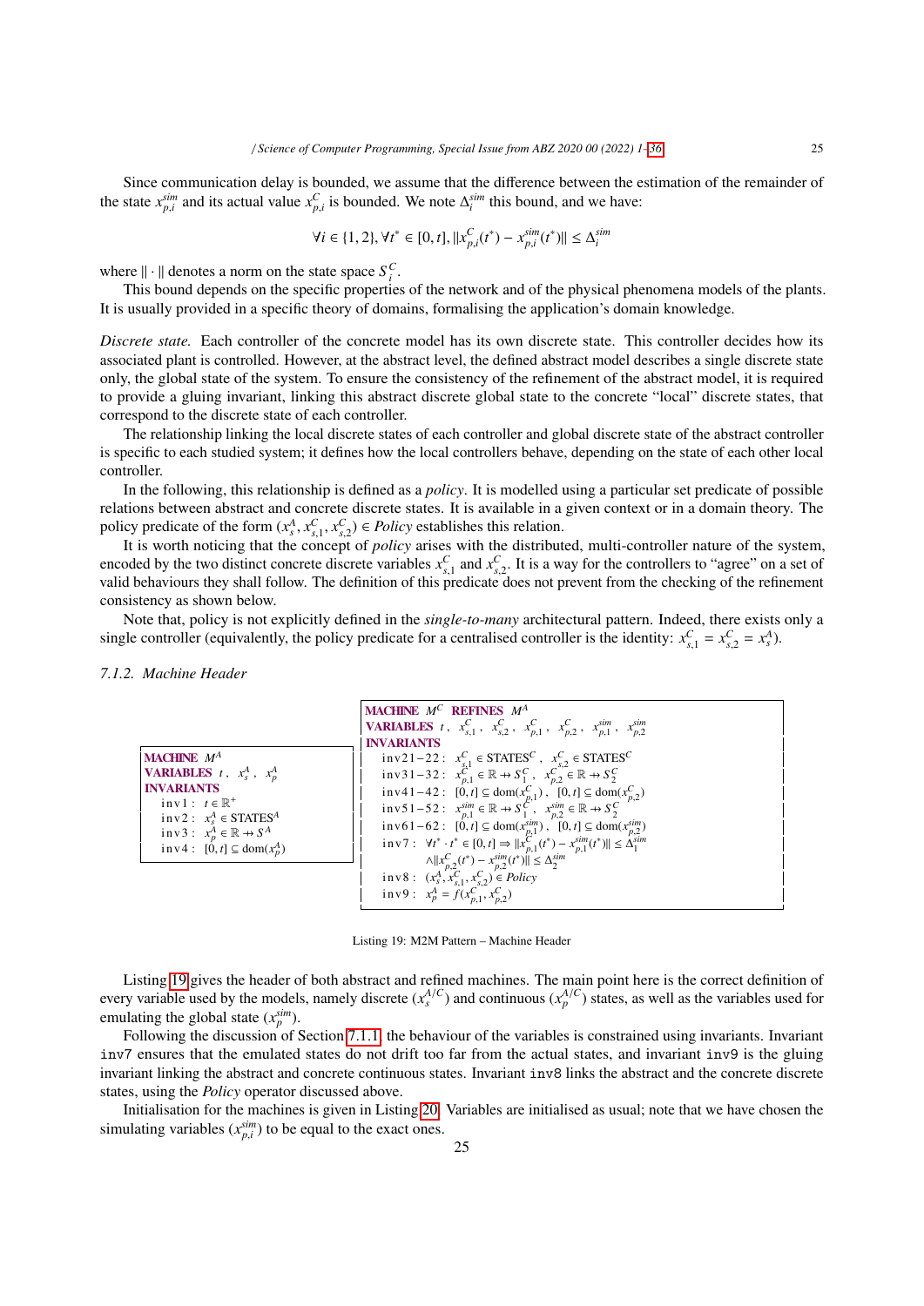Since communication delay is bounded, we assume that the difference between the estimation of the remainder of the state $x^{sim}_{p,i}$ and its actual value $x^{C}_{p,i}$ is bounded. We note $\Delta^{sim}_{i}$ this bound, and we have:

$$\forall i \in \{1, 2\}, \forall t^* \in [0, t], \|x^{C}_{p,i}(t^*) - x^{sim}_{p,i}(t^*)\| \leq \Delta^{sim}_{i}$$

where $\|\cdot\|$ denotes a norm on the state space $S^{C}_{i}$.

This bound depends on the specific properties of the network and of the physical phenomena models of the plants. It is usually provided in a specific theory of domains, formalising the application's domain knowledge.

*Discrete state.* Each controller of the concrete model has its own discrete state. This controller decides how its associated plant is controlled. However, at the abstract level, the defined abstract model describes a single discrete state only, the global state of the system. To ensure the consistency of the refinement of the abstract model, it is required to provide a gluing invariant, linking this abstract discrete global state to the concrete "local" discrete states, that correspond to the discrete state of each controller.

The relationship linking the local discrete states of each controller and global discrete state of the abstract controller is specific to each studied system; it defines how the local controllers behave, depending on the state of each other local controller.

In the following, this relationship is defined as a *policy*. It is modelled using a particular set predicate of possible relations between abstract and concrete discrete states. It is available in a given context or in a domain theory. The policy predicate of the form $(x^{A}_{s}, x^{C}_{s,1}, x^{C}_{s,2}) \in Policy$ establishes this relation.

It is worth noticing that the concept of *policy* arises with the distributed, multi-controller nature of the system, encoded by the two distinct concrete discrete variables $x^{C}_{s,1}$ and $x^{C}_{s,2}$. It is a way for the controllers to "agree" on a set of valid behaviours they shall follow. The definition of this predicate does not prevent from the checking of the refinement consistency as shown below.

Note that, policy is not explicitly defined in the *single-to-many* architectural pattern. Indeed, there exists only a single controller (equivalently, the policy predicate for a centralised controller is the identity: $x^{C}_{s,1} = x^{C}_{s,2} = x^{A}_{s}$).

### 7.1.2. Machine Header

```
MACHINE M^A
VARIABLES t, x_s^A, x_p^A
INVARIANTS
  inv1 : t ∈ ℝ+
  inv2 : x_s^A ∈ STATES^A
  inv3 : x_p^A ∈ ℝ ⇸ S^A
  inv4 : [0, t] ⊆ dom(x_p^A)
```

```
MACHINE M^C REFINES M^A
VARIABLES t, x_{s,1}^C, x_{s,2}^C, x_{p,1}^C, x_{p,2}^C, x_{p,1}^sim, x_{p,2}^sim
INVARIANTS
  inv21−22 : x_{s,1}^C ∈ STATES^C, x_{s,2}^C ∈ STATES^C
  inv31−32 : x_{p,1}^C ∈ ℝ ⇸ S_1^C, x_{p,2}^C ∈ ℝ ⇸ S_2^C
  inv41−42 : [0, t] ⊆ dom(x_{p,1}^C), [0, t] ⊆ dom(x_{p,2}^C)
  inv51−52 : x_{p,1}^sim ∈ ℝ ⇸ S_1^C, x_{p,2}^sim ∈ ℝ ⇸ S_2^C
  inv61−62 : [0, t] ⊆ dom(x_{p,1}^sim), [0, t] ⊆ dom(x_{p,2}^sim)
  inv7 : ∀t* · t* ∈ [0, t] ⇒ ||x_{p,1}^C(t*) − x_{p,1}^sim(t*)|| ≤ Δ_1^sim
           ∧ ||x_{p,2}^C(t*) − x_{p,2}^sim(t*)|| ≤ Δ_2^sim
  inv8 : (x_s^A, x_{s,1}^C, x_{s,2}^C) ∈ Policy
  inv9 : x_p^A = f(x_{p,1}^C, x_{p,2}^C)
```

Listing 19: M2M Pattern – Machine Header

Listing 19 gives the header of both abstract and refined machines. The main point here is the correct definition of every variable used by the models, namely discrete ($x^{A/C}_{s}$) and continuous ($x^{A/C}_{p}$) states, as well as the variables used for emulating the global state ($x^{sim}_{p}$).

Following the discussion of Section 7.1.1, the behaviour of the variables is constrained using invariants. Invariant `inv7` ensures that the emulated states do not drift too far from the actual states, and invariant `inv9` is the gluing invariant linking the abstract and concrete continuous states. Invariant `inv8` links the abstract and the concrete discrete states, using the *Policy* operator discussed above.

Initialisation for the machines is given in Listing 20. Variables are initialised as usual; note that we have chosen the simulating variables ($x^{sim}_{p,i}$) to be equal to the exact ones.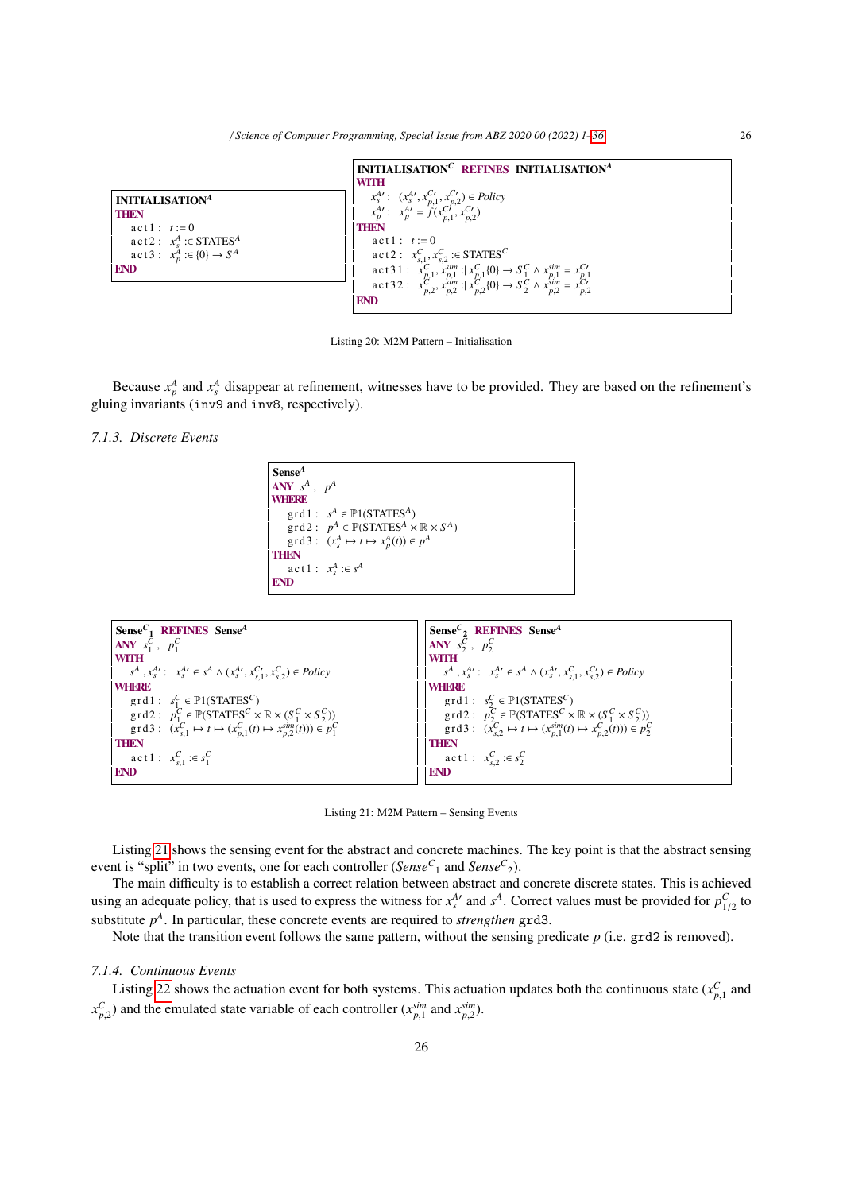```
INITIALISATION^A
THEN
    act1 : t := 0
    act2 : x_s^A :∈ STATES^A
    act3 : x_p^A :∈ {0} → S^A
END
```

```
INITIALISATION^C  REFINES  INITIALISATION^A
WITH
    x_s^A' :  (x_s^A', x_{p,1}^C', x_{p,2}^C') ∈ Policy
    x_p^A' :  x_p^A' = f(x_{p,1}^C', x_{p,2}^C')
THEN
    act1 : t := 0
    act2 : x_{s,1}^C, x_{s,2}^C :∈ STATES^C
    act31 : x_{p,1}^C, x_{p,1}^sim :| x_{p,1}^C{0} → S_1^C ∧ x_{p,1}^sim = x_{p,1}^C'
    act32 : x_{p,2}^C, x_{p,2}^sim :| x_{p,2}^C{0} → S_2^C ∧ x_{p,2}^sim = x_{p,2}^C'
END
```

Listing 20: M2M Pattern – Initialisation

Because $x_p^A$ and $x_s^A$ disappear at refinement, witnesses have to be provided. They are based on the refinement's gluing invariants (inv9 and inv8, respectively).

### 7.1.3. Discrete Events

```
Sense^A
ANY  s^A ,  p^A
WHERE
    grd1 : s^A ∈ ℙ1(STATES^A)
    grd2 : p^A ∈ ℙ(STATES^A × ℝ × S^A)
    grd3 : (x_s^A ↦ t ↦ x_p^A(t)) ∈ p^A
THEN
    act1 : x_s^A :∈ s^A
END
```

```
Sense^C_1  REFINES  Sense^A
ANY  s_1^C ,  p_1^C
WITH
    s^A , x_s^A' :  x_s^A' ∈ s^A ∧ (x_s^A', x_{s,1}^C', x_{s,2}^C) ∈ Policy
WHERE
    grd1 : s_1^C ∈ ℙ1(STATES^C)
    grd2 : p_1^C ∈ ℙ(STATES^C × ℝ × (S_1^C × S_2^C))
    grd3 : (x_{s,1}^C ↦ t ↦ (x_{p,1}^C(t) ↦ x_{p,2}^sim(t))) ∈ p_1^C
THEN
    act1 : x_{s,1}^C :∈ s_1^C
END
```

```
Sense^C_2  REFINES  Sense^A
ANY  s_2^C ,  p_2^C
WITH
    s^A , x_s^A' :  x_s^A' ∈ s^A ∧ (x_s^A', x_{s,1}^C, x_{s,2}^C) ∈ Policy
WHERE
    grd1 : s_2^C ∈ ℙ1(STATES^C)
    grd2 : p_2^C ∈ ℙ(STATES^C × ℝ × (S_1^C × S_2^C))
    grd3 : (x_{s,2}^C ↦ t ↦ (x_{p,1}^sim(t) ↦ x_{p,2}^C(t))) ∈ p_2^C
THEN
    act1 : x_{s,2}^C :∈ s_2^C
END
```

Listing 21: M2M Pattern – Sensing Events

Listing 21 shows the sensing event for the abstract and concrete machines. The key point is that the abstract sensing event is "split" in two events, one for each controller ($Sense^C{}_1$ and $Sense^C{}_2$).

The main difficulty is to establish a correct relation between abstract and concrete discrete states. This is achieved using an adequate policy, that is used to express the witness for $x_s^{A\prime}$ and $s^A$. Correct values must be provided for $p_{1/2}^C$ to substitute $p^A$. In particular, these concrete events are required to *strengthen* grd3.

Note that the transition event follows the same pattern, without the sensing predicate $p$ (i.e. grd2 is removed).

### 7.1.4. Continuous Events

Listing 22 shows the actuation event for both systems. This actuation updates both the continuous state ($x_{p,1}^C$ and $x_{p,2}^C$) and the emulated state variable of each controller ($x_{p,1}^{sim}$ and $x_{p,2}^{sim}$).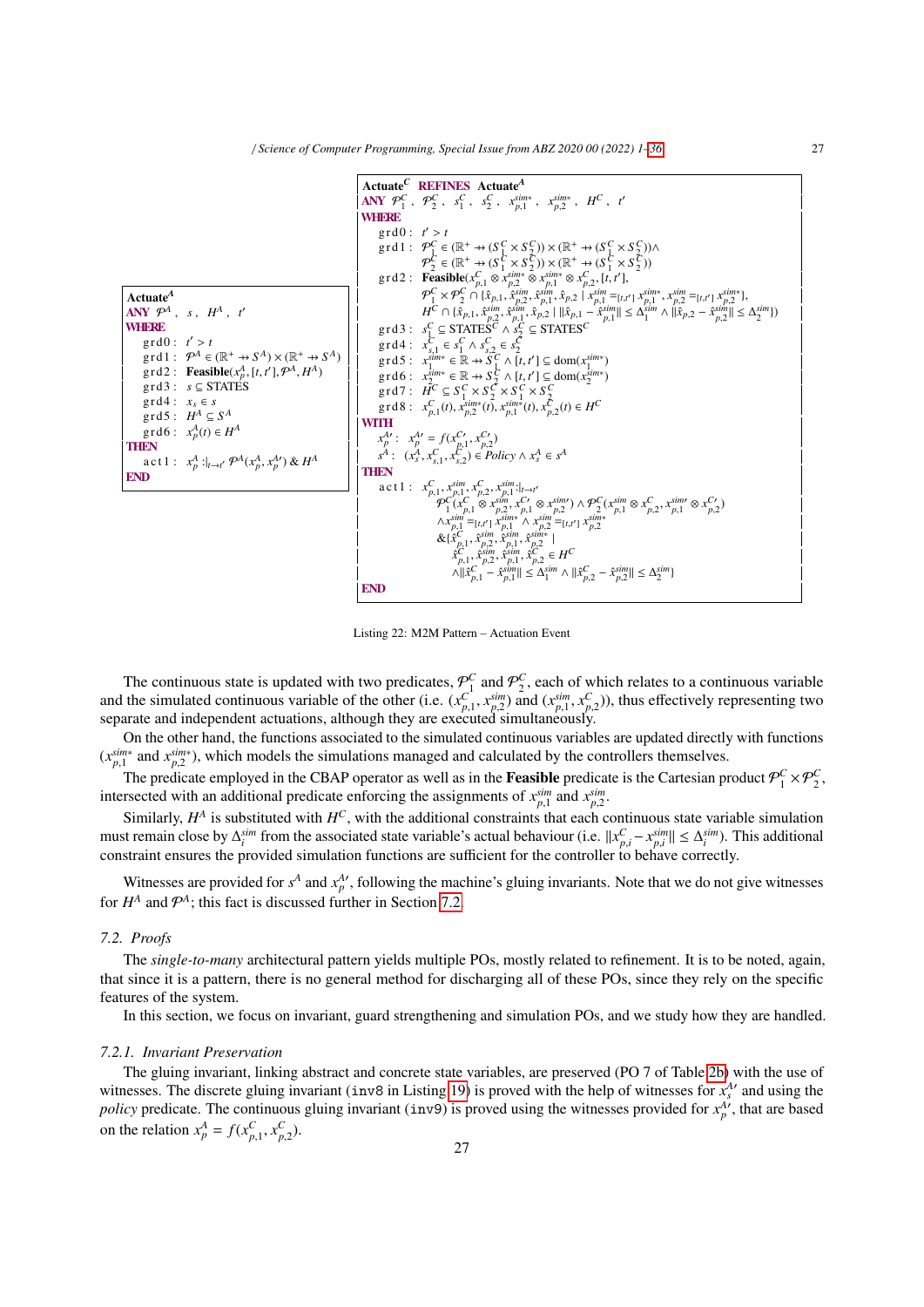```
Actuate^A
ANY 𝒫^A , s , H^A , t'
WHERE
  grd0 : t' > t
  grd1 : 𝒫^A ∈ (ℝ+ ⇸ S^A) × (ℝ+ ⇸ S^A)
  grd2 : Feasible(x_p^A, [t, t'], 𝒫^A, H^A)
  grd3 : s ⊆ STATES
  grd4 : x_s ∈ s
  grd5 : H^A ⊆ S^A
  grd6 : x_p^A(t) ∈ H^A
THEN
  act1 : x_p^A :|_{t→t'} 𝒫^A(x_p^A, x_p^A') & H^A
END
```

```
Actuate^C REFINES Actuate^A
ANY 𝒫_1^C , 𝒫_2^C , s_1^C , s_2^C , x_{p,1}^{sim*} , x_{p,2}^{sim*} , H^C , t'
WHERE
  grd0 : t' > t
  grd1 : 𝒫_1^C ∈ (ℝ+ ⇸ (S_1^C × S_2^C)) × (ℝ+ ⇸ (S_1^C × S_2^C))∧
         𝒫_2^C ∈ (ℝ+ ⇸ (S_1^C × S_2^C)) × (ℝ+ ⇸ (S_1^C × S_2^C))
  grd2 : Feasible(x_{p,1}^C ⊗ x_{p,2}^{sim*} ⊗ x_{p,1}^{sim*} ⊗ x_{p,2}^C, [t, t'],
         𝒫_1^C × 𝒫_2^C ∩ {x̂_{p,1}, x̂_{p,2}^{sim}, x̂_{p,1}^{sim}, x̂_{p,2} | x_{p,1}^{sim} =_{[t,t']} x_{p,1}^{sim*}, x_{p,2}^{sim} =_{[t,t']} x_{p,2}^{sim*}},
         H^C ∩ {x̂_{p,1}, x̂_{p,2}^{sim}, x̂_{p,1}^{sim}, x̂_{p,2} | ‖x̂_{p,1} − x̂_{p,1}^{sim}‖ ≤ Δ_1^{sim} ∧ ‖x̂_{p,2} − x̂_{p,2}^{sim}‖ ≤ Δ_2^{sim}})
  grd3 : s_1^C ⊆ STATES^C ∧ s_2^C ⊆ STATES^C
  grd4 : x_{s,1}^C ∈ s_1^C ∧ x_{s,2}^C ∈ s_2^C
  grd5 : x_1^{sim*} ∈ ℝ ⇸ S_1^C ∧ [t, t'] ⊆ dom(x_1^{sim*})
  grd6 : x_2^{sim*} ∈ ℝ ⇸ S_2^C ∧ [t, t'] ⊆ dom(x_2^{sim*})
  grd7 : H^C ⊆ S_1^C × S_2^C × S_1^C × S_2^C
  grd8 : x_{p,1}^C(t), x_{p,2}^{sim*}(t), x_{p,1}^{sim*}(t), x_{p,2}^C(t) ∈ H^C
WITH
  x_p^A' : x_p^A' = f(x_{p,1}^C', x_{p,2}^C')
  s^A : (x_s^A, x_{s,1}^C, x_{s,2}^C) ∈ Policy ∧ x_s^A ∈ s^A
THEN
  act1 : x_{p,1}^C, x_{p,1}^{sim}, x_{p,2}^C, x_{p,1}^{sim} :|_{t→t'}
         𝒫_1^C(x_{p,1}^C ⊗ x_{p,2}^{sim}, x_{p,1}^C' ⊗ x_{p,2}^{sim}') ∧ 𝒫_2^C(x_{p,1}^{sim} ⊗ x_{p,2}^C, x_{p,1}^{sim}' ⊗ x_{p,2}^C')
         ∧ x_{p,1}^{sim} =_{[t,t']} x_{p,1}^{sim*} ∧ x_{p,2}^{sim} =_{[t,t']} x_{p,2}^{sim*}
         &{x̂_{p,1}^C, x̂_{p,2}^{sim}, x̂_{p,1}^{sim}, x̂_{p,2}^{sim*} |
           x̂_{p,1}^C, x̂_{p,2}^{sim}, x̂_{p,1}^{sim}, x̂_{p,2}^C ∈ H^C
           ∧‖x̂_{p,1}^C − x̂_{p,1}^{sim}‖ ≤ Δ_1^{sim} ∧ ‖x̂_{p,2}^C − x̂_{p,2}^{sim}‖ ≤ Δ_2^{sim}}
END
```

Listing 22: M2M Pattern – Actuation Event

The continuous state is updated with two predicates, $\mathcal{P}_1^C$ and $\mathcal{P}_2^C$, each of which relates to a continuous variable and the simulated continuous variable of the other (i.e. $(x_{p,1}^C, x_{p,2}^{sim})$ and $(x_{p,1}^{sim}, x_{p,2}^C)$), thus effectively representing two separate and independent actuations, although they are executed simultaneously.

On the other hand, the functions associated to the simulated continuous variables are updated directly with functions ($x_{p,1}^{sim*}$ and $x_{p,2}^{sim*}$), which models the simulations managed and calculated by the controllers themselves.

The predicate employed in the CBAP operator as well as in the **Feasible** predicate is the Cartesian product $\mathcal{P}_1^C \times \mathcal{P}_2^C$, intersected with an additional predicate enforcing the assignments of $x_{p,1}^{sim}$ and $x_{p,2}^{sim}$.

Similarly, $H^A$ is substituted with $H^C$, with the additional constraints that each continuous state variable simulation must remain close by $\Delta_i^{sim}$ from the associated state variable's actual behaviour (i.e. $\|x_{p,i}^C - x_{p,i}^{sim}\| \leq \Delta_i^{sim}$). This additional constraint ensures the provided simulation functions are sufficient for the controller to behave correctly.

Witnesses are provided for $s^A$ and $x_p^{A\prime}$, following the machine's gluing invariants. Note that we do not give witnesses for $H^A$ and $\mathcal{P}^A$; this fact is discussed further in Section 7.2.

### 7.2. Proofs

The *single-to-many* architectural pattern yields multiple POs, mostly related to refinement. It is to be noted, again, that since it is a pattern, there is no general method for discharging all of these POs, since they rely on the specific features of the system.

In this section, we focus on invariant, guard strengthening and simulation POs, and we study how they are handled.

#### 7.2.1. Invariant Preservation

The gluing invariant, linking abstract and concrete state variables, are preserved (PO 7 of Table 2b) with the use of witnesses. The discrete gluing invariant (`inv8` in Listing 19) is proved with the help of witnesses for $x_s^{A\prime}$ and using the *policy* predicate. The continuous gluing invariant (`inv9`) is proved using the witnesses provided for $x_p^{A\prime}$, that are based on the relation $x_p^A = f(x_{p,1}^C, x_{p,2}^C)$.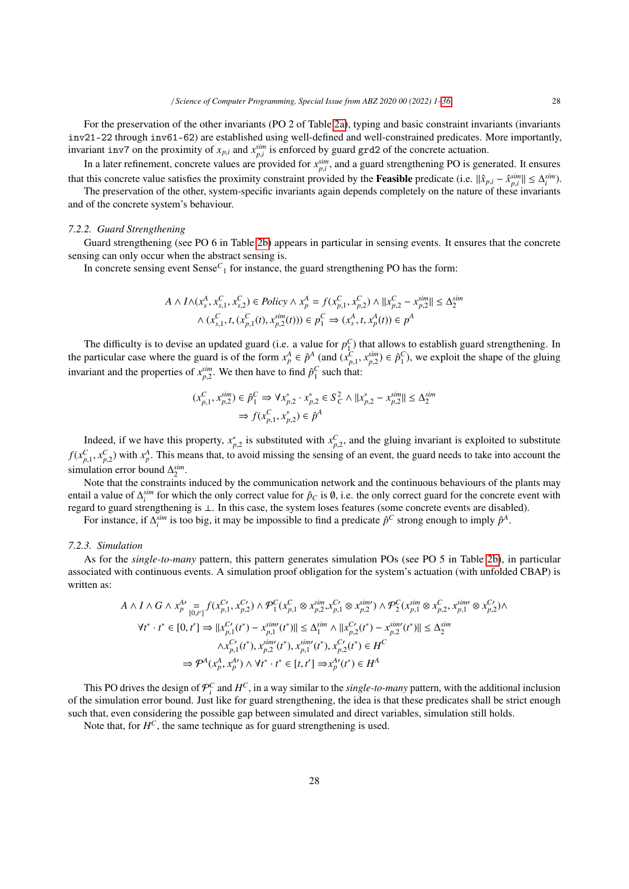For the preservation of the other invariants (PO 2 of Table 2a), typing and basic constraint invariants (invariants `inv21-22` through `inv61-62`) are established using well-defined and well-constrained predicates. More importantly, invariant `inv7` on the proximity of $x_{p,i}$ and $x_{p,i}^{sim}$ is enforced by guard `grd2` of the concrete actuation.

In a later refinement, concrete values are provided for $x_{p,i}^{sim}$, and a guard strengthening PO is generated. It ensures that this concrete value satisfies the proximity constraint provided by the **Feasible** predicate (i.e. $\|\hat{x}_{p,i} - \hat{x}_{p,i}^{sim}\| \leq \Delta_i^{sim}$).

The preservation of the other, system-specific invariants again depends completely on the nature of these invariants and of the concrete system's behaviour.

### 7.2.2. Guard Strengthening

Guard strengthening (see PO 6 in Table 2b) appears in particular in sensing events. It ensures that the concrete sensing can only occur when the abstract sensing is.

In concrete sensing event $\text{Sense}^C{}_1$ for instance, the guard strengthening PO has the form:

$$A \wedge I \wedge (x_s^A, x_{s,1}^C, x_{s,2}^C) \in Policy \wedge x_p^A = f(x_{p,1}^C, x_{p,2}^C) \wedge \|x_{p,2}^C - x_{p,2}^{sim}\| \leq \Delta_2^{sim}$$
$$\wedge (x_{s,1}^C, t, (x_{p,1}^C(t), x_{p,2}^{sim}(t))) \in p_1^C \Rightarrow (x_s^A, t, x_p^A(t)) \in p^A$$

The difficulty is to devise an updated guard (i.e. a value for $p_1^C$) that allows to establish guard strengthening. In the particular case where the guard is of the form $x_p^A \in \hat{p}^A$ (and $(x_{p,1}^C, x_{p,2}^{sim}) \in \hat{p}_1^C$), we exploit the shape of the gluing invariant and the properties of $x_{p,2}^{sim}$. We then have to find $\hat{p}_1^C$ such that:

$$(x_{p,1}^C, x_{p,2}^{sim}) \in \hat{p}_1^C \Rightarrow \forall x_{p,2}^* \cdot x_{p,2}^* \in S_C^2 \wedge \|x_{p,2}^* - x_{p,2}^{sim}\| \leq \Delta_2^{sim}$$
$$\Rightarrow f(x_{p,1}^C, x_{p,2}^*) \in \hat{p}^A$$

Indeed, if we have this property, $x_{p,2}^*$ is substituted with $x_{p,2}^C$, and the gluing invariant is exploited to substitute $f(x_{p,1}^C, x_{p,2}^C)$ with $x_p^A$. This means that, to avoid missing the sensing of an event, the guard needs to take into account the simulation error bound $\Delta_2^{sim}$.

Note that the constraints induced by the communication network and the continuous behaviours of the plants may entail a value of $\Delta_i^{sim}$ for which the only correct value for $\hat{p}_C$ is $\emptyset$, i.e. the only correct guard for the concrete event with regard to guard strengthening is $\perp$. In this case, the system loses features (some concrete events are disabled).

For instance, if $\Delta_i^{sim}$ is too big, it may be impossible to find a predicate $\hat{p}^C$ strong enough to imply $\hat{p}^A$.

### 7.2.3. Simulation

As for the *single-to-many* pattern, this pattern generates simulation POs (see PO 5 in Table 2b), in particular associated with continuous events. A simulation proof obligation for the system's actuation (with unfolded CBAP) is written as:

$$A \wedge I \wedge G \wedge x_p^{A\prime} \underset{[0,t']}{=} f(x_{p,1}^{C\prime}, x_{p,2}^{C\prime}) \wedge \mathcal{P}_1^C(x_{p,1}^C \otimes x_{p,2}^{sim}, x_{p,1}^{C\prime} \otimes x_{p,2}^{sim\prime}) \wedge \mathcal{P}_2^C(x_{p,1}^{sim} \otimes x_{p,2}^C, x_{p,1}^{sim\prime} \otimes x_{p,2}^{C\prime}) \wedge$$
$$\forall t^* \cdot t^* \in [0, t'] \Rightarrow \|x_{p,1}^{C\prime}(t^*) - x_{p,1}^{sim\prime}(t^*)\| \leq \Delta_1^{sim} \wedge \|x_{p,2}^{C\prime}(t^*) - x_{p,2}^{sim\prime}(t^*)\| \leq \Delta_2^{sim}$$
$$\wedge x_{p,1}^{C\prime}(t^*), x_{p,2}^{sim\prime}(t^*), x_{p,1}^{sim\prime}(t^*), x_{p,2}^{C\prime}(t^*) \in H^C$$
$$\Rightarrow \mathcal{P}^A(x_p^A, x_p^{A\prime}) \wedge \forall t^* \cdot t^* \in [t, t'] \Rightarrow x_p^{A\prime}(t^*) \in H^A$$

This PO drives the design of $\mathcal{P}_i^C$ and $H^C$, in a way similar to the *single-to-many* pattern, with the additional inclusion of the simulation error bound. Just like for guard strengthening, the idea is that these predicates shall be strict enough such that, even considering the possible gap between simulated and direct variables, simulation still holds.

Note that, for $H^C$, the same technique as for guard strengthening is used.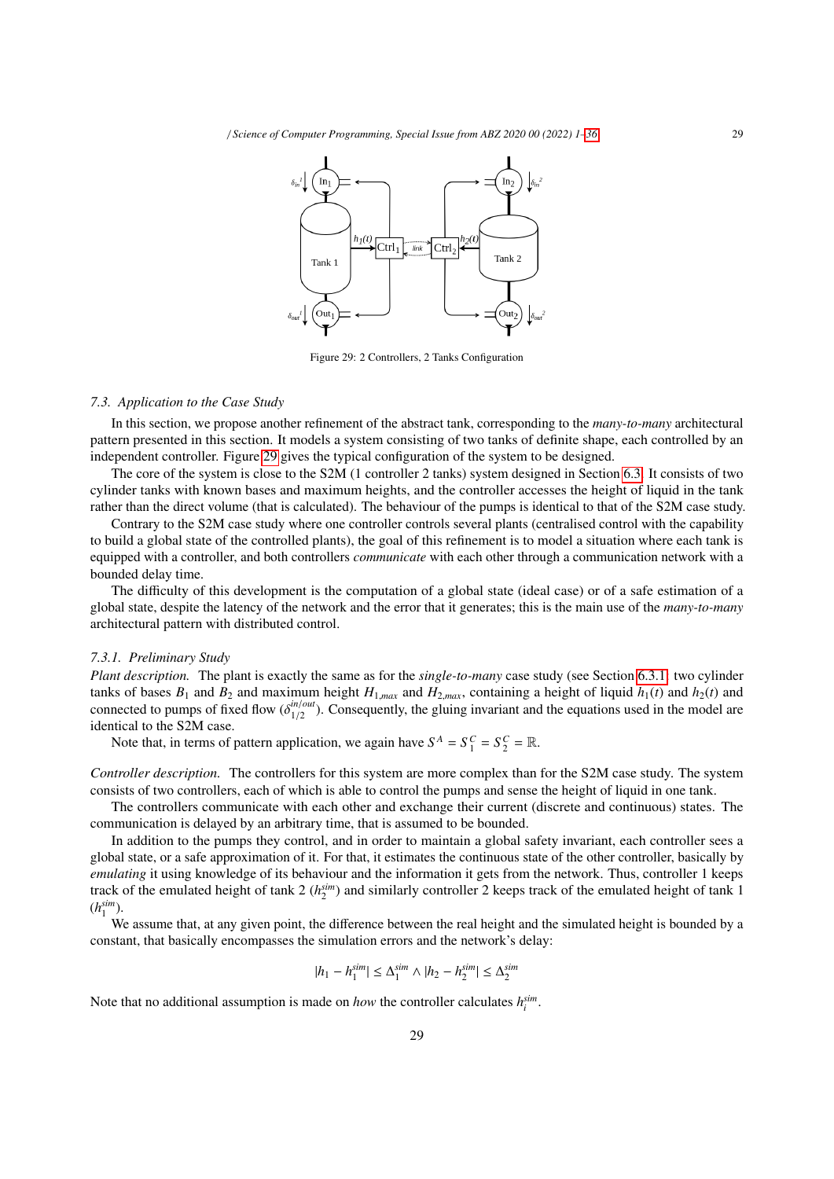Figure 29: 2 Controllers, 2 Tanks Configuration

### 7.3. Application to the Case Study

In this section, we propose another refinement of the abstract tank, corresponding to the *many-to-many* architectural pattern presented in this section. It models a system consisting of two tanks of definite shape, each controlled by an independent controller. Figure 29 gives the typical configuration of the system to be designed.

The core of the system is close to the S2M (1 controller 2 tanks) system designed in Section 6.3. It consists of two cylinder tanks with known bases and maximum heights, and the controller accesses the height of liquid in the tank rather than the direct volume (that is calculated). The behaviour of the pumps is identical to that of the S2M case study.

Contrary to the S2M case study where one controller controls several plants (centralised control with the capability to build a global state of the controlled plants), the goal of this refinement is to model a situation where each tank is equipped with a controller, and both controllers *communicate* with each other through a communication network with a bounded delay time.

The difficulty of this development is the computation of a global state (ideal case) or of a safe estimation of a global state, despite the latency of the network and the error that it generates; this is the main use of the *many-to-many* architectural pattern with distributed control.

#### 7.3.1. Preliminary Study

*Plant description.* The plant is exactly the same as for the *single-to-many* case study (see Section 6.3.1, two cylinder tanks of bases $B_1$ and $B_2$ and maximum height $H_{1,max}$ and $H_{2,max}$, containing a height of liquid $h_1(t)$ and $h_2(t)$ and connected to pumps of fixed flow ($\delta^{in/out}_{1/2}$). Consequently, the gluing invariant and the equations used in the model are identical to the S2M case.

Note that, in terms of pattern application, we again have $S^A = S^C_1 = S^C_2 = \mathbb{R}$.

*Controller description.* The controllers for this system are more complex than for the S2M case study. The system consists of two controllers, each of which is able to control the pumps and sense the height of liquid in one tank.

The controllers communicate with each other and exchange their current (discrete and continuous) states. The communication is delayed by an arbitrary time, that is assumed to be bounded.

In addition to the pumps they control, and in order to maintain a global safety invariant, each controller sees a global state, or a safe approximation of it. For that, it estimates the continuous state of the other controller, basically by *emulating* it using knowledge of its behaviour and the information it gets from the network. Thus, controller 1 keeps track of the emulated height of tank 2 ($h_2^{sim}$) and similarly controller 2 keeps track of the emulated height of tank 1 ($h_1^{sim}$).

We assume that, at any given point, the difference between the real height and the simulated height is bounded by a constant, that basically encompasses the simulation errors and the network's delay:

$$|h_1 - h_1^{sim}| \leq \Delta_1^{sim} \wedge |h_2 - h_2^{sim}| \leq \Delta_2^{sim}$$

Note that no additional assumption is made on *how* the controller calculates $h_i^{sim}$.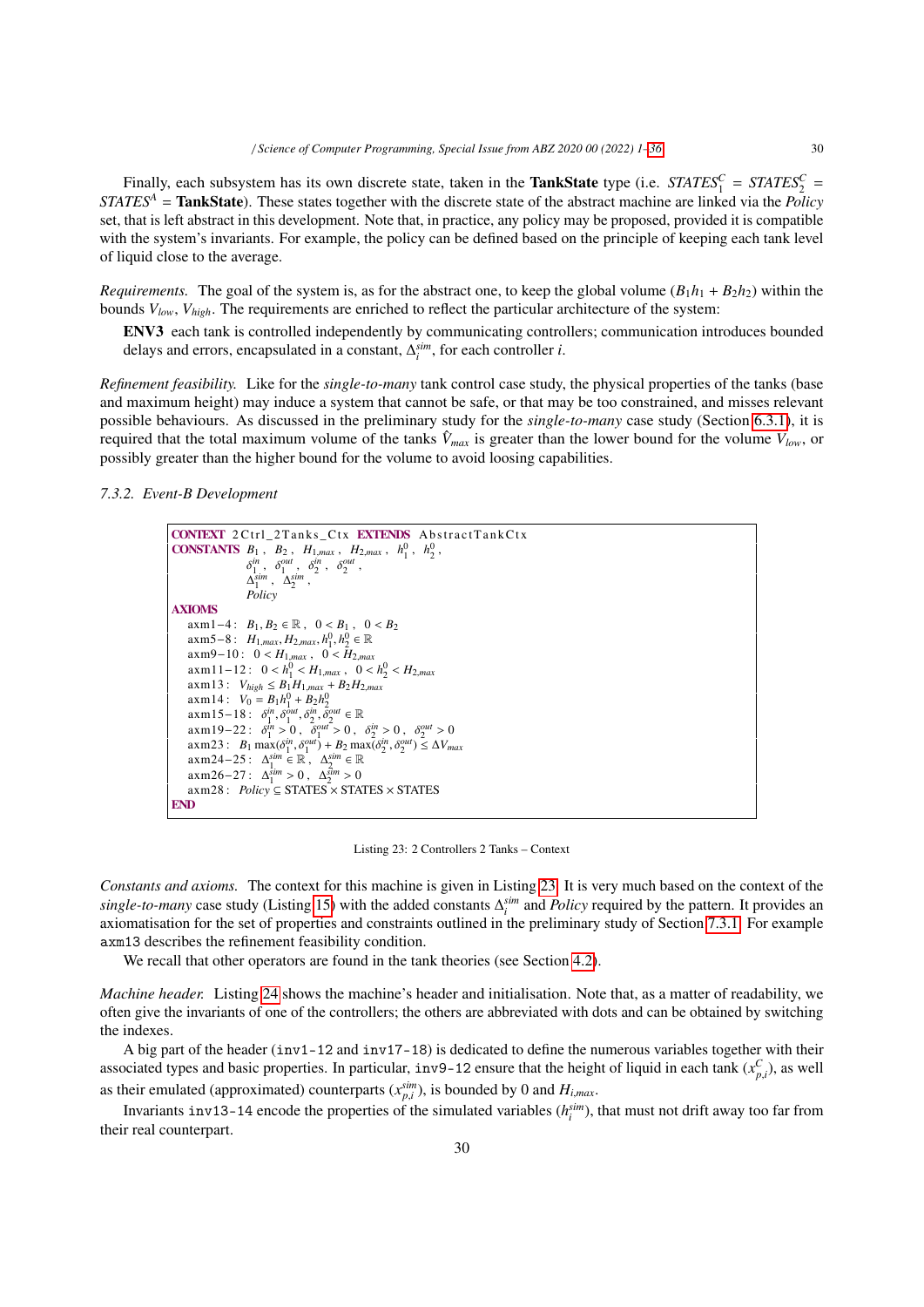Finally, each subsystem has its own discrete state, taken in the **TankState** type (i.e. $STATES_1^C = STATES_2^C = STATES^A =$ **TankState**). These states together with the discrete state of the abstract machine are linked via the *Policy* set, that is left abstract in this development. Note that, in practice, any policy may be proposed, provided it is compatible with the system's invariants. For example, the policy can be defined based on the principle of keeping each tank level of liquid close to the average.

*Requirements.* The goal of the system is, as for the abstract one, to keep the global volume ($B_1h_1 + B_2h_2$) within the bounds $V_{low}$, $V_{high}$. The requirements are enriched to reflect the particular architecture of the system:

**ENV3** each tank is controlled independently by communicating controllers; communication introduces bounded delays and errors, encapsulated in a constant, $\Delta_i^{sim}$, for each controller $i$.

*Refinement feasibility.* Like for the *single-to-many* tank control case study, the physical properties of the tanks (base and maximum height) may induce a system that cannot be safe, or that may be too constrained, and misses relevant possible behaviours. As discussed in the preliminary study for the *single-to-many* case study (Section 6.3.1), it is required that the total maximum volume of the tanks $\hat{V}_{max}$ is greater than the lower bound for the volume $V_{low}$, or possibly greater than the higher bound for the volume to avoid loosing capabilities.

### 7.3.2. Event-B Development

```
CONTEXT 2Ctrl_2Tanks_Ctx EXTENDS AbstractTankCtx
CONSTANTS B_1, B_2, H_1,max, H_2,max, h_1^0, h_2^0,
          δ_1^in, δ_1^out, δ_2^in, δ_2^out,
          Δ_1^sim, Δ_2^sim,
          Policy
AXIOMS
  axm1-4:   B_1, B_2 ∈ ℝ,  0 < B_1,  0 < B_2
  axm5-8:   H_1,max, H_2,max, h_1^0, h_2^0 ∈ ℝ
  axm9-10:  0 < H_1,max,  0 < H_2,max
  axm11-12: 0 < h_1^0 < H_1,max,  0 < h_2^0 < H_2,max
  axm13:    V_high ≤ B_1 H_1,max + B_2 H_2,max
  axm14:    V_0 = B_1 h_1^0 + B_2 h_2^0
  axm15-18: δ_1^in, δ_1^out, δ_2^in, δ_2^out ∈ ℝ
  axm19-22: δ_1^in > 0,  δ_1^out > 0,  δ_2^in > 0,  δ_2^out > 0
  axm23:    B_1 max(δ_1^in, δ_1^out) + B_2 max(δ_2^in, δ_2^out) ≤ ΔV_max
  axm24-25: Δ_1^sim ∈ ℝ,  Δ_2^sim ∈ ℝ
  axm26-27: Δ_1^sim > 0,  Δ_2^sim > 0
  axm28:    Policy ⊆ STATES × STATES × STATES
END
```

Listing 23: 2 Controllers 2 Tanks – Context

*Constants and axioms.* The context for this machine is given in Listing 23. It is very much based on the context of the *single-to-many* case study (Listing 15) with the added constants $\Delta_i^{sim}$ and *Policy* required by the pattern. It provides an axiomatisation for the set of properties and constraints outlined in the preliminary study of Section 7.3.1. For example `axm13` describes the refinement feasibility condition.

We recall that other operators are found in the tank theories (see Section 4.2).

*Machine header.* Listing 24 shows the machine's header and initialisation. Note that, as a matter of readability, we often give the invariants of one of the controllers; the others are abbreviated with dots and can be obtained by switching the indexes.

A big part of the header (`inv1-12` and `inv17-18`) is dedicated to define the numerous variables together with their associated types and basic properties. In particular, `inv9-12` ensure that the height of liquid in each tank ($x_{p,i}^C$), as well as their emulated (approximated) counterparts ($x_{p,i}^{sim}$), is bounded by 0 and $H_{i,max}$.

Invariants `inv13-14` encode the properties of the simulated variables ($h_i^{sim}$), that must not drift away too far from their real counterpart.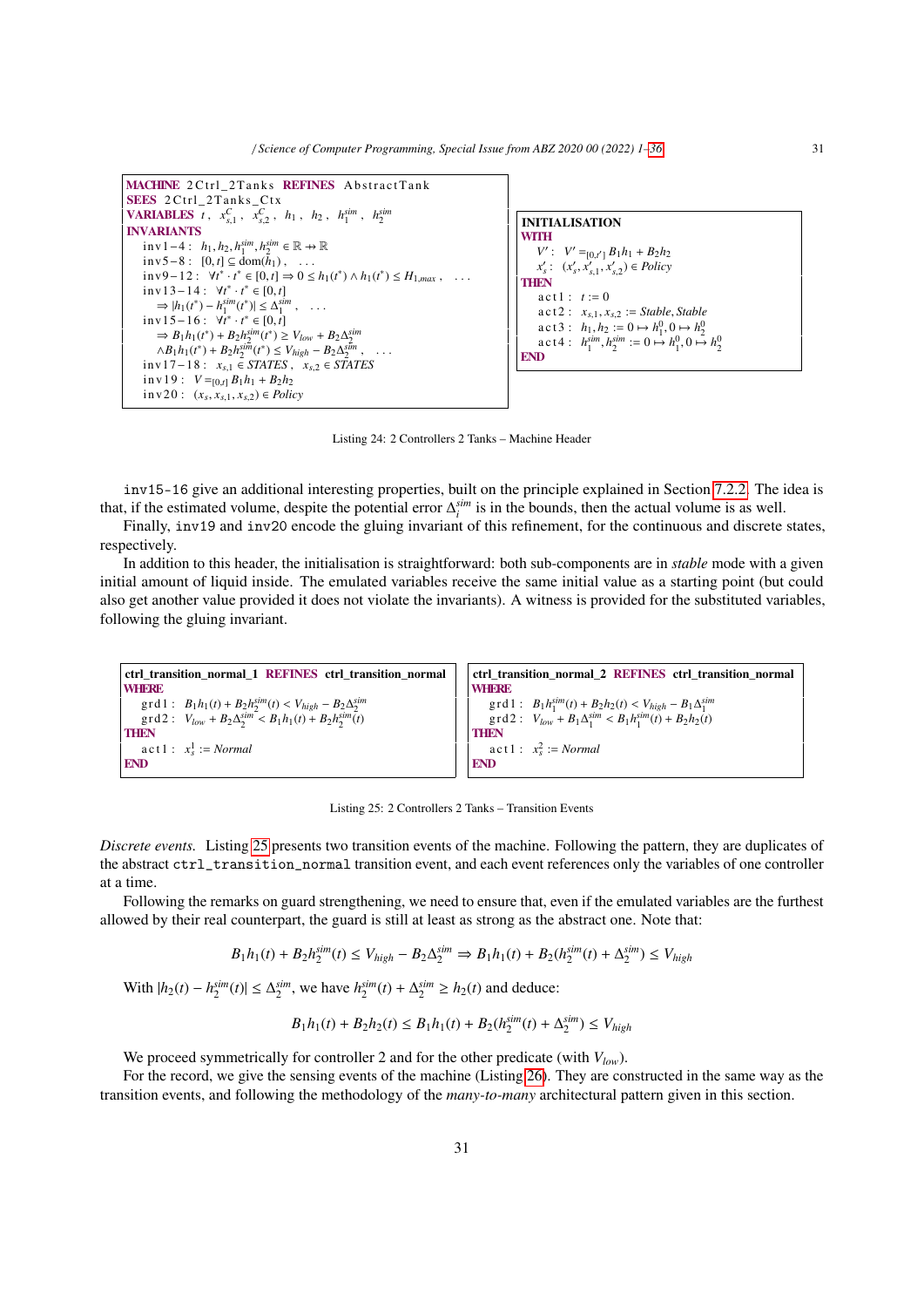```
MACHINE 2Ctrl_2Tanks REFINES AbstractTank
SEES 2Ctrl_2Tanks_Ctx
VARIABLES t, x^C_{s,1}, x^C_{s,2}, h_1, h_2, h^sim_1, h^sim_2
INVARIANTS
  inv1-4:  h_1, h_2, h^sim_1, h^sim_2 ∈ ℝ ⇸ ℝ
  inv5-8:  [0,t] ⊆ dom(h_1), ...
  inv9-12: ∀t* · t* ∈ [0,t] ⇒ 0 ≤ h_1(t*) ∧ h_1(t*) ≤ H_{1,max}, ...
  inv13-14: ∀t* · t* ∈ [0,t]
     ⇒ |h_1(t*) − h^sim_1(t*)| ≤ Δ^sim_1, ...
  inv15-16: ∀t* · t* ∈ [0,t]
     ⇒ B_1 h_1(t*) + B_2 h^sim_2(t*) ≥ V_low + B_2 Δ^sim_2
     ∧ B_1 h_1(t*) + B_2 h^sim_2(t*) ≤ V_high − B_2 Δ^sim_2, ...
  inv17-18: x_{s,1} ∈ STATES, x_{s,2} ∈ STATES
  inv19:  V =_{[0,t]} B_1 h_1 + B_2 h_2
  inv20:  (x_s, x_{s,1}, x_{s,2}) ∈ Policy
```

```
INITIALISATION
WITH
  V':  V' =_{[0,t']} B_1 h_1 + B_2 h_2
  x'_s: (x'_s, x'_{s,1}, x'_{s,2}) ∈ Policy
THEN
  act1: t := 0
  act2: x_{s,1}, x_{s,2} := Stable, Stable
  act3: h_1, h_2 := 0 ↦ h^0_1, 0 ↦ h^0_2
  act4: h^sim_1, h^sim_2 := 0 ↦ h^0_1, 0 ↦ h^0_2
END
```

Listing 24: 2 Controllers 2 Tanks – Machine Header

`inv15-16` give an additional interesting properties, built on the principle explained in Section 7.2.2. The idea is that, if the estimated volume, despite the potential error $\Delta_i^{sim}$ is in the bounds, then the actual volume is as well.

Finally, `inv19` and `inv20` encode the gluing invariant of this refinement, for the continuous and discrete states, respectively.

In addition to this header, the initialisation is straightforward: both sub-components are in *stable* mode with a given initial amount of liquid inside. The emulated variables receive the same initial value as a starting point (but could also get another value provided it does not violate the invariants). A witness is provided for the substituted variables, following the gluing invariant.

```
ctrl_transition_normal_1 REFINES ctrl_transition_normal
WHERE
  grd1:  B_1 h_1(t) + B_2 h^sim_2(t) < V_high − B_2 Δ^sim_2
  grd2:  V_low + B_2 Δ^sim_2 < B_1 h_1(t) + B_2 h^sim_2(t)
THEN
  act1:  x^1_s := Normal
END
```

```
ctrl_transition_normal_2 REFINES ctrl_transition_normal
WHERE
  grd1:  B_1 h^sim_1(t) + B_2 h_2(t) < V_high − B_1 Δ^sim_1
  grd2:  V_low + B_1 Δ^sim_1 < B_1 h^sim_1(t) + B_2 h_2(t)
THEN
  act1:  x^2_s := Normal
END
```

Listing 25: 2 Controllers 2 Tanks – Transition Events

*Discrete events.* Listing 25 presents two transition events of the machine. Following the pattern, they are duplicates of the abstract `ctrl_transition_normal` transition event, and each event references only the variables of one controller at a time.

Following the remarks on guard strengthening, we need to ensure that, even if the emulated variables are the furthest allowed by their real counterpart, the guard is still at least as strong as the abstract one. Note that:

$$B_1 h_1(t) + B_2 h_2^{sim}(t) \leq V_{high} - B_2 \Delta_2^{sim} \Rightarrow B_1 h_1(t) + B_2 (h_2^{sim}(t) + \Delta_2^{sim}) \leq V_{high}$$

With $|h_2(t) - h_2^{sim}(t)| \leq \Delta_2^{sim}$, we have $h_2^{sim}(t) + \Delta_2^{sim} \geq h_2(t)$ and deduce:

$$B_1 h_1(t) + B_2 h_2(t) \leq B_1 h_1(t) + B_2 (h_2^{sim}(t) + \Delta_2^{sim}) \leq V_{high}$$

We proceed symmetrically for controller 2 and for the other predicate (with $V_{low}$).

For the record, we give the sensing events of the machine (Listing 26). They are constructed in the same way as the transition events, and following the methodology of the *many-to-many* architectural pattern given in this section.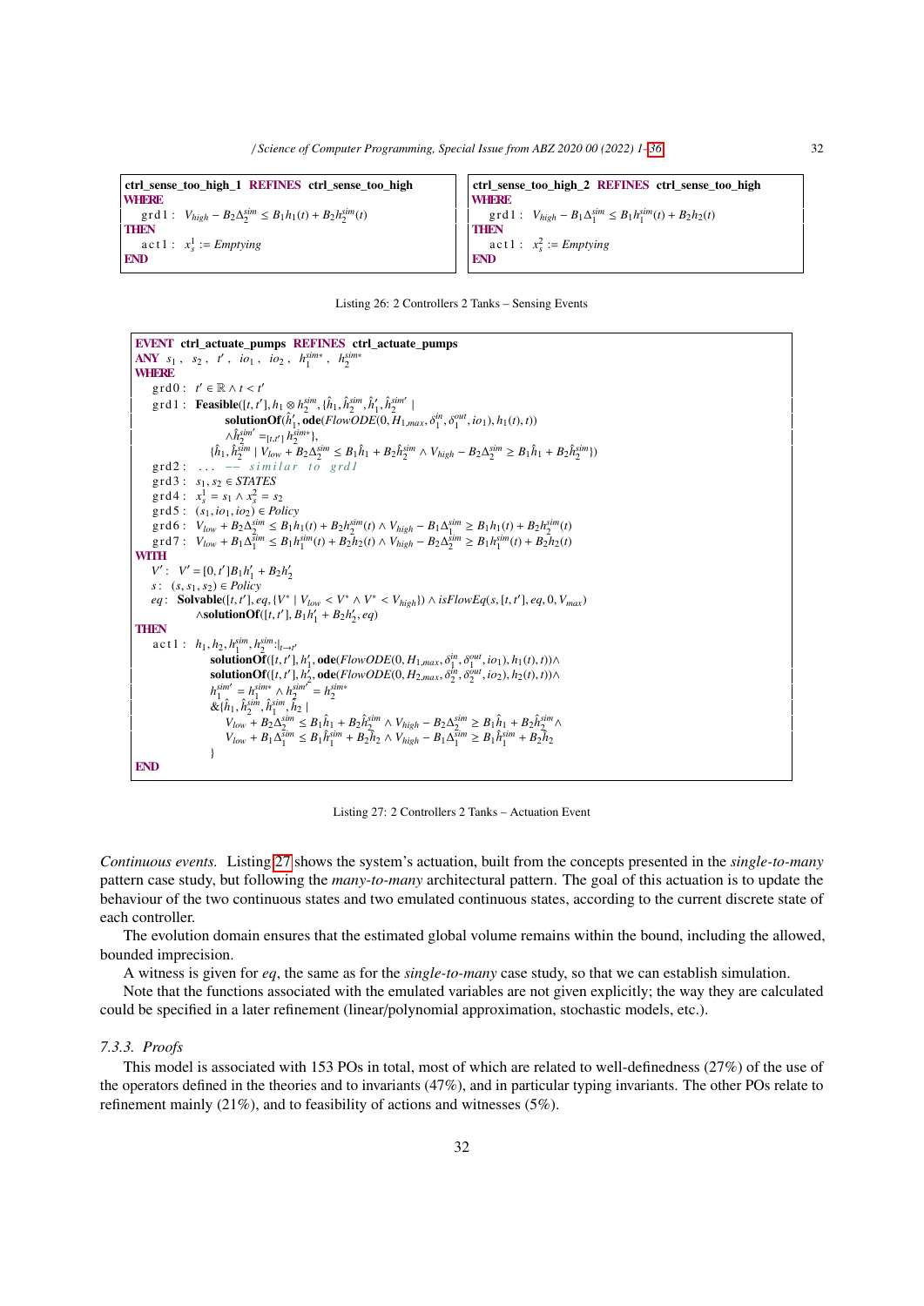```
ctrl_sense_too_high_1 REFINES ctrl_sense_too_high
WHERE
   grd1 : V_high − B2Δ2^sim ≤ B1h1(t) + B2h2^sim(t)
THEN
   act1 : x_s^1 := Emptying
END
```

```
ctrl_sense_too_high_2 REFINES ctrl_sense_too_high
WHERE
   grd1 : V_high − B1Δ1^sim ≤ B1h1^sim(t) + B2h2(t)
THEN
   act1 : x_s^2 := Emptying
END
```

Listing 26: 2 Controllers 2 Tanks – Sensing Events

```
EVENT ctrl_actuate_pumps REFINES ctrl_actuate_pumps
ANY s1, s2, t', io1, io2, h1^sim*, h2^sim*
WHERE
   grd0 : t' ∈ ℝ ∧ t < t'
   grd1 : Feasible([t, t'], h1 ⊗ h2^sim, {ĥ1, ĥ2^sim, ĥ1', ĥ2^sim' |
                solutionOf(ĥ1', ode(FlowODE(0, H_1,max, δ1^in, δ1^out, io1), h1(t), t))
                ∧ĥ2^sim' =_[t,t'] h2^sim*},
            {ĥ1, ĥ2^sim | V_low + B2Δ2^sim ≤ B1ĥ1 + B2ĥ2^sim ∧ V_high − B2Δ2^sim ≥ B1ĥ1 + B2ĥ2^sim})
   grd2 : ... -- similar to grd1
   grd3 : s1, s2 ∈ STATES
   grd4 : x_s^1 = s1 ∧ x_s^2 = s2
   grd5 : (s1, io1, io2) ∈ Policy
   grd6 : V_low + B2Δ2^sim ≤ B1h1(t) + B2h2^sim(t) ∧ V_high − B1Δ1^sim ≥ B1h1(t) + B2h2^sim(t)
   grd7 : V_low + B1Δ1^sim ≤ B1h1^sim(t) + B2h2(t) ∧ V_high − B2Δ2^sim ≥ B1h1^sim(t) + B2h2(t)
WITH
   V' : V' = [0, t']B1h1' + B2h2'
   s : (s, s1, s2) ∈ Policy
   eq : Solvable([t, t'], eq, {V* | V_low < V* ∧ V* < V_high}) ∧ isFlowEq(s, [t, t'], eq, 0, V_max)
        ∧solutionOf([t, t'], B1h1' + B2h2', eq)
THEN
   act1 : h1, h2, h1^sim, h2^sim :|_t→t'
            solutionOf([t, t'], h1', ode(FlowODE(0, H_1,max, δ1^in, δ1^out, io1), h1(t), t))∧
            solutionOf([t, t'], h2', ode(FlowODE(0, H_2,max, δ2^in, δ2^out, io2), h2(t), t))∧
            h1^sim' = h1^sim* ∧ h2^sim' = h2^sim*
            &{ĥ1, ĥ2^sim, ĥ1^sim, ĥ2 |
               V_low + B2Δ2^sim ≤ B1ĥ1 + B2ĥ2^sim ∧ V_high − B2Δ2^sim ≥ B1ĥ1 + B2ĥ2^sim∧
               V_low + B1Δ1^sim ≤ B1ĥ1^sim + B2ĥ2 ∧ V_high − B1Δ1^sim ≥ B1ĥ1^sim + B2ĥ2
            }
END
```

Listing 27: 2 Controllers 2 Tanks – Actuation Event

*Continuous events.* Listing 27 shows the system's actuation, built from the concepts presented in the *single-to-many* pattern case study, but following the *many-to-many* architectural pattern. The goal of this actuation is to update the behaviour of the two continuous states and two emulated continuous states, according to the current discrete state of each controller.

The evolution domain ensures that the estimated global volume remains within the bound, including the allowed, bounded imprecision.

A witness is given for *eq*, the same as for the *single-to-many* case study, so that we can establish simulation.

Note that the functions associated with the emulated variables are not given explicitly; the way they are calculated could be specified in a later refinement (linear/polynomial approximation, stochastic models, etc.).

#### *7.3.3. Proofs*

This model is associated with 153 POs in total, most of which are related to well-definedness (27%) of the use of the operators defined in the theories and to invariants (47%), and in particular typing invariants. The other POs relate to refinement mainly (21%), and to feasibility of actions and witnesses (5%).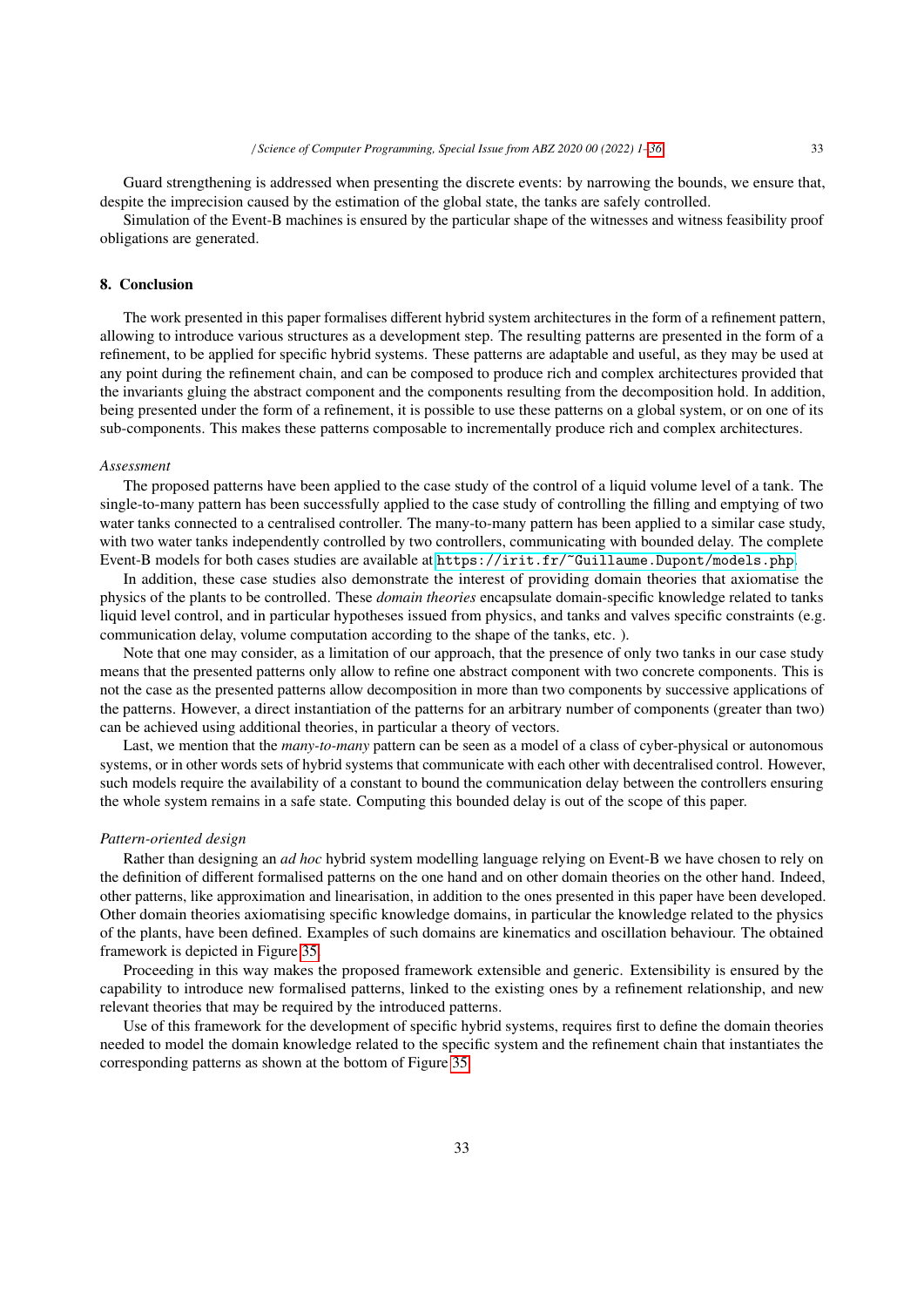Guard strengthening is addressed when presenting the discrete events: by narrowing the bounds, we ensure that, despite the imprecision caused by the estimation of the global state, the tanks are safely controlled.

Simulation of the Event-B machines is ensured by the particular shape of the witnesses and witness feasibility proof obligations are generated.

## 8. Conclusion

The work presented in this paper formalises different hybrid system architectures in the form of a refinement pattern, allowing to introduce various structures as a development step. The resulting patterns are presented in the form of a refinement, to be applied for specific hybrid systems. These patterns are adaptable and useful, as they may be used at any point during the refinement chain, and can be composed to produce rich and complex architectures provided that the invariants gluing the abstract component and the components resulting from the decomposition hold. In addition, being presented under the form of a refinement, it is possible to use these patterns on a global system, or on one of its sub-components. This makes these patterns composable to incrementally produce rich and complex architectures.

*Assessment*

The proposed patterns have been applied to the case study of the control of a liquid volume level of a tank. The single-to-many pattern has been successfully applied to the case study of controlling the filling and emptying of two water tanks connected to a centralised controller. The many-to-many pattern has been applied to a similar case study, with two water tanks independently controlled by two controllers, communicating with bounded delay. The complete Event-B models for both cases studies are available at `https://irit.fr/~Guillaume.Dupont/models.php`.

In addition, these case studies also demonstrate the interest of providing domain theories that axiomatise the physics of the plants to be controlled. These *domain theories* encapsulate domain-specific knowledge related to tanks liquid level control, and in particular hypotheses issued from physics, and tanks and valves specific constraints (e.g. communication delay, volume computation according to the shape of the tanks, etc. ).

Note that one may consider, as a limitation of our approach, that the presence of only two tanks in our case study means that the presented patterns only allow to refine one abstract component with two concrete components. This is not the case as the presented patterns allow decomposition in more than two components by successive applications of the patterns. However, a direct instantiation of the patterns for an arbitrary number of components (greater than two) can be achieved using additional theories, in particular a theory of vectors.

Last, we mention that the *many-to-many* pattern can be seen as a model of a class of cyber-physical or autonomous systems, or in other words sets of hybrid systems that communicate with each other with decentralised control. However, such models require the availability of a constant to bound the communication delay between the controllers ensuring the whole system remains in a safe state. Computing this bounded delay is out of the scope of this paper.

*Pattern-oriented design*

Rather than designing an *ad hoc* hybrid system modelling language relying on Event-B we have chosen to rely on the definition of different formalised patterns on the one hand and on other domain theories on the other hand. Indeed, other patterns, like approximation and linearisation, in addition to the ones presented in this paper have been developed. Other domain theories axiomatising specific knowledge domains, in particular the knowledge related to the physics of the plants, have been defined. Examples of such domains are kinematics and oscillation behaviour. The obtained framework is depicted in Figure 35.

Proceeding in this way makes the proposed framework extensible and generic. Extensibility is ensured by the capability to introduce new formalised patterns, linked to the existing ones by a refinement relationship, and new relevant theories that may be required by the introduced patterns.

Use of this framework for the development of specific hybrid systems, requires first to define the domain theories needed to model the domain knowledge related to the specific system and the refinement chain that instantiates the corresponding patterns as shown at the bottom of Figure 35.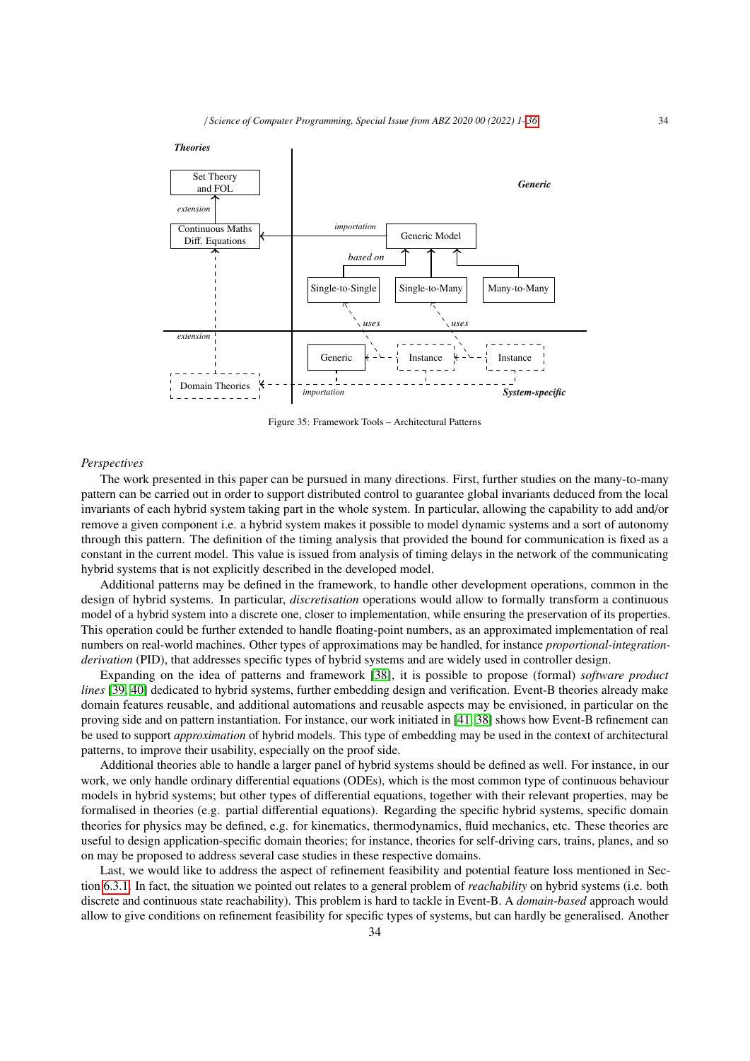Figure 35: Framework Tools – Architectural Patterns

*Perspectives*

The work presented in this paper can be pursued in many directions. First, further studies on the many-to-many pattern can be carried out in order to support distributed control to guarantee global invariants deduced from the local invariants of each hybrid system taking part in the whole system. In particular, allowing the capability to add and/or remove a given component i.e. a hybrid system makes it possible to model dynamic systems and a sort of autonomy through this pattern. The definition of the timing analysis that provided the bound for communication is fixed as a constant in the current model. This value is issued from analysis of timing delays in the network of the communicating hybrid systems that is not explicitly described in the developed model.

Additional patterns may be defined in the framework, to handle other development operations, common in the design of hybrid systems. In particular, *discretisation* operations would allow to formally transform a continuous model of a hybrid system into a discrete one, closer to implementation, while ensuring the preservation of its properties. This operation could be further extended to handle floating-point numbers, as an approximated implementation of real numbers on real-world machines. Other types of approximations may be handled, for instance *proportional-integration-derivation* (PID), that addresses specific types of hybrid systems and are widely used in controller design.

Expanding on the idea of patterns and framework [38], it is possible to propose (formal) *software product lines* [39, 40] dedicated to hybrid systems, further embedding design and verification. Event-B theories already make domain features reusable, and additional automations and reusable aspects may be envisioned, in particular on the proving side and on pattern instantiation. For instance, our work initiated in [41, 38] shows how Event-B refinement can be used to support *approximation* of hybrid models. This type of embedding may be used in the context of architectural patterns, to improve their usability, especially on the proof side.

Additional theories able to handle a larger panel of hybrid systems should be defined as well. For instance, in our work, we only handle ordinary differential equations (ODEs), which is the most common type of continuous behaviour models in hybrid systems; but other types of differential equations, together with their relevant properties, may be formalised in theories (e.g. partial differential equations). Regarding the specific hybrid systems, specific domain theories for physics may be defined, e.g. for kinematics, thermodynamics, fluid mechanics, etc. These theories are useful to design application-specific domain theories; for instance, theories for self-driving cars, trains, planes, and so on may be proposed to address several case studies in these respective domains.

Last, we would like to address the aspect of refinement feasibility and potential feature loss mentioned in Section 6.3.1. In fact, the situation we pointed out relates to a general problem of *reachability* on hybrid systems (i.e. both discrete and continuous state reachability). This problem is hard to tackle in Event-B. A *domain-based* approach would allow to give conditions on refinement feasibility for specific types of systems, but can hardly be generalised. Another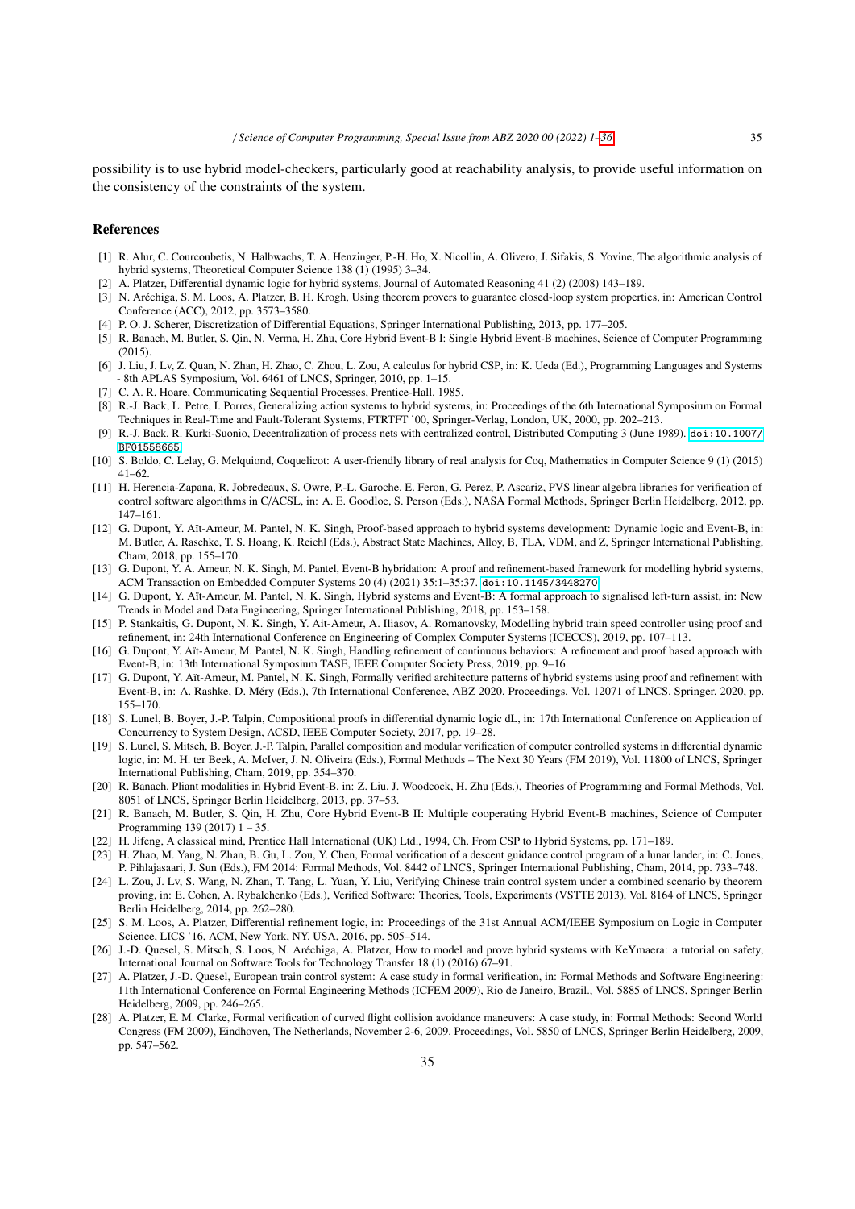possibility is to use hybrid model-checkers, particularly good at reachability analysis, to provide useful information on the consistency of the constraints of the system.

## References

[1] R. Alur, C. Courcoubetis, N. Halbwachs, T. A. Henzinger, P.-H. Ho, X. Nicollin, A. Olivero, J. Sifakis, S. Yovine, The algorithmic analysis of hybrid systems, Theoretical Computer Science 138 (1) (1995) 3–34.

[2] A. Platzer, Differential dynamic logic for hybrid systems, Journal of Automated Reasoning 41 (2) (2008) 143–189.

[3] N. Aréchiga, S. M. Loos, A. Platzer, B. H. Krogh, Using theorem provers to guarantee closed-loop system properties, in: American Control Conference (ACC), 2012, pp. 3573–3580.

[4] P. O. J. Scherer, Discretization of Differential Equations, Springer International Publishing, 2013, pp. 177–205.

[5] R. Banach, M. Butler, S. Qin, N. Verma, H. Zhu, Core Hybrid Event-B I: Single Hybrid Event-B machines, Science of Computer Programming (2015).

[6] J. Liu, J. Lv, Z. Quan, N. Zhan, H. Zhao, C. Zhou, L. Zou, A calculus for hybrid CSP, in: K. Ueda (Ed.), Programming Languages and Systems - 8th APLAS Symposium, Vol. 6461 of LNCS, Springer, 2010, pp. 1–15.

[7] C. A. R. Hoare, Communicating Sequential Processes, Prentice-Hall, 1985.

[8] R.-J. Back, L. Petre, I. Porres, Generalizing action systems to hybrid systems, in: Proceedings of the 6th International Symposium on Formal Techniques in Real-Time and Fault-Tolerant Systems, FTRTFT '00, Springer-Verlag, London, UK, 2000, pp. 202–213.

[9] R.-J. Back, R. Kurki-Suonio, Decentralization of process nets with centralized control, Distributed Computing 3 (June 1989). doi:10.1007/BF01558665.

[10] S. Boldo, C. Lelay, G. Melquiond, Coquelicot: A user-friendly library of real analysis for Coq, Mathematics in Computer Science 9 (1) (2015) 41–62.

[11] H. Herencia-Zapana, R. Jobredeaux, S. Owre, P.-L. Garoche, E. Feron, G. Perez, P. Ascariz, PVS linear algebra libraries for verification of control software algorithms in C/ACSL, in: A. E. Goodloe, S. Person (Eds.), NASA Formal Methods, Springer Berlin Heidelberg, 2012, pp. 147–161.

[12] G. Dupont, Y. Aït-Ameur, M. Pantel, N. K. Singh, Proof-based approach to hybrid systems development: Dynamic logic and Event-B, in: M. Butler, A. Raschke, T. S. Hoang, K. Reichl (Eds.), Abstract State Machines, Alloy, B, TLA, VDM, and Z, Springer International Publishing, Cham, 2018, pp. 155–170.

[13] G. Dupont, Y. A. Ameur, N. K. Singh, M. Pantel, Event-B hybridation: A proof and refinement-based framework for modelling hybrid systems, ACM Transaction on Embedded Computer Systems 20 (4) (2021) 35:1–35:37. doi:10.1145/3448270.

[14] G. Dupont, Y. Aït-Ameur, M. Pantel, N. K. Singh, Hybrid systems and Event-B: A formal approach to signalised left-turn assist, in: New Trends in Model and Data Engineering, Springer International Publishing, 2018, pp. 153–158.

[15] P. Stankaitis, G. Dupont, N. K. Singh, Y. Ait-Ameur, A. Iliasov, A. Romanovsky, Modelling hybrid train speed controller using proof and refinement, in: 24th International Conference on Engineering of Complex Computer Systems (ICECCS), 2019, pp. 107–113.

[16] G. Dupont, Y. Aït-Ameur, M. Pantel, N. K. Singh, Handling refinement of continuous behaviors: A refinement and proof based approach with Event-B, in: 13th International Symposium TASE, IEEE Computer Society Press, 2019, pp. 9–16.

[17] G. Dupont, Y. Aït-Ameur, M. Pantel, N. K. Singh, Formally verified architecture patterns of hybrid systems using proof and refinement with Event-B, in: A. Rashke, D. Méry (Eds.), 7th International Conference, ABZ 2020, Proceedings, Vol. 12071 of LNCS, Springer, 2020, pp. 155–170.

[18] S. Lunel, B. Boyer, J.-P. Talpin, Compositional proofs in differential dynamic logic dL, in: 17th International Conference on Application of Concurrency to System Design, ACSD, IEEE Computer Society, 2017, pp. 19–28.

[19] S. Lunel, S. Mitsch, B. Boyer, J.-P. Talpin, Parallel composition and modular verification of computer controlled systems in differential dynamic logic, in: M. H. ter Beek, A. McIver, J. N. Oliveira (Eds.), Formal Methods – The Next 30 Years (FM 2019), Vol. 11800 of LNCS, Springer International Publishing, Cham, 2019, pp. 354–370.

[20] R. Banach, Pliant modalities in Hybrid Event-B, in: Z. Liu, J. Woodcock, H. Zhu (Eds.), Theories of Programming and Formal Methods, Vol. 8051 of LNCS, Springer Berlin Heidelberg, 2013, pp. 37–53.

[21] R. Banach, M. Butler, S. Qin, H. Zhu, Core Hybrid Event-B II: Multiple cooperating Hybrid Event-B machines, Science of Computer Programming 139 (2017) 1 – 35.

[22] H. Jifeng, A classical mind, Prentice Hall International (UK) Ltd., 1994, Ch. From CSP to Hybrid Systems, pp. 171–189.

[23] H. Zhao, M. Yang, N. Zhan, B. Gu, L. Zou, Y. Chen, Formal verification of a descent guidance control program of a lunar lander, in: C. Jones, P. Pihlajasaari, J. Sun (Eds.), FM 2014: Formal Methods, Vol. 8442 of LNCS, Springer International Publishing, Cham, 2014, pp. 733–748.

[24] L. Zou, J. Lv, S. Wang, N. Zhan, T. Tang, L. Yuan, Y. Liu, Verifying Chinese train control system under a combined scenario by theorem proving, in: E. Cohen, A. Rybalchenko (Eds.), Verified Software: Theories, Tools, Experiments (VSTTE 2013), Vol. 8164 of LNCS, Springer Berlin Heidelberg, 2014, pp. 262–280.

[25] S. M. Loos, A. Platzer, Differential refinement logic, in: Proceedings of the 31st Annual ACM/IEEE Symposium on Logic in Computer Science, LICS '16, ACM, New York, NY, USA, 2016, pp. 505–514.

[26] J.-D. Quesel, S. Mitsch, S. Loos, N. Aréchiga, A. Platzer, How to model and prove hybrid systems with KeYmaera: a tutorial on safety, International Journal on Software Tools for Technology Transfer 18 (1) (2016) 67–91.

[27] A. Platzer, J.-D. Quesel, European train control system: A case study in formal verification, in: Formal Methods and Software Engineering: 11th International Conference on Formal Engineering Methods (ICFEM 2009), Rio de Janeiro, Brazil., Vol. 5885 of LNCS, Springer Berlin Heidelberg, 2009, pp. 246–265.

[28] A. Platzer, E. M. Clarke, Formal verification of curved flight collision avoidance maneuvers: A case study, in: Formal Methods: Second World Congress (FM 2009), Eindhoven, The Netherlands, November 2-6, 2009. Proceedings, Vol. 5850 of LNCS, Springer Berlin Heidelberg, 2009, pp. 547–562.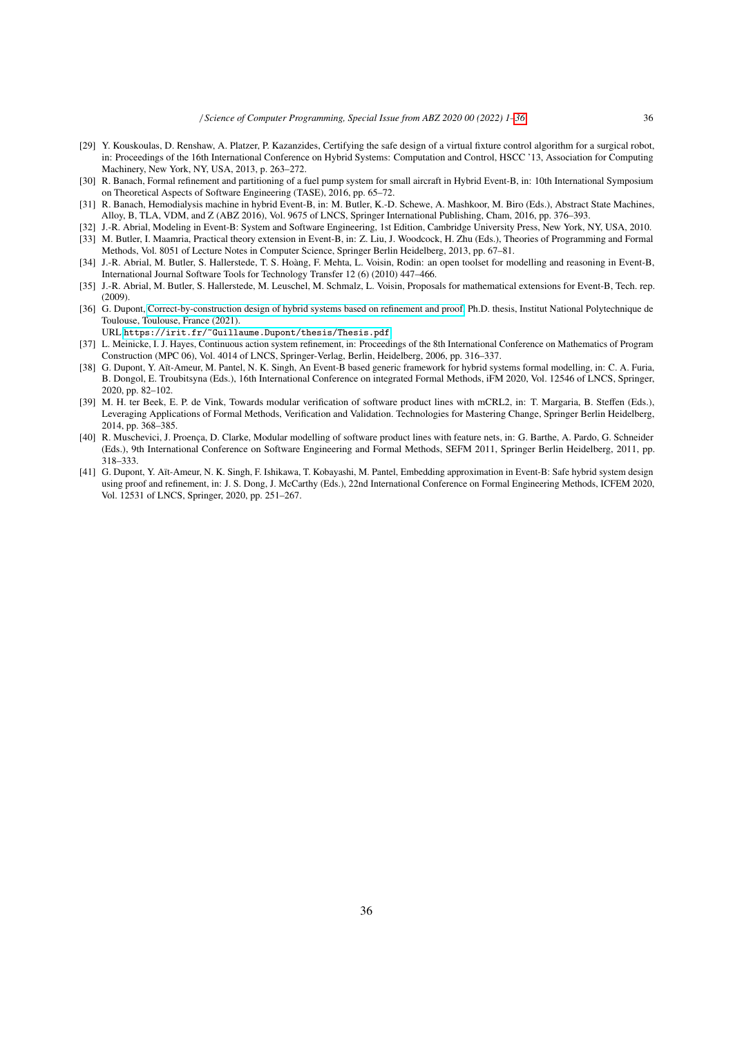[29] Y. Kouskoulas, D. Renshaw, A. Platzer, P. Kazanzides, Certifying the safe design of a virtual fixture control algorithm for a surgical robot, in: Proceedings of the 16th International Conference on Hybrid Systems: Computation and Control, HSCC '13, Association for Computing Machinery, New York, NY, USA, 2013, p. 263–272.

[30] R. Banach, Formal refinement and partitioning of a fuel pump system for small aircraft in Hybrid Event-B, in: 10th International Symposium on Theoretical Aspects of Software Engineering (TASE), 2016, pp. 65–72.

[31] R. Banach, Hemodialysis machine in hybrid Event-B, in: M. Butler, K.-D. Schewe, A. Mashkoor, M. Biro (Eds.), Abstract State Machines, Alloy, B, TLA, VDM, and Z (ABZ 2016), Vol. 9675 of LNCS, Springer International Publishing, Cham, 2016, pp. 376–393.

[32] J.-R. Abrial, Modeling in Event-B: System and Software Engineering, 1st Edition, Cambridge University Press, New York, NY, USA, 2010.

[33] M. Butler, I. Maamria, Practical theory extension in Event-B, in: Z. Liu, J. Woodcock, H. Zhu (Eds.), Theories of Programming and Formal Methods, Vol. 8051 of Lecture Notes in Computer Science, Springer Berlin Heidelberg, 2013, pp. 67–81.

[34] J.-R. Abrial, M. Butler, S. Hallerstede, T. S. Hoàng, F. Mehta, L. Voisin, Rodin: an open toolset for modelling and reasoning in Event-B, International Journal Software Tools for Technology Transfer 12 (6) (2010) 447–466.

[35] J.-R. Abrial, M. Butler, S. Hallerstede, M. Leuschel, M. Schmalz, L. Voisin, Proposals for mathematical extensions for Event-B, Tech. rep. (2009).

[36] G. Dupont, Correct-by-construction design of hybrid systems based on refinement and proof, Ph.D. thesis, Institut National Polytechnique de Toulouse, Toulouse, France (2021).
URL https://irit.fr/~Guillaume.Dupont/thesis/Thesis.pdf

[37] L. Meinicke, I. J. Hayes, Continuous action system refinement, in: Proceedings of the 8th International Conference on Mathematics of Program Construction (MPC 06), Vol. 4014 of LNCS, Springer-Verlag, Berlin, Heidelberg, 2006, pp. 316–337.

[38] G. Dupont, Y. Aït-Ameur, M. Pantel, N. K. Singh, An Event-B based generic framework for hybrid systems formal modelling, in: C. A. Furia, B. Dongol, E. Troubitsyna (Eds.), 16th International Conference on integrated Formal Methods, iFM 2020, Vol. 12546 of LNCS, Springer, 2020, pp. 82–102.

[39] M. H. ter Beek, E. P. de Vink, Towards modular verification of software product lines with mCRL2, in: T. Margaria, B. Steffen (Eds.), Leveraging Applications of Formal Methods, Verification and Validation. Technologies for Mastering Change, Springer Berlin Heidelberg, 2014, pp. 368–385.

[40] R. Muschevici, J. Proença, D. Clarke, Modular modelling of software product lines with feature nets, in: G. Barthe, A. Pardo, G. Schneider (Eds.), 9th International Conference on Software Engineering and Formal Methods, SEFM 2011, Springer Berlin Heidelberg, 2011, pp. 318–333.

[41] G. Dupont, Y. Aït-Ameur, N. K. Singh, F. Ishikawa, T. Kobayashi, M. Pantel, Embedding approximation in Event-B: Safe hybrid system design using proof and refinement, in: J. S. Dong, J. McCarthy (Eds.), 22nd International Conference on Formal Engineering Methods, ICFEM 2020, Vol. 12531 of LNCS, Springer, 2020, pp. 251–267.